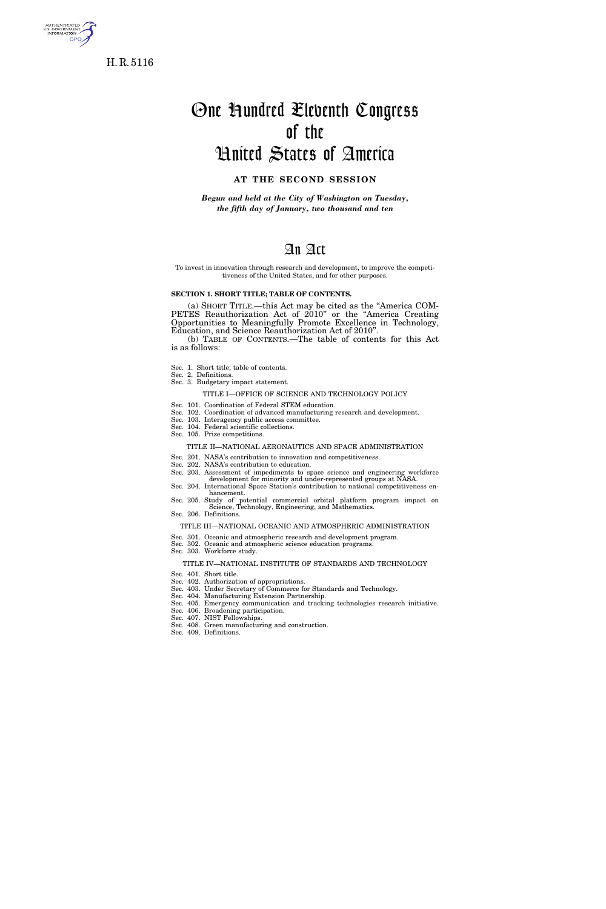H. R. 5116

# One Hundred Eleventh Congress of the United States of America

**AT THE SECOND SESSION**

***Begun and held at the City of Washington on Tuesday, the fifth day of January, two thousand and ten***

# An Act

To invest in innovation through research and development, to improve the competitiveness of the United States, and for other purposes.

**SECTION 1. SHORT TITLE; TABLE OF CONTENTS.**

(a) SHORT TITLE.—this Act may be cited as the "America COMPETES Reauthorization Act of 2010" or the "America Creating Opportunities to Meaningfully Promote Excellence in Technology, Education, and Science Reauthorization Act of 2010".

(b) TABLE OF CONTENTS.—The table of contents for this Act is as follows:

Sec. 1. Short title; table of contents.
Sec. 2. Definitions.
Sec. 3. Budgetary impact statement.

TITLE I—OFFICE OF SCIENCE AND TECHNOLOGY POLICY

Sec. 101. Coordination of Federal STEM education.
Sec. 102. Coordination of advanced manufacturing research and development.
Sec. 103. Interagency public access committee.
Sec. 104. Federal scientific collections.
Sec. 105. Prize competitions.

TITLE II—NATIONAL AERONAUTICS AND SPACE ADMINISTRATION

Sec. 201. NASA's contribution to innovation and competitiveness.
Sec. 202. NASA's contribution to education.
Sec. 203. Assessment of impediments to space science and engineering workforce development for minority and under-represented groups at NASA.
Sec. 204. International Space Station's contribution to national competitiveness enhancement.
Sec. 205. Study of potential commercial orbital platform program impact on Science, Technology, Engineering, and Mathematics.
Sec. 206. Definitions.

TITLE III—NATIONAL OCEANIC AND ATMOSPHERIC ADMINISTRATION

Sec. 301. Oceanic and atmospheric research and development program.
Sec. 302. Oceanic and atmospheric science education programs.
Sec. 303. Workforce study.

TITLE IV—NATIONAL INSTITUTE OF STANDARDS AND TECHNOLOGY

Sec. 401. Short title.
Sec. 402. Authorization of appropriations.
Sec. 403. Under Secretary of Commerce for Standards and Technology.
Sec. 404. Manufacturing Extension Partnership.
Sec. 405. Emergency communication and tracking technologies research initiative.
Sec. 406. Broadening participation.
Sec. 407. NIST Fellowships.
Sec. 408. Green manufacturing and construction.
Sec. 409. Definitions.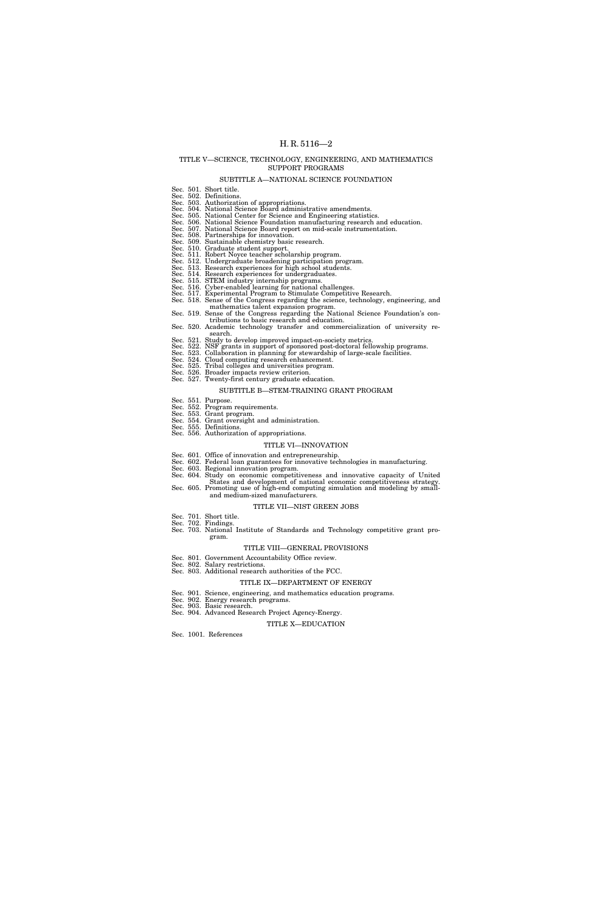## TITLE V—SCIENCE, TECHNOLOGY, ENGINEERING, AND MATHEMATICS SUPPORT PROGRAMS

### SUBTITLE A—NATIONAL SCIENCE FOUNDATION

Sec. 501. Short title.
Sec. 502. Definitions.
Sec. 503. Authorization of appropriations.
Sec. 504. National Science Board administrative amendments.
Sec. 505. National Center for Science and Engineering statistics.
Sec. 506. National Science Foundation manufacturing research and education.
Sec. 507. National Science Board report on mid-scale instrumentation.
Sec. 508. Partnerships for innovation.
Sec. 509. Sustainable chemistry basic research.
Sec. 510. Graduate student support.
Sec. 511. Robert Noyce teacher scholarship program.
Sec. 512. Undergraduate broadening participation program.
Sec. 513. Research experiences for high school students.
Sec. 514. Research experiences for undergraduates.
Sec. 515. STEM industry internship programs.
Sec. 516. Cyber-enabled learning for national challenges.
Sec. 517. Experimental Program to Stimulate Competitive Research.
Sec. 518. Sense of the Congress regarding the science, technology, engineering, and mathematics talent expansion program.
Sec. 519. Sense of the Congress regarding the National Science Foundation's contributions to basic research and education.
Sec. 520. Academic technology transfer and commercialization of university research.
Sec. 521. Study to develop improved impact-on-society metrics.
Sec. 522. NSF grants in support of sponsored post-doctoral fellowship programs.
Sec. 523. Collaboration in planning for stewardship of large-scale facilities.
Sec. 524. Cloud computing research enhancement.
Sec. 525. Tribal colleges and universities program.
Sec. 526. Broader impacts review criterion.
Sec. 527. Twenty-first century graduate education.

### SUBTITLE B—STEM-TRAINING GRANT PROGRAM

Sec. 551. Purpose.
Sec. 552. Program requirements.
Sec. 553. Grant program.
Sec. 554. Grant oversight and administration.
Sec. 555. Definitions.
Sec. 556. Authorization of appropriations.

## TITLE VI—INNOVATION

Sec. 601. Office of innovation and entrepreneurship.
Sec. 602. Federal loan guarantees for innovative technologies in manufacturing.
Sec. 603. Regional innovation program.
Sec. 604. Study on economic competitiveness and innovative capacity of United States and development of national economic competitiveness strategy.
Sec. 605. Promoting use of high-end computing simulation and modeling by small- and medium-sized manufacturers.

## TITLE VII—NIST GREEN JOBS

Sec. 701. Short title.
Sec. 702. Findings.
Sec. 703. National Institute of Standards and Technology competitive grant program.

## TITLE VIII—GENERAL PROVISIONS

Sec. 801. Government Accountability Office review.
Sec. 802. Salary restrictions.
Sec. 803. Additional research authorities of the FCC.

## TITLE IX—DEPARTMENT OF ENERGY

Sec. 901. Science, engineering, and mathematics education programs.
Sec. 902. Energy research programs.
Sec. 903. Basic research.
Sec. 904. Advanced Research Project Agency-Energy.

## TITLE X—EDUCATION

Sec. 1001. References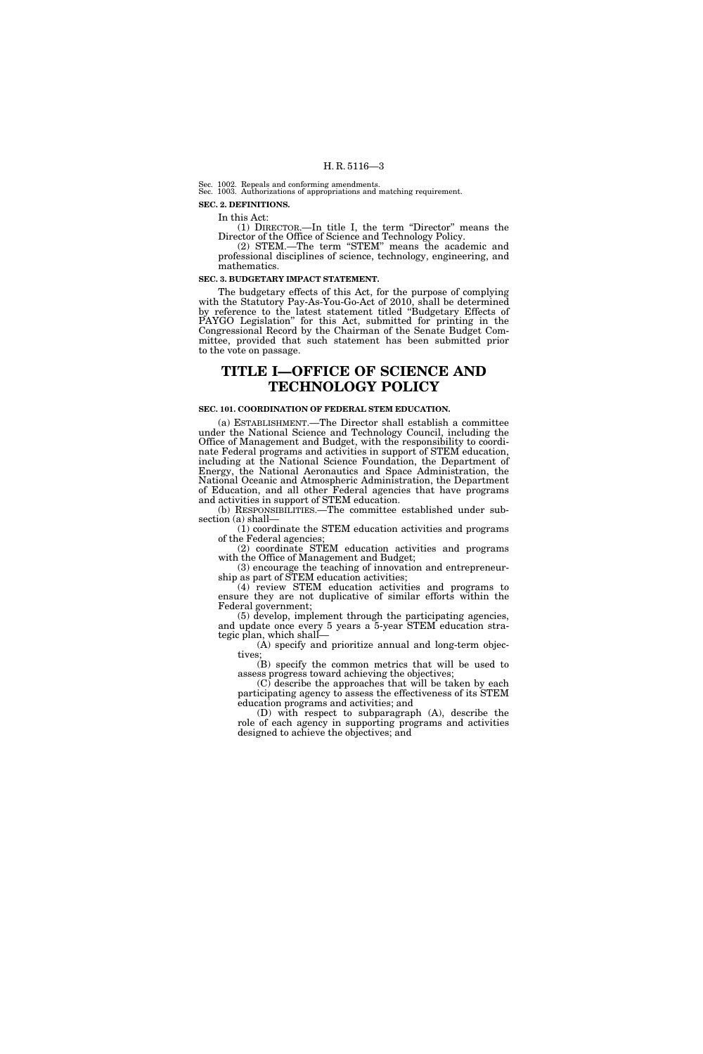Sec. 1002. Repeals and conforming amendments.
Sec. 1003. Authorizations of appropriations and matching requirement.

**SEC. 2. DEFINITIONS.**

In this Act:

(1) DIRECTOR.—In title I, the term "Director" means the Director of the Office of Science and Technology Policy.

(2) STEM.—The term "STEM" means the academic and professional disciplines of science, technology, engineering, and mathematics.

**SEC. 3. BUDGETARY IMPACT STATEMENT.**

The budgetary effects of this Act, for the purpose of complying with the Statutory Pay-As-You-Go-Act of 2010, shall be determined by reference to the latest statement titled "Budgetary Effects of PAYGO Legislation" for this Act, submitted for printing in the Congressional Record by the Chairman of the Senate Budget Committee, provided that such statement has been submitted prior to the vote on passage.

# TITLE I—OFFICE OF SCIENCE AND TECHNOLOGY POLICY

**SEC. 101. COORDINATION OF FEDERAL STEM EDUCATION.**

(a) ESTABLISHMENT.—The Director shall establish a committee under the National Science and Technology Council, including the Office of Management and Budget, with the responsibility to coordinate Federal programs and activities in support of STEM education, including at the National Science Foundation, the Department of Energy, the National Aeronautics and Space Administration, the National Oceanic and Atmospheric Administration, the Department of Education, and all other Federal agencies that have programs and activities in support of STEM education.

(b) RESPONSIBILITIES.—The committee established under subsection (a) shall—

(1) coordinate the STEM education activities and programs of the Federal agencies;

(2) coordinate STEM education activities and programs with the Office of Management and Budget;

(3) encourage the teaching of innovation and entrepreneurship as part of STEM education activities;

(4) review STEM education activities and programs to ensure they are not duplicative of similar efforts within the Federal government;

(5) develop, implement through the participating agencies, and update once every 5 years a 5-year STEM education strategic plan, which shall—

(A) specify and prioritize annual and long-term objectives;

(B) specify the common metrics that will be used to assess progress toward achieving the objectives;

(C) describe the approaches that will be taken by each participating agency to assess the effectiveness of its STEM education programs and activities; and

(D) with respect to subparagraph (A), describe the role of each agency in supporting programs and activities designed to achieve the objectives; and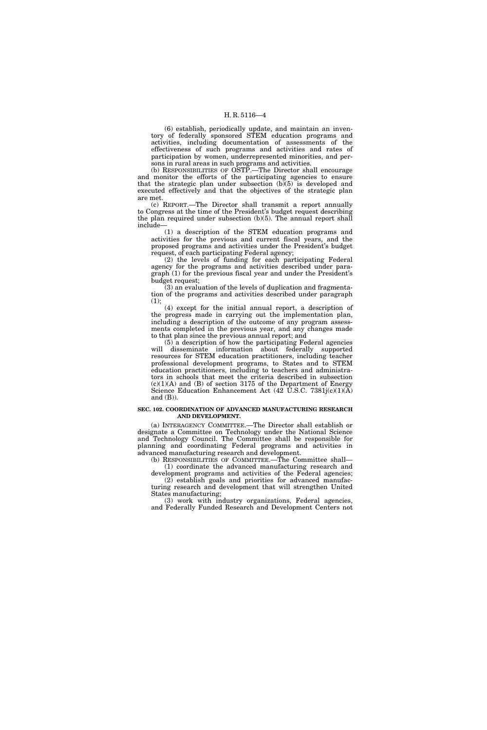(6) establish, periodically update, and maintain an inventory of federally sponsored STEM education programs and activities, including documentation of assessments of the effectiveness of such programs and activities and rates of participation by women, underrepresented minorities, and persons in rural areas in such programs and activities.

(b) RESPONSIBILITIES OF OSTP.—The Director shall encourage and monitor the efforts of the participating agencies to ensure that the strategic plan under subsection (b)(5) is developed and executed effectively and that the objectives of the strategic plan are met.

(c) REPORT.—The Director shall transmit a report annually to Congress at the time of the President's budget request describing the plan required under subsection (b)(5). The annual report shall include—

(1) a description of the STEM education programs and activities for the previous and current fiscal years, and the proposed programs and activities under the President's budget request, of each participating Federal agency;

(2) the levels of funding for each participating Federal agency for the programs and activities described under paragraph (1) for the previous fiscal year and under the President's budget request;

(3) an evaluation of the levels of duplication and fragmentation of the programs and activities described under paragraph (1);

(4) except for the initial annual report, a description of the progress made in carrying out the implementation plan, including a description of the outcome of any program assessments completed in the previous year, and any changes made to that plan since the previous annual report; and

(5) a description of how the participating Federal agencies will disseminate information about federally supported resources for STEM education practitioners, including teacher professional development programs, to States and to STEM education practitioners, including to teachers and administrators in schools that meet the criteria described in subsection (c)(1)(A) and (B) of section 3175 of the Department of Energy Science Education Enhancement Act (42 U.S.C. 7381j(c)(1)(A) and (B)).

**SEC. 102. COORDINATION OF ADVANCED MANUFACTURING RESEARCH AND DEVELOPMENT.**

(a) INTERAGENCY COMMITTEE.—The Director shall establish or designate a Committee on Technology under the National Science and Technology Council. The Committee shall be responsible for planning and coordinating Federal programs and activities in advanced manufacturing research and development.

(b) RESPONSIBILITIES OF COMMITTEE.—The Committee shall—

(1) coordinate the advanced manufacturing research and development programs and activities of the Federal agencies;

(2) establish goals and priorities for advanced manufacturing research and development that will strengthen United States manufacturing;

(3) work with industry organizations, Federal agencies, and Federally Funded Research and Development Centers not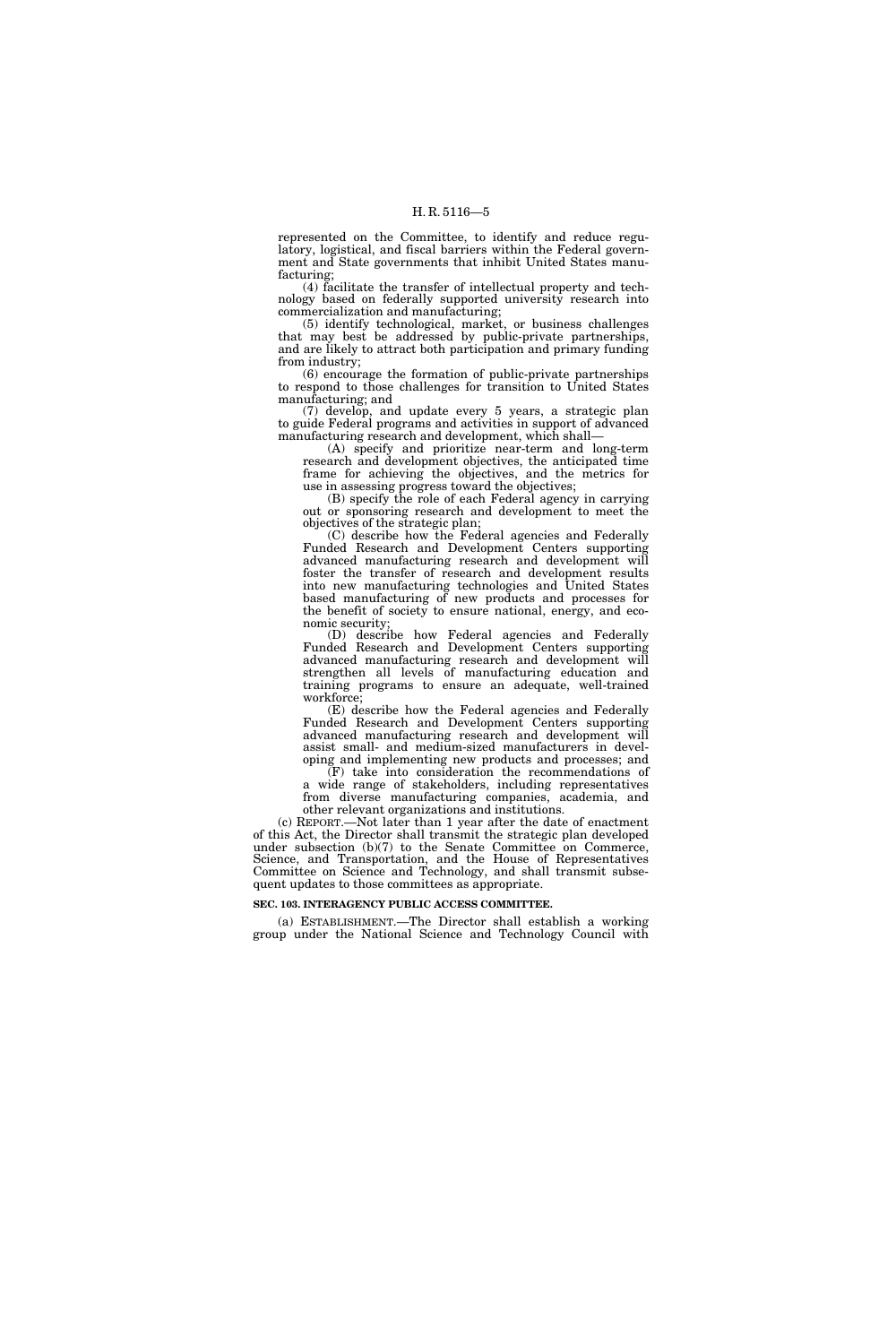represented on the Committee, to identify and reduce regulatory, logistical, and fiscal barriers within the Federal government and State governments that inhibit United States manufacturing;

(4) facilitate the transfer of intellectual property and technology based on federally supported university research into commercialization and manufacturing;

(5) identify technological, market, or business challenges that may best be addressed by public-private partnerships, and are likely to attract both participation and primary funding from industry;

(6) encourage the formation of public-private partnerships to respond to those challenges for transition to United States manufacturing; and

(7) develop, and update every 5 years, a strategic plan to guide Federal programs and activities in support of advanced manufacturing research and development, which shall—

(A) specify and prioritize near-term and long-term research and development objectives, the anticipated time frame for achieving the objectives, and the metrics for use in assessing progress toward the objectives;

(B) specify the role of each Federal agency in carrying out or sponsoring research and development to meet the objectives of the strategic plan;

(C) describe how the Federal agencies and Federally Funded Research and Development Centers supporting advanced manufacturing research and development will foster the transfer of research and development results into new manufacturing technologies and United States based manufacturing of new products and processes for the benefit of society to ensure national, energy, and economic security;

(D) describe how Federal agencies and Federally Funded Research and Development Centers supporting advanced manufacturing research and development will strengthen all levels of manufacturing education and training programs to ensure an adequate, well-trained workforce;

(E) describe how the Federal agencies and Federally Funded Research and Development Centers supporting advanced manufacturing research and development will assist small- and medium-sized manufacturers in developing and implementing new products and processes; and

(F) take into consideration the recommendations of a wide range of stakeholders, including representatives from diverse manufacturing companies, academia, and other relevant organizations and institutions.

(c) REPORT.—Not later than 1 year after the date of enactment of this Act, the Director shall transmit the strategic plan developed under subsection (b)(7) to the Senate Committee on Commerce, Science, and Transportation, and the House of Representatives Committee on Science and Technology, and shall transmit subsequent updates to those committees as appropriate.

**SEC. 103. INTERAGENCY PUBLIC ACCESS COMMITTEE.**

(a) ESTABLISHMENT.—The Director shall establish a working group under the National Science and Technology Council with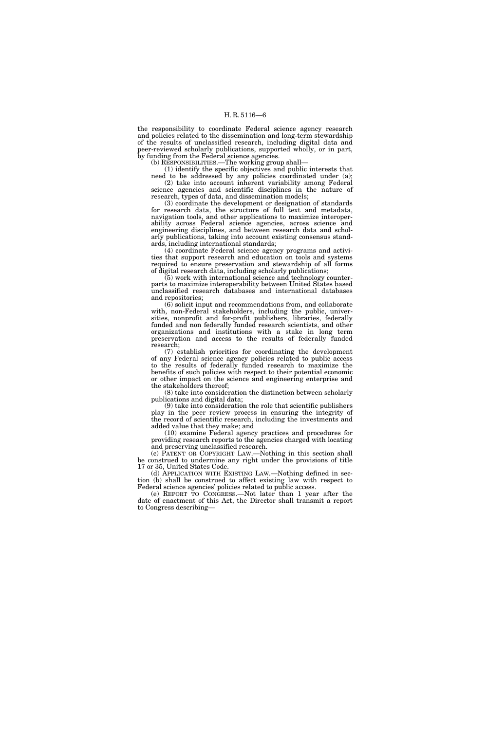the responsibility to coordinate Federal science agency research and policies related to the dissemination and long-term stewardship of the results of unclassified research, including digital data and peer-reviewed scholarly publications, supported wholly, or in part, by funding from the Federal science agencies.

(b) RESPONSIBILITIES.—The working group shall—

(1) identify the specific objectives and public interests that need to be addressed by any policies coordinated under (a);

(2) take into account inherent variability among Federal science agencies and scientific disciplines in the nature of research, types of data, and dissemination models;

(3) coordinate the development or designation of standards for research data, the structure of full text and metadata, navigation tools, and other applications to maximize interoperability across Federal science agencies, across science and engineering disciplines, and between research data and scholarly publications, taking into account existing consensus standards, including international standards;

(4) coordinate Federal science agency programs and activities that support research and education on tools and systems required to ensure preservation and stewardship of all forms of digital research data, including scholarly publications;

(5) work with international science and technology counterparts to maximize interoperability between United States based unclassified research databases and international databases and repositories;

(6) solicit input and recommendations from, and collaborate with, non-Federal stakeholders, including the public, universities, nonprofit and for-profit publishers, libraries, federally funded and non federally funded research scientists, and other organizations and institutions with a stake in long term preservation and access to the results of federally funded research;

(7) establish priorities for coordinating the development of any Federal science agency policies related to public access to the results of federally funded research to maximize the benefits of such policies with respect to their potential economic or other impact on the science and engineering enterprise and the stakeholders thereof;

(8) take into consideration the distinction between scholarly publications and digital data;

(9) take into consideration the role that scientific publishers play in the peer review process in ensuring the integrity of the record of scientific research, including the investments and added value that they make; and

(10) examine Federal agency practices and procedures for providing research reports to the agencies charged with locating and preserving unclassified research.

(c) PATENT OR COPYRIGHT LAW.—Nothing in this section shall be construed to undermine any right under the provisions of title 17 or 35, United States Code.

(d) APPLICATION WITH EXISTING LAW.—Nothing defined in section (b) shall be construed to affect existing law with respect to Federal science agencies' policies related to public access.

(e) REPORT TO CONGRESS.—Not later than 1 year after the date of enactment of this Act, the Director shall transmit a report to Congress describing—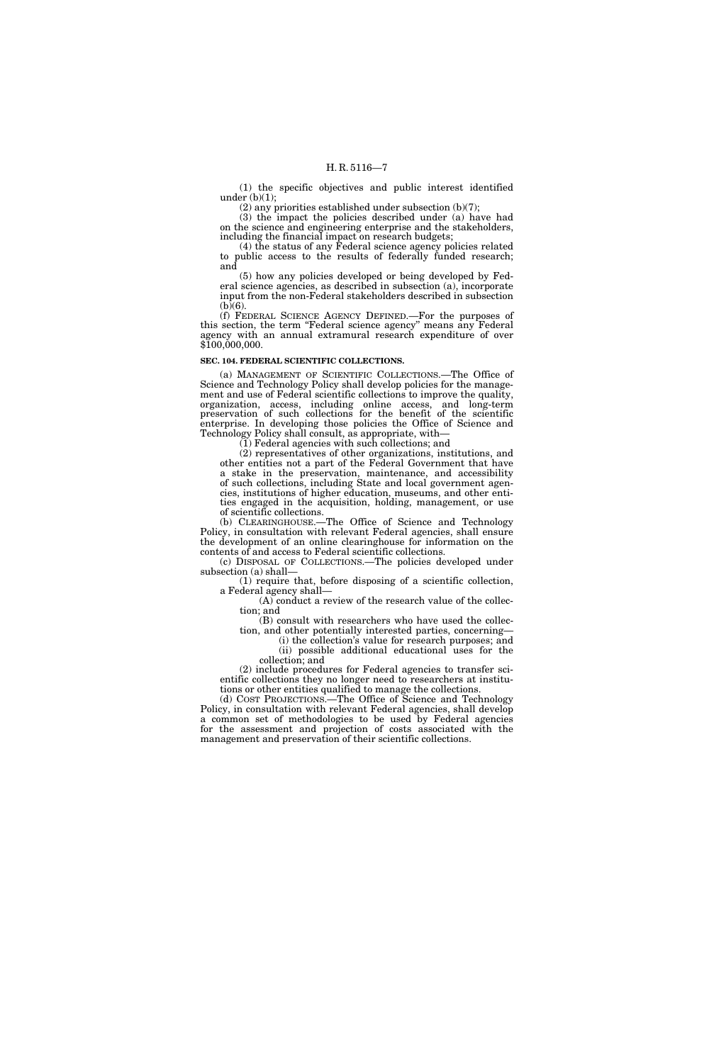(1) the specific objectives and public interest identified under (b)(1);

(2) any priorities established under subsection (b)(7);

(3) the impact the policies described under (a) have had on the science and engineering enterprise and the stakeholders, including the financial impact on research budgets;

(4) the status of any Federal science agency policies related to public access to the results of federally funded research; and

(5) how any policies developed or being developed by Federal science agencies, as described in subsection (a), incorporate input from the non-Federal stakeholders described in subsection (b)(6).

(f) FEDERAL SCIENCE AGENCY DEFINED.—For the purposes of this section, the term "Federal science agency" means any Federal agency with an annual extramural research expenditure of over $100,000,000.

**SEC. 104. FEDERAL SCIENTIFIC COLLECTIONS.**

(a) MANAGEMENT OF SCIENTIFIC COLLECTIONS.—The Office of Science and Technology Policy shall develop policies for the management and use of Federal scientific collections to improve the quality, organization, access, including online access, and long-term preservation of such collections for the benefit of the scientific enterprise. In developing those policies the Office of Science and Technology Policy shall consult, as appropriate, with—

(1) Federal agencies with such collections; and

(2) representatives of other organizations, institutions, and other entities not a part of the Federal Government that have a stake in the preservation, maintenance, and accessibility of such collections, including State and local government agencies, institutions of higher education, museums, and other entities engaged in the acquisition, holding, management, or use of scientific collections.

(b) CLEARINGHOUSE.—The Office of Science and Technology Policy, in consultation with relevant Federal agencies, shall ensure the development of an online clearinghouse for information on the contents of and access to Federal scientific collections.

(c) DISPOSAL OF COLLECTIONS.—The policies developed under subsection (a) shall—

(1) require that, before disposing of a scientific collection, a Federal agency shall—

(A) conduct a review of the research value of the collection; and

(B) consult with researchers who have used the collection, and other potentially interested parties, concerning—

(i) the collection's value for research purposes; and

(ii) possible additional educational uses for the collection; and

(2) include procedures for Federal agencies to transfer scientific collections they no longer need to researchers at institutions or other entities qualified to manage the collections.

(d) COST PROJECTIONS.—The Office of Science and Technology Policy, in consultation with relevant Federal agencies, shall develop a common set of methodologies to be used by Federal agencies for the assessment and projection of costs associated with the management and preservation of their scientific collections.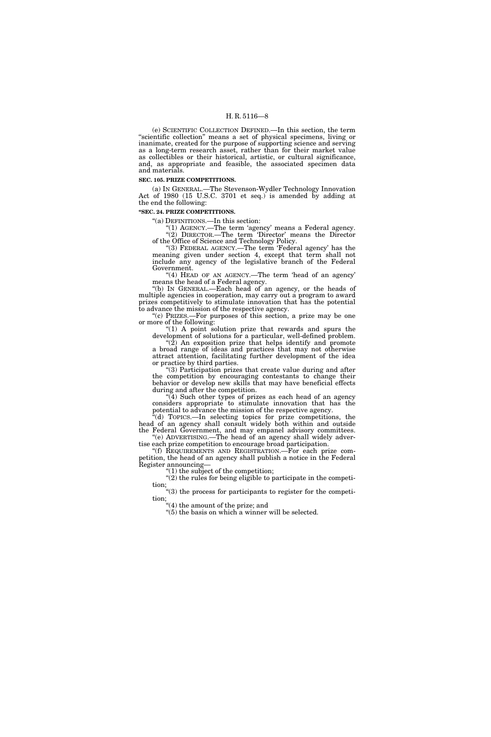(e) SCIENTIFIC COLLECTION DEFINED.—In this section, the term "scientific collection" means a set of physical specimens, living or inanimate, created for the purpose of supporting science and serving as a long-term research asset, rather than for their market value as collectibles or their historical, artistic, or cultural significance, and, as appropriate and feasible, the associated specimen data and materials.

**SEC. 105. PRIZE COMPETITIONS.**

(a) IN GENERAL.—The Stevenson-Wydler Technology Innovation Act of 1980 (15 U.S.C. 3701 et seq.) is amended by adding at the end the following:

**"SEC. 24. PRIZE COMPETITIONS.**

"(a) DEFINITIONS.—In this section:

"(1) AGENCY.—The term 'agency' means a Federal agency.

"(2) DIRECTOR.—The term 'Director' means the Director of the Office of Science and Technology Policy.

"(3) FEDERAL AGENCY.—The term 'Federal agency' has the meaning given under section 4, except that term shall not include any agency of the legislative branch of the Federal Government.

"(4) HEAD OF AN AGENCY.—The term 'head of an agency' means the head of a Federal agency.

"(b) IN GENERAL.—Each head of an agency, or the heads of multiple agencies in cooperation, may carry out a program to award prizes competitively to stimulate innovation that has the potential to advance the mission of the respective agency.

"(c) PRIZES.—For purposes of this section, a prize may be one or more of the following:

"(1) A point solution prize that rewards and spurs the development of solutions for a particular, well-defined problem.

"(2) An exposition prize that helps identify and promote a broad range of ideas and practices that may not otherwise attract attention, facilitating further development of the idea or practice by third parties.

"(3) Participation prizes that create value during and after the competition by encouraging contestants to change their behavior or develop new skills that may have beneficial effects during and after the competition.

"(4) Such other types of prizes as each head of an agency considers appropriate to stimulate innovation that has the potential to advance the mission of the respective agency.

"(d) TOPICS.—In selecting topics for prize competitions, the head of an agency shall consult widely both within and outside the Federal Government, and may empanel advisory committees.

"(e) ADVERTISING.—The head of an agency shall widely advertise each prize competition to encourage broad participation.

"(f) REQUIREMENTS AND REGISTRATION.—For each prize competition, the head of an agency shall publish a notice in the Federal Register announcing—

"(1) the subject of the competition;

"(2) the rules for being eligible to participate in the competition;

"(3) the process for participants to register for the competition;

"(4) the amount of the prize; and

"(5) the basis on which a winner will be selected.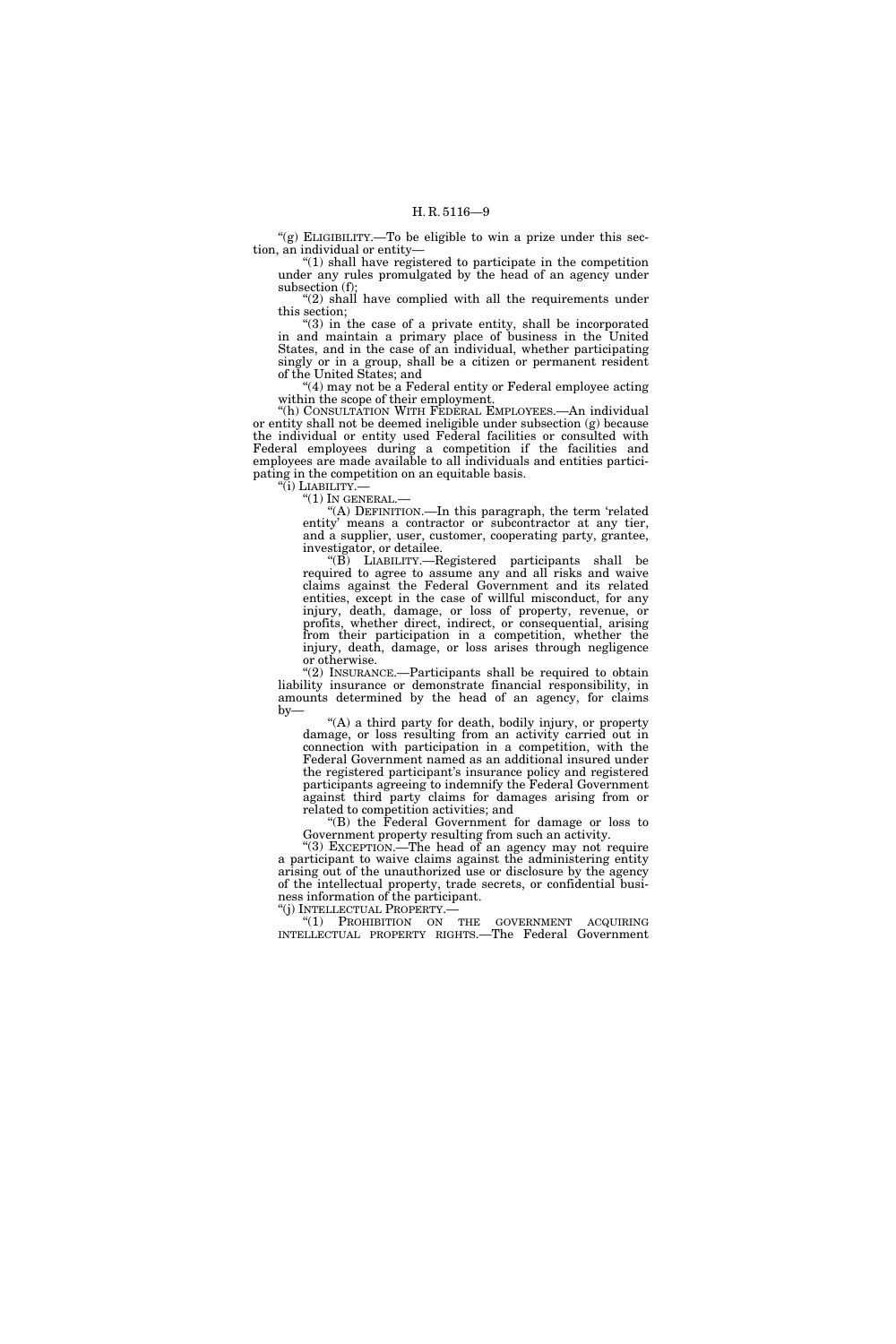"(g) ELIGIBILITY.—To be eligible to win a prize under this section, an individual or entity—

"(1) shall have registered to participate in the competition under any rules promulgated by the head of an agency under subsection (f);

"(2) shall have complied with all the requirements under this section;

"(3) in the case of a private entity, shall be incorporated in and maintain a primary place of business in the United States, and in the case of an individual, whether participating singly or in a group, shall be a citizen or permanent resident of the United States; and

"(4) may not be a Federal entity or Federal employee acting within the scope of their employment.

"(h) CONSULTATION WITH FEDERAL EMPLOYEES.—An individual or entity shall not be deemed ineligible under subsection (g) because the individual or entity used Federal facilities or consulted with Federal employees during a competition if the facilities and employees are made available to all individuals and entities participating in the competition on an equitable basis.

"(i) LIABILITY.—

"(1) IN GENERAL.—

"(A) DEFINITION.—In this paragraph, the term 'related entity' means a contractor or subcontractor at any tier, and a supplier, user, customer, cooperating party, grantee, investigator, or detailee.

"(B) LIABILITY.—Registered participants shall be required to agree to assume any and all risks and waive claims against the Federal Government and its related entities, except in the case of willful misconduct, for any injury, death, damage, or loss of property, revenue, or profits, whether direct, indirect, or consequential, arising from their participation in a competition, whether the injury, death, damage, or loss arises through negligence or otherwise.

"(2) INSURANCE.—Participants shall be required to obtain liability insurance or demonstrate financial responsibility, in amounts determined by the head of an agency, for claims by—

"(A) a third party for death, bodily injury, or property damage, or loss resulting from an activity carried out in connection with participation in a competition, with the Federal Government named as an additional insured under the registered participant's insurance policy and registered participants agreeing to indemnify the Federal Government against third party claims for damages arising from or related to competition activities; and

"(B) the Federal Government for damage or loss to Government property resulting from such an activity.

"(3) EXCEPTION.—The head of an agency may not require a participant to waive claims against the administering entity arising out of the unauthorized use or disclosure by the agency of the intellectual property, trade secrets, or confidential business information of the participant.

"(j) INTELLECTUAL PROPERTY.—

"(1) PROHIBITION ON THE GOVERNMENT ACQUIRING INTELLECTUAL PROPERTY RIGHTS.—The Federal Government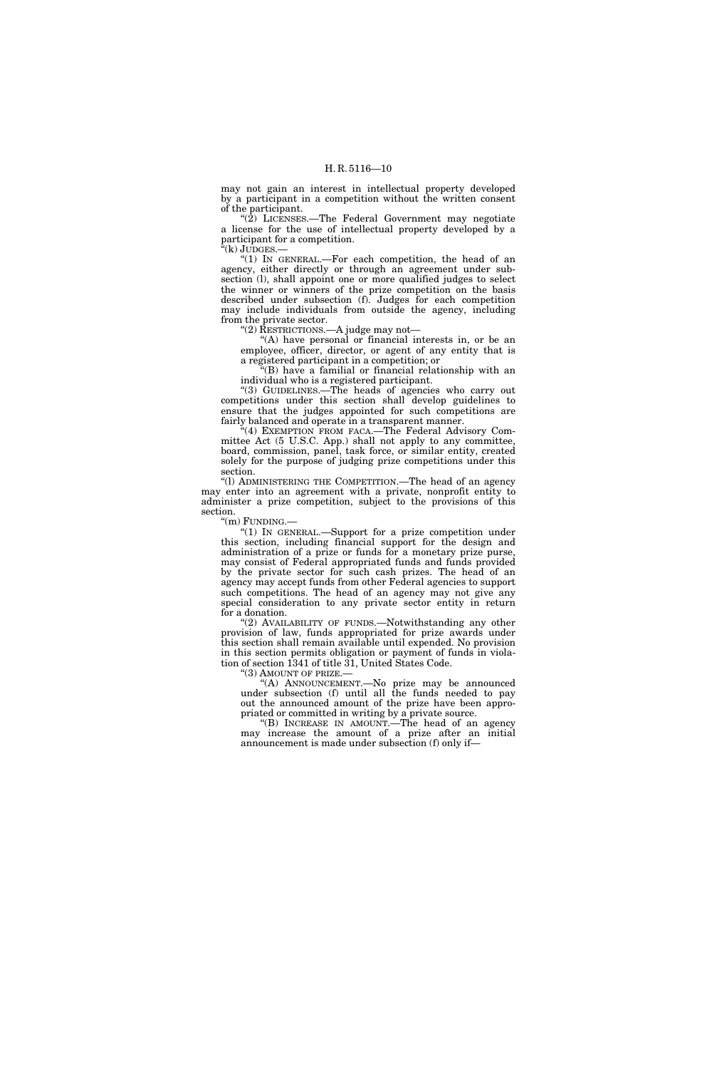may not gain an interest in intellectual property developed by a participant in a competition without the written consent of the participant.

"(2) LICENSES.—The Federal Government may negotiate a license for the use of intellectual property developed by a participant for a competition.

"(k) JUDGES.—

"(1) IN GENERAL.—For each competition, the head of an agency, either directly or through an agreement under subsection (l), shall appoint one or more qualified judges to select the winner or winners of the prize competition on the basis described under subsection (f). Judges for each competition may include individuals from outside the agency, including from the private sector.

"(2) RESTRICTIONS.—A judge may not—

"(A) have personal or financial interests in, or be an employee, officer, director, or agent of any entity that is a registered participant in a competition; or

"(B) have a familial or financial relationship with an individual who is a registered participant.

"(3) GUIDELINES.—The heads of agencies who carry out competitions under this section shall develop guidelines to ensure that the judges appointed for such competitions are fairly balanced and operate in a transparent manner.

"(4) EXEMPTION FROM FACA.—The Federal Advisory Committee Act (5 U.S.C. App.) shall not apply to any committee, board, commission, panel, task force, or similar entity, created solely for the purpose of judging prize competitions under this section.

"(l) ADMINISTERING THE COMPETITION.—The head of an agency may enter into an agreement with a private, nonprofit entity to administer a prize competition, subject to the provisions of this section.

"(m) FUNDING.—

"(1) IN GENERAL.—Support for a prize competition under this section, including financial support for the design and administration of a prize or funds for a monetary prize purse, may consist of Federal appropriated funds and funds provided by the private sector for such cash prizes. The head of an agency may accept funds from other Federal agencies to support such competitions. The head of an agency may not give any special consideration to any private sector entity in return for a donation.

"(2) AVAILABILITY OF FUNDS.—Notwithstanding any other provision of law, funds appropriated for prize awards under this section shall remain available until expended. No provision in this section permits obligation or payment of funds in violation of section 1341 of title 31, United States Code.

"(3) AMOUNT OF PRIZE.—

"(A) ANNOUNCEMENT.—No prize may be announced under subsection (f) until all the funds needed to pay out the announced amount of the prize have been appropriated or committed in writing by a private source.

"(B) INCREASE IN AMOUNT.—The head of an agency may increase the amount of a prize after an initial announcement is made under subsection (f) only if—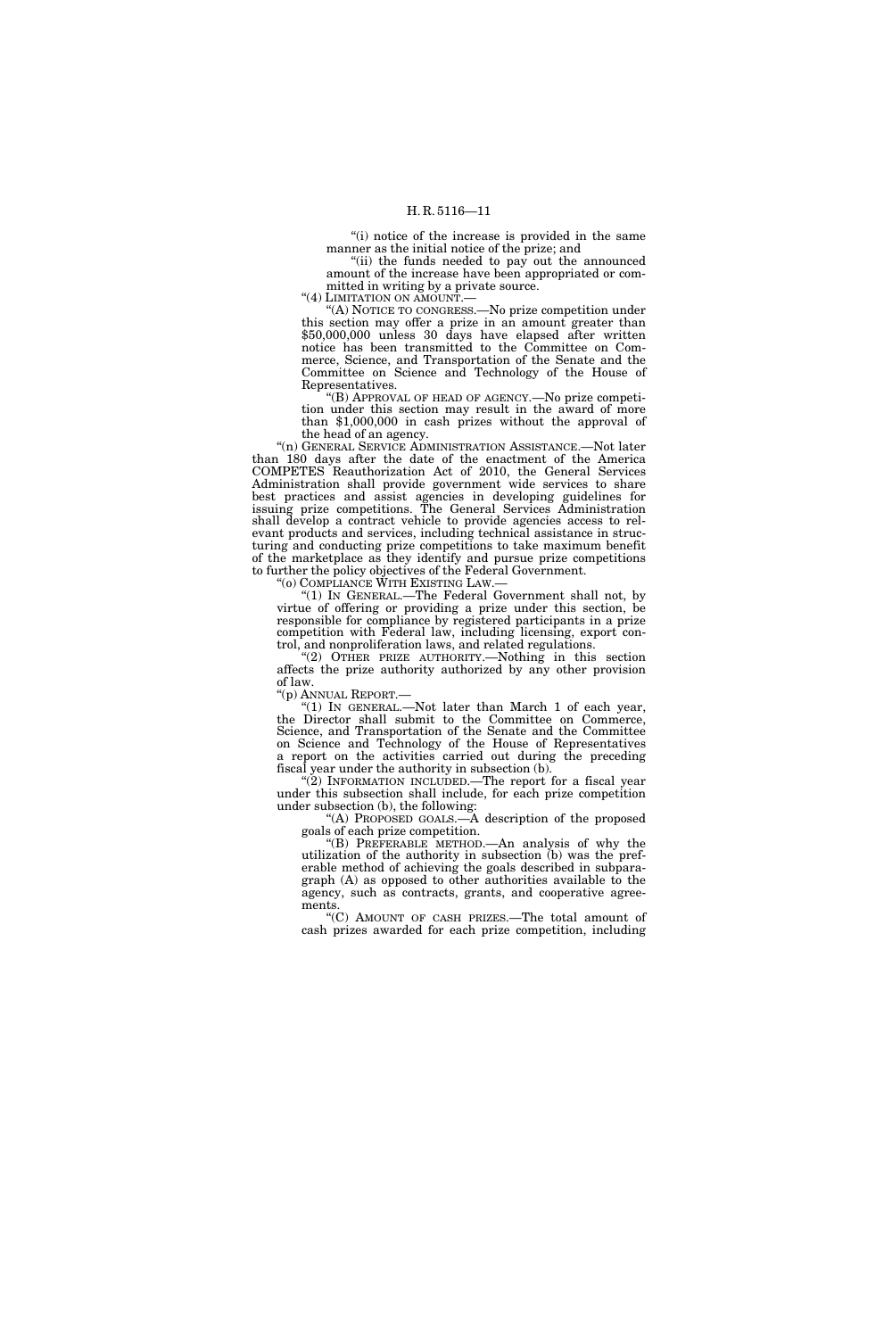"(i) notice of the increase is provided in the same manner as the initial notice of the prize; and

"(ii) the funds needed to pay out the announced amount of the increase have been appropriated or committed in writing by a private source.

"(4) LIMITATION ON AMOUNT.—

"(A) NOTICE TO CONGRESS.—No prize competition under this section may offer a prize in an amount greater than $50,000,000 unless 30 days have elapsed after written notice has been transmitted to the Committee on Commerce, Science, and Transportation of the Senate and the Committee on Science and Technology of the House of Representatives.

"(B) APPROVAL OF HEAD OF AGENCY.—No prize competition under this section may result in the award of more than $1,000,000 in cash prizes without the approval of the head of an agency.

"(n) GENERAL SERVICE ADMINISTRATION ASSISTANCE.—Not later than 180 days after the date of the enactment of the America COMPETES Reauthorization Act of 2010, the General Services Administration shall provide government wide services to share best practices and assist agencies in developing guidelines for issuing prize competitions. The General Services Administration shall develop a contract vehicle to provide agencies access to relevant products and services, including technical assistance in structuring and conducting prize competitions to take maximum benefit of the marketplace as they identify and pursue prize competitions to further the policy objectives of the Federal Government.

"(o) COMPLIANCE WITH EXISTING LAW.—

"(1) IN GENERAL.—The Federal Government shall not, by virtue of offering or providing a prize under this section, be responsible for compliance by registered participants in a prize competition with Federal law, including licensing, export control, and nonproliferation laws, and related regulations.

"(2) OTHER PRIZE AUTHORITY.—Nothing in this section affects the prize authority authorized by any other provision of law.

"(p) ANNUAL REPORT.—

"(1) IN GENERAL.—Not later than March 1 of each year, the Director shall submit to the Committee on Commerce, Science, and Transportation of the Senate and the Committee on Science and Technology of the House of Representatives a report on the activities carried out during the preceding fiscal year under the authority in subsection (b).

"(2) INFORMATION INCLUDED.—The report for a fiscal year under this subsection shall include, for each prize competition under subsection (b), the following:

"(A) PROPOSED GOALS.—A description of the proposed goals of each prize competition.

"(B) PREFERABLE METHOD.—An analysis of why the utilization of the authority in subsection (b) was the preferable method of achieving the goals described in subparagraph (A) as opposed to other authorities available to the agency, such as contracts, grants, and cooperative agreements.

"(C) AMOUNT OF CASH PRIZES.—The total amount of cash prizes awarded for each prize competition, including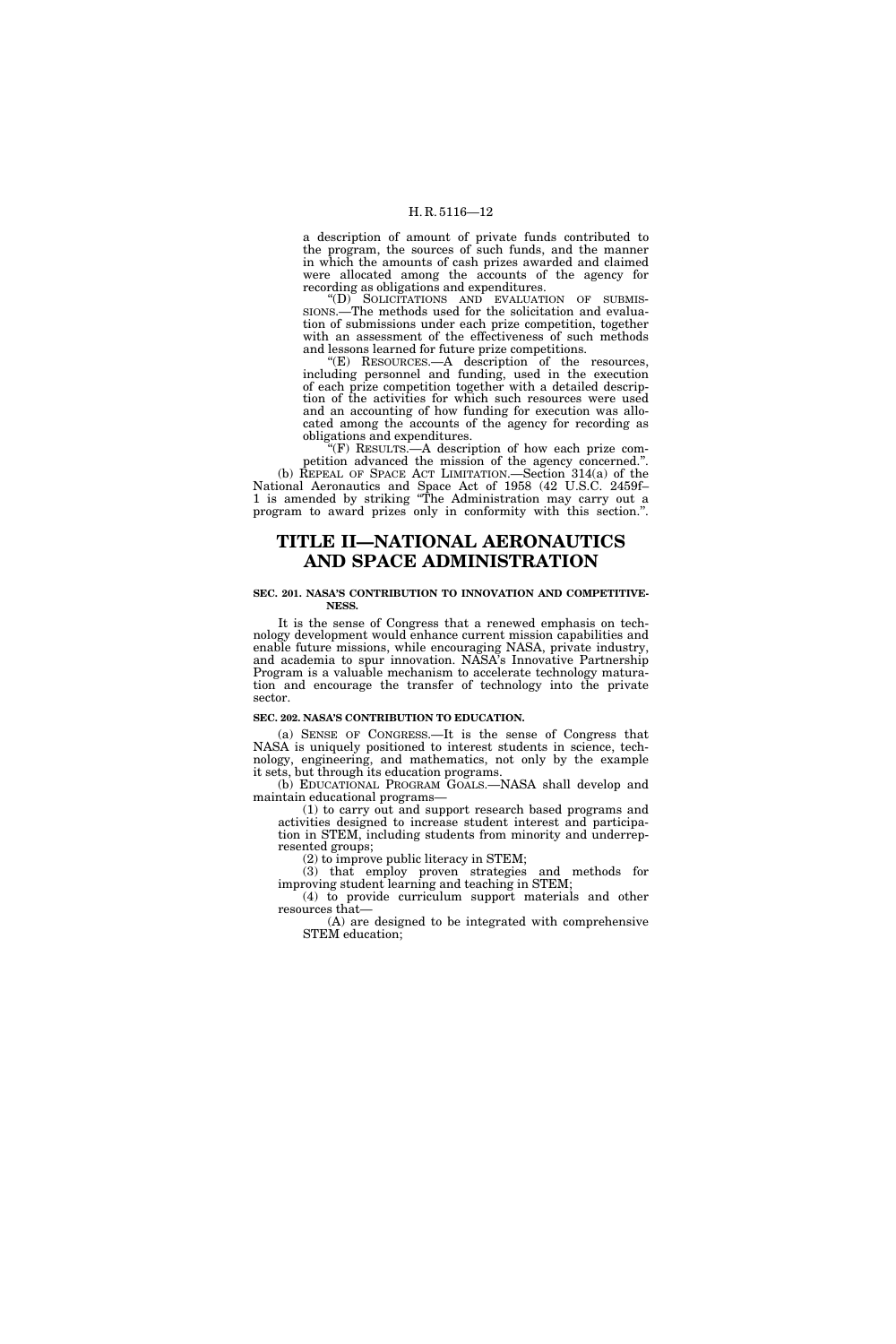a description of amount of private funds contributed to the program, the sources of such funds, and the manner in which the amounts of cash prizes awarded and claimed were allocated among the accounts of the agency for recording as obligations and expenditures.

"(D) SOLICITATIONS AND EVALUATION OF SUBMISSIONS.—The methods used for the solicitation and evaluation of submissions under each prize competition, together with an assessment of the effectiveness of such methods and lessons learned for future prize competitions.

"(E) RESOURCES.—A description of the resources, including personnel and funding, used in the execution of each prize competition together with a detailed description of the activities for which such resources were used and an accounting of how funding for execution was allocated among the accounts of the agency for recording as obligations and expenditures.

"(F) RESULTS.—A description of how each prize competition advanced the mission of the agency concerned.".

(b) REPEAL OF SPACE ACT LIMITATION.—Section 314(a) of the National Aeronautics and Space Act of 1958 (42 U.S.C. 2459f–1 is amended by striking "The Administration may carry out a program to award prizes only in conformity with this section.".

# TITLE II—NATIONAL AERONAUTICS AND SPACE ADMINISTRATION

### SEC. 201. NASA'S CONTRIBUTION TO INNOVATION AND COMPETITIVENESS.

It is the sense of Congress that a renewed emphasis on technology development would enhance current mission capabilities and enable future missions, while encouraging NASA, private industry, and academia to spur innovation. NASA's Innovative Partnership Program is a valuable mechanism to accelerate technology maturation and encourage the transfer of technology into the private sector.

### SEC. 202. NASA'S CONTRIBUTION TO EDUCATION.

(a) SENSE OF CONGRESS.—It is the sense of Congress that NASA is uniquely positioned to interest students in science, technology, engineering, and mathematics, not only by the example it sets, but through its education programs.

(b) EDUCATIONAL PROGRAM GOALS.—NASA shall develop and maintain educational programs—

(1) to carry out and support research based programs and activities designed to increase student interest and participation in STEM, including students from minority and underrepresented groups;

(2) to improve public literacy in STEM;

(3) that employ proven strategies and methods for improving student learning and teaching in STEM;

(4) to provide curriculum support materials and other resources that—

(A) are designed to be integrated with comprehensive STEM education;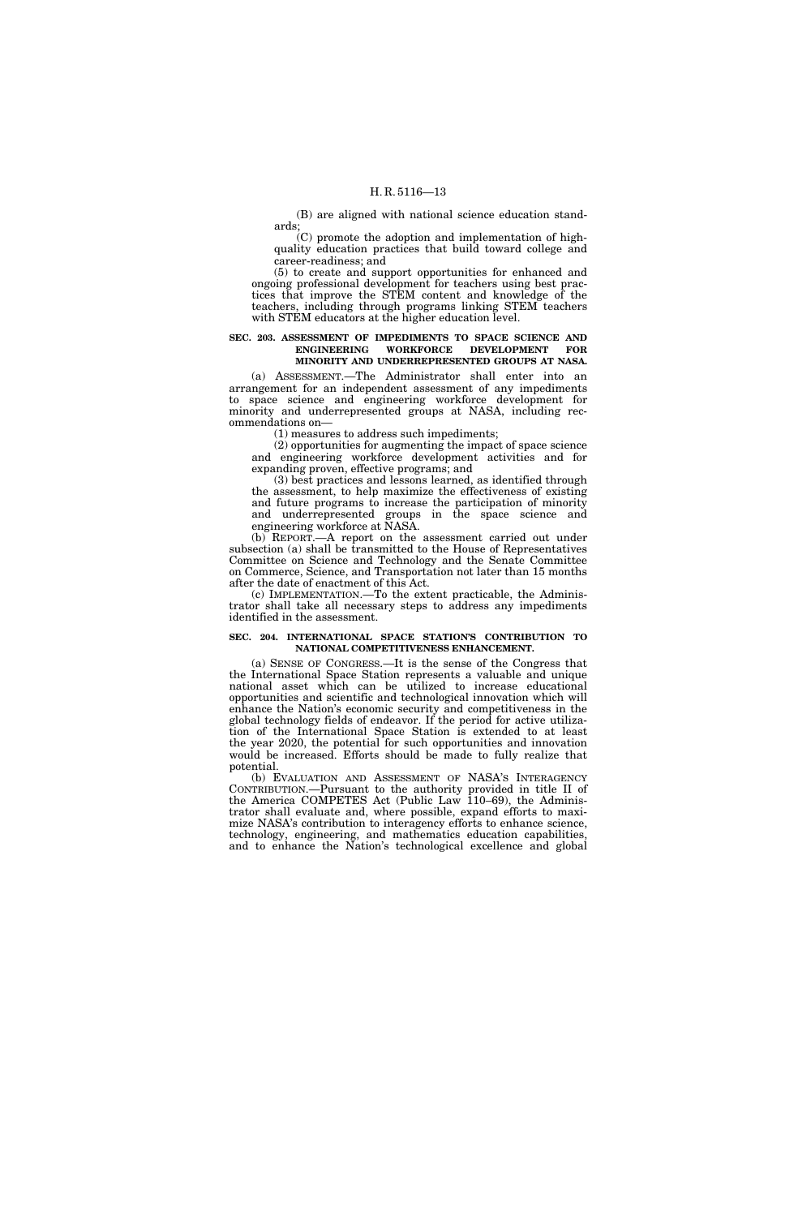(B) are aligned with national science education standards;

(C) promote the adoption and implementation of high-quality education practices that build toward college and career-readiness; and

(5) to create and support opportunities for enhanced and ongoing professional development for teachers using best practices that improve the STEM content and knowledge of the teachers, including through programs linking STEM teachers with STEM educators at the higher education level.

### SEC. 203. ASSESSMENT OF IMPEDIMENTS TO SPACE SCIENCE AND ENGINEERING WORKFORCE DEVELOPMENT FOR MINORITY AND UNDERREPRESENTED GROUPS AT NASA.

(a) ASSESSMENT.—The Administrator shall enter into an arrangement for an independent assessment of any impediments to space science and engineering workforce development for minority and underrepresented groups at NASA, including recommendations on—

(1) measures to address such impediments;

(2) opportunities for augmenting the impact of space science and engineering workforce development activities and for expanding proven, effective programs; and

(3) best practices and lessons learned, as identified through the assessment, to help maximize the effectiveness of existing and future programs to increase the participation of minority and underrepresented groups in the space science and engineering workforce at NASA.

(b) REPORT.—A report on the assessment carried out under subsection (a) shall be transmitted to the House of Representatives Committee on Science and Technology and the Senate Committee on Commerce, Science, and Transportation not later than 15 months after the date of enactment of this Act.

(c) IMPLEMENTATION.—To the extent practicable, the Administrator shall take all necessary steps to address any impediments identified in the assessment.

### SEC. 204. INTERNATIONAL SPACE STATION'S CONTRIBUTION TO NATIONAL COMPETITIVENESS ENHANCEMENT.

(a) SENSE OF CONGRESS.—It is the sense of the Congress that the International Space Station represents a valuable and unique national asset which can be utilized to increase educational opportunities and scientific and technological innovation which will enhance the Nation's economic security and competitiveness in the global technology fields of endeavor. If the period for active utilization of the International Space Station is extended to at least the year 2020, the potential for such opportunities and innovation would be increased. Efforts should be made to fully realize that potential.

(b) EVALUATION AND ASSESSMENT OF NASA'S INTERAGENCY CONTRIBUTION.—Pursuant to the authority provided in title II of the America COMPETES Act (Public Law 110–69), the Administrator shall evaluate and, where possible, expand efforts to maximize NASA's contribution to interagency efforts to enhance science, technology, engineering, and mathematics education capabilities, and to enhance the Nation's technological excellence and global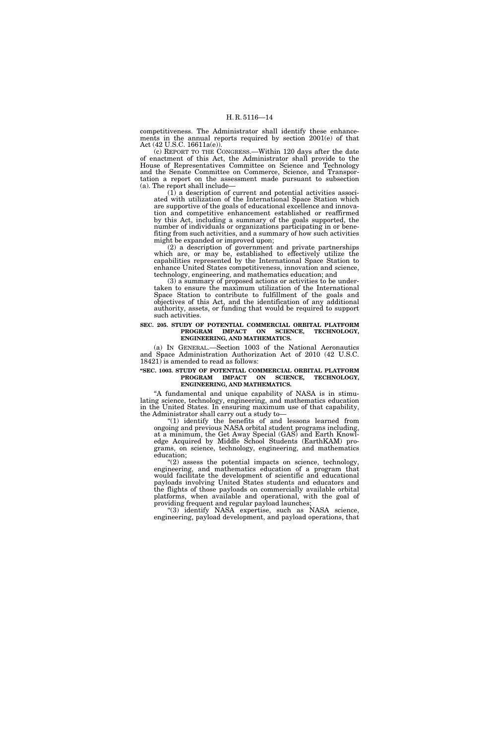competitiveness. The Administrator shall identify these enhancements in the annual reports required by section 2001(e) of that Act (42 U.S.C. 16611a(e)).

(c) REPORT TO THE CONGRESS.—Within 120 days after the date of enactment of this Act, the Administrator shall provide to the House of Representatives Committee on Science and Technology and the Senate Committee on Commerce, Science, and Transportation a report on the assessment made pursuant to subsection (a). The report shall include—

(1) a description of current and potential activities associated with utilization of the International Space Station which are supportive of the goals of educational excellence and innovation and competitive enhancement established or reaffirmed by this Act, including a summary of the goals supported, the number of individuals or organizations participating in or benefiting from such activities, and a summary of how such activities might be expanded or improved upon;

(2) a description of government and private partnerships which are, or may be, established to effectively utilize the capabilities represented by the International Space Station to enhance United States competitiveness, innovation and science, technology, engineering, and mathematics education; and

(3) a summary of proposed actions or activities to be undertaken to ensure the maximum utilization of the International Space Station to contribute to fulfillment of the goals and objectives of this Act, and the identification of any additional authority, assets, or funding that would be required to support such activities.

**SEC. 205. STUDY OF POTENTIAL COMMERCIAL ORBITAL PLATFORM PROGRAM IMPACT ON SCIENCE, TECHNOLOGY, ENGINEERING, AND MATHEMATICS.**

(a) IN GENERAL.—Section 1003 of the National Aeronautics and Space Administration Authorization Act of 2010 (42 U.S.C. 18421) is amended to read as follows:

**"SEC. 1003. STUDY OF POTENTIAL COMMERCIAL ORBITAL PLATFORM PROGRAM IMPACT ON SCIENCE, TECHNOLOGY, ENGINEERING, AND MATHEMATICS.**

"A fundamental and unique capability of NASA is in stimulating science, technology, engineering, and mathematics education in the United States. In ensuring maximum use of that capability, the Administrator shall carry out a study to—

"(1) identify the benefits of and lessons learned from ongoing and previous NASA orbital student programs including, at a minimum, the Get Away Special (GAS) and Earth Knowledge Acquired by Middle School Students (EarthKAM) programs, on science, technology, engineering, and mathematics education;

"(2) assess the potential impacts on science, technology, engineering, and mathematics education of a program that would facilitate the development of scientific and educational payloads involving United States students and educators and the flights of those payloads on commercially available orbital platforms, when available and operational, with the goal of providing frequent and regular payload launches;

"(3) identify NASA expertise, such as NASA science, engineering, payload development, and payload operations, that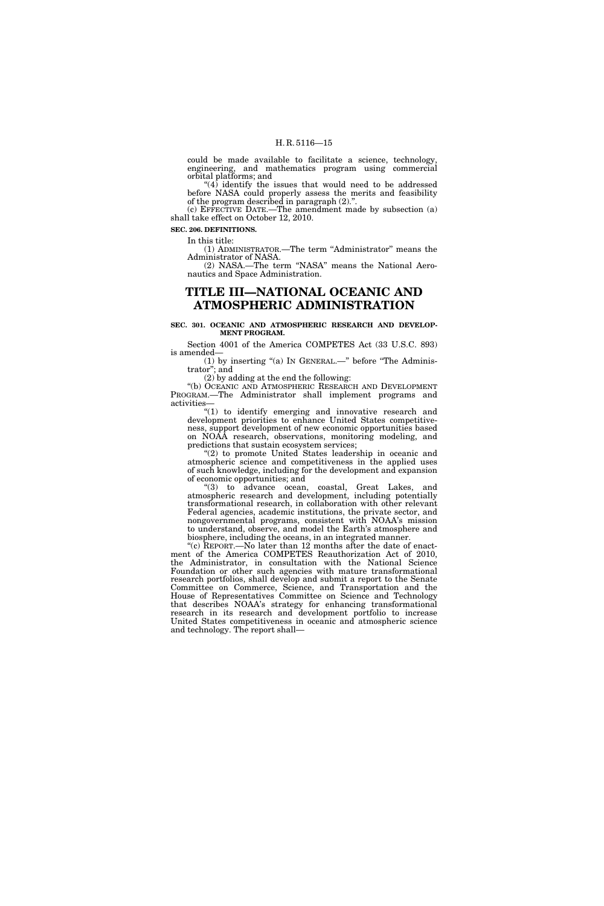could be made available to facilitate a science, technology, engineering, and mathematics program using commercial orbital platforms; and

"(4) identify the issues that would need to be addressed before NASA could properly assess the merits and feasibility of the program described in paragraph (2).".

(c) EFFECTIVE DATE.—The amendment made by subsection (a) shall take effect on October 12, 2010.

**SEC. 206. DEFINITIONS.**

In this title:

(1) ADMINISTRATOR.—The term "Administrator" means the Administrator of NASA.

(2) NASA.—The term "NASA" means the National Aeronautics and Space Administration.

# TITLE III—NATIONAL OCEANIC AND ATMOSPHERIC ADMINISTRATION

**SEC. 301. OCEANIC AND ATMOSPHERIC RESEARCH AND DEVELOPMENT PROGRAM.**

Section 4001 of the America COMPETES Act (33 U.S.C. 893) is amended—

(1) by inserting "(a) IN GENERAL.—" before "The Administrator"; and

(2) by adding at the end the following:

"(b) OCEANIC AND ATMOSPHERIC RESEARCH AND DEVELOPMENT PROGRAM.—The Administrator shall implement programs and activities—

"(1) to identify emerging and innovative research and development priorities to enhance United States competitiveness, support development of new economic opportunities based on NOAA research, observations, monitoring modeling, and predictions that sustain ecosystem services;

"(2) to promote United States leadership in oceanic and atmospheric science and competitiveness in the applied uses of such knowledge, including for the development and expansion of economic opportunities; and

"(3) to advance ocean, coastal, Great Lakes, and atmospheric research and development, including potentially transformational research, in collaboration with other relevant Federal agencies, academic institutions, the private sector, and nongovernmental programs, consistent with NOAA's mission to understand, observe, and model the Earth's atmosphere and biosphere, including the oceans, in an integrated manner.

"(c) REPORT.—No later than 12 months after the date of enactment of the America COMPETES Reauthorization Act of 2010, the Administrator, in consultation with the National Science Foundation or other such agencies with mature transformational research portfolios, shall develop and submit a report to the Senate Committee on Commerce, Science, and Transportation and the House of Representatives Committee on Science and Technology that describes NOAA's strategy for enhancing transformational research in its research and development portfolio to increase United States competitiveness in oceanic and atmospheric science and technology. The report shall—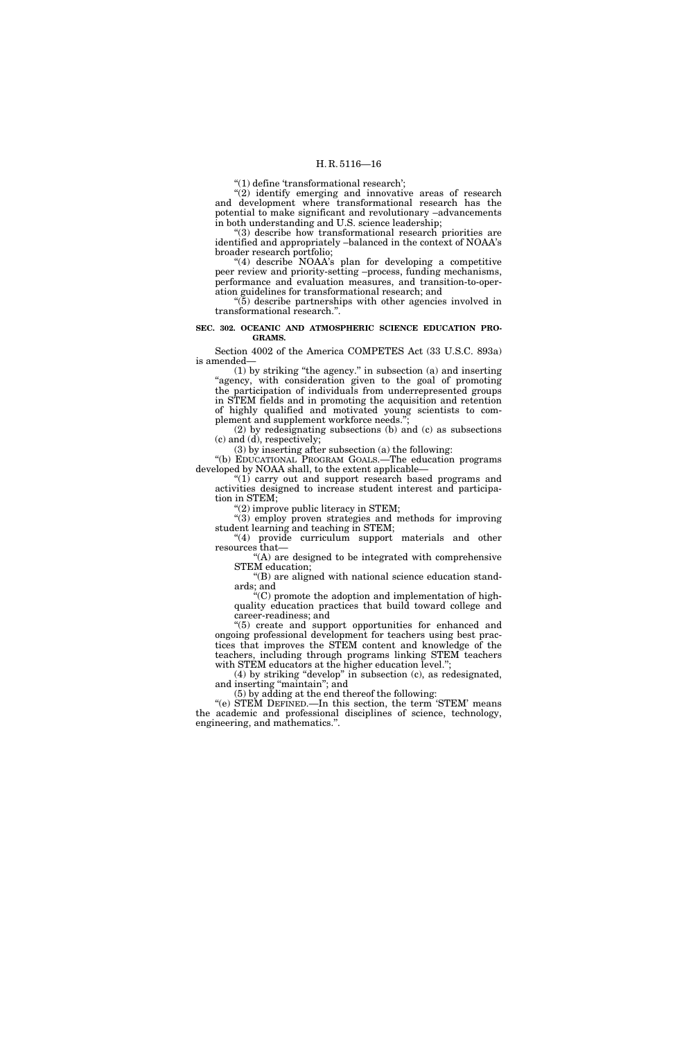"(1) define 'transformational research';

"(2) identify emerging and innovative areas of research and development where transformational research has the potential to make significant and revolutionary –advancements in both understanding and U.S. science leadership;

"(3) describe how transformational research priorities are identified and appropriately –balanced in the context of NOAA's broader research portfolio;

"(4) describe NOAA's plan for developing a competitive peer review and priority-setting –process, funding mechanisms, performance and evaluation measures, and transition-to-operation guidelines for transformational research; and

"(5) describe partnerships with other agencies involved in transformational research.".

**SEC. 302. OCEANIC AND ATMOSPHERIC SCIENCE EDUCATION PROGRAMS.**

Section 4002 of the America COMPETES Act (33 U.S.C. 893a) is amended—

(1) by striking "the agency." in subsection (a) and inserting "agency, with consideration given to the goal of promoting the participation of individuals from underrepresented groups in STEM fields and in promoting the acquisition and retention of highly qualified and motivated young scientists to complement and supplement workforce needs.";

(2) by redesignating subsections (b) and (c) as subsections (c) and (d), respectively;

(3) by inserting after subsection (a) the following:

"(b) EDUCATIONAL PROGRAM GOALS.—The education programs developed by NOAA shall, to the extent applicable—

"(1) carry out and support research based programs and activities designed to increase student interest and participation in STEM;

"(2) improve public literacy in STEM;

"(3) employ proven strategies and methods for improving student learning and teaching in STEM;

"(4) provide curriculum support materials and other resources that—

"(A) are designed to be integrated with comprehensive STEM education;

"(B) are aligned with national science education standards; and

"(C) promote the adoption and implementation of high-quality education practices that build toward college and career-readiness; and

"(5) create and support opportunities for enhanced and ongoing professional development for teachers using best practices that improves the STEM content and knowledge of the teachers, including through programs linking STEM teachers with STEM educators at the higher education level.";

(4) by striking "develop" in subsection (c), as redesignated, and inserting "maintain"; and

(5) by adding at the end thereof the following:

"(e) STEM DEFINED.—In this section, the term 'STEM' means the academic and professional disciplines of science, technology, engineering, and mathematics.".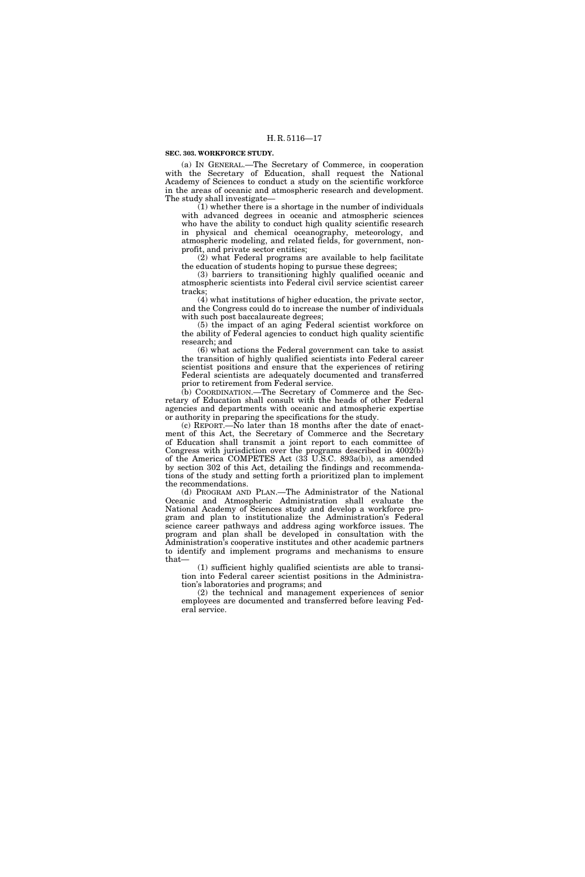**SEC. 303. WORKFORCE STUDY.**

(a) IN GENERAL.—The Secretary of Commerce, in cooperation with the Secretary of Education, shall request the National Academy of Sciences to conduct a study on the scientific workforce in the areas of oceanic and atmospheric research and development. The study shall investigate—

(1) whether there is a shortage in the number of individuals with advanced degrees in oceanic and atmospheric sciences who have the ability to conduct high quality scientific research in physical and chemical oceanography, meteorology, and atmospheric modeling, and related fields, for government, non-profit, and private sector entities;

(2) what Federal programs are available to help facilitate the education of students hoping to pursue these degrees;

(3) barriers to transitioning highly qualified oceanic and atmospheric scientists into Federal civil service scientist career tracks;

(4) what institutions of higher education, the private sector, and the Congress could do to increase the number of individuals with such post baccalaureate degrees;

(5) the impact of an aging Federal scientist workforce on the ability of Federal agencies to conduct high quality scientific research; and

(6) what actions the Federal government can take to assist the transition of highly qualified scientists into Federal career scientist positions and ensure that the experiences of retiring Federal scientists are adequately documented and transferred prior to retirement from Federal service.

(b) COORDINATION.—The Secretary of Commerce and the Secretary of Education shall consult with the heads of other Federal agencies and departments with oceanic and atmospheric expertise or authority in preparing the specifications for the study.

(c) REPORT.—No later than 18 months after the date of enactment of this Act, the Secretary of Commerce and the Secretary of Education shall transmit a joint report to each committee of Congress with jurisdiction over the programs described in 4002(b) of the America COMPETES Act (33 U.S.C. 893a(b)), as amended by section 302 of this Act, detailing the findings and recommendations of the study and setting forth a prioritized plan to implement the recommendations.

(d) PROGRAM AND PLAN.—The Administrator of the National Oceanic and Atmospheric Administration shall evaluate the National Academy of Sciences study and develop a workforce program and plan to institutionalize the Administration's Federal science career pathways and address aging workforce issues. The program and plan shall be developed in consultation with the Administration's cooperative institutes and other academic partners to identify and implement programs and mechanisms to ensure that—

(1) sufficient highly qualified scientists are able to transition into Federal career scientist positions in the Administration's laboratories and programs; and

(2) the technical and management experiences of senior employees are documented and transferred before leaving Federal service.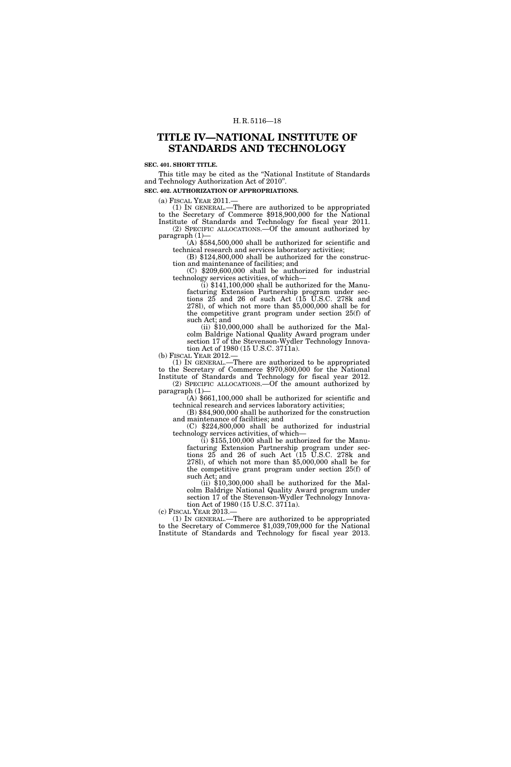# TITLE IV—NATIONAL INSTITUTE OF STANDARDS AND TECHNOLOGY

**SEC. 401. SHORT TITLE.**

This title may be cited as the "National Institute of Standards and Technology Authorization Act of 2010".

**SEC. 402. AUTHORIZATION OF APPROPRIATIONS.**

(a) FISCAL YEAR 2011.—

(1) IN GENERAL.—There are authorized to be appropriated to the Secretary of Commerce $918,900,000 for the National Institute of Standards and Technology for fiscal year 2011.

(2) SPECIFIC ALLOCATIONS.—Of the amount authorized by paragraph (1)—

(A) $584,500,000 shall be authorized for scientific and technical research and services laboratory activities;

(B) $124,800,000 shall be authorized for the construction and maintenance of facilities; and

(C) $209,600,000 shall be authorized for industrial technology services activities, of which—

(i) $141,100,000 shall be authorized for the Manufacturing Extension Partnership program under sections 25 and 26 of such Act (15 U.S.C. 278k and 278l), of which not more than $5,000,000 shall be for the competitive grant program under section 25(f) of such Act; and

(ii) $10,000,000 shall be authorized for the Malcolm Baldrige National Quality Award program under section 17 of the Stevenson-Wydler Technology Innovation Act of 1980 (15 U.S.C. 3711a).

(b) FISCAL YEAR 2012.—

(1) IN GENERAL.—There are authorized to be appropriated to the Secretary of Commerce $970,800,000 for the National Institute of Standards and Technology for fiscal year 2012.

(2) SPECIFIC ALLOCATIONS.—Of the amount authorized by paragraph (1)—

(A) $661,100,000 shall be authorized for scientific and technical research and services laboratory activities;

(B) $84,900,000 shall be authorized for the construction and maintenance of facilities; and

(C) $224,800,000 shall be authorized for industrial technology services activities, of which—

(i) $155,100,000 shall be authorized for the Manufacturing Extension Partnership program under sections 25 and 26 of such Act (15 U.S.C. 278k and 278l), of which not more than $5,000,000 shall be for the competitive grant program under section 25(f) of such Act; and

(ii) $10,300,000 shall be authorized for the Malcolm Baldrige National Quality Award program under section 17 of the Stevenson-Wydler Technology Innovation Act of 1980 (15 U.S.C. 3711a).

(c) FISCAL YEAR 2013.—

(1) IN GENERAL.—There are authorized to be appropriated to the Secretary of Commerce $1,039,709,000 for the National Institute of Standards and Technology for fiscal year 2013.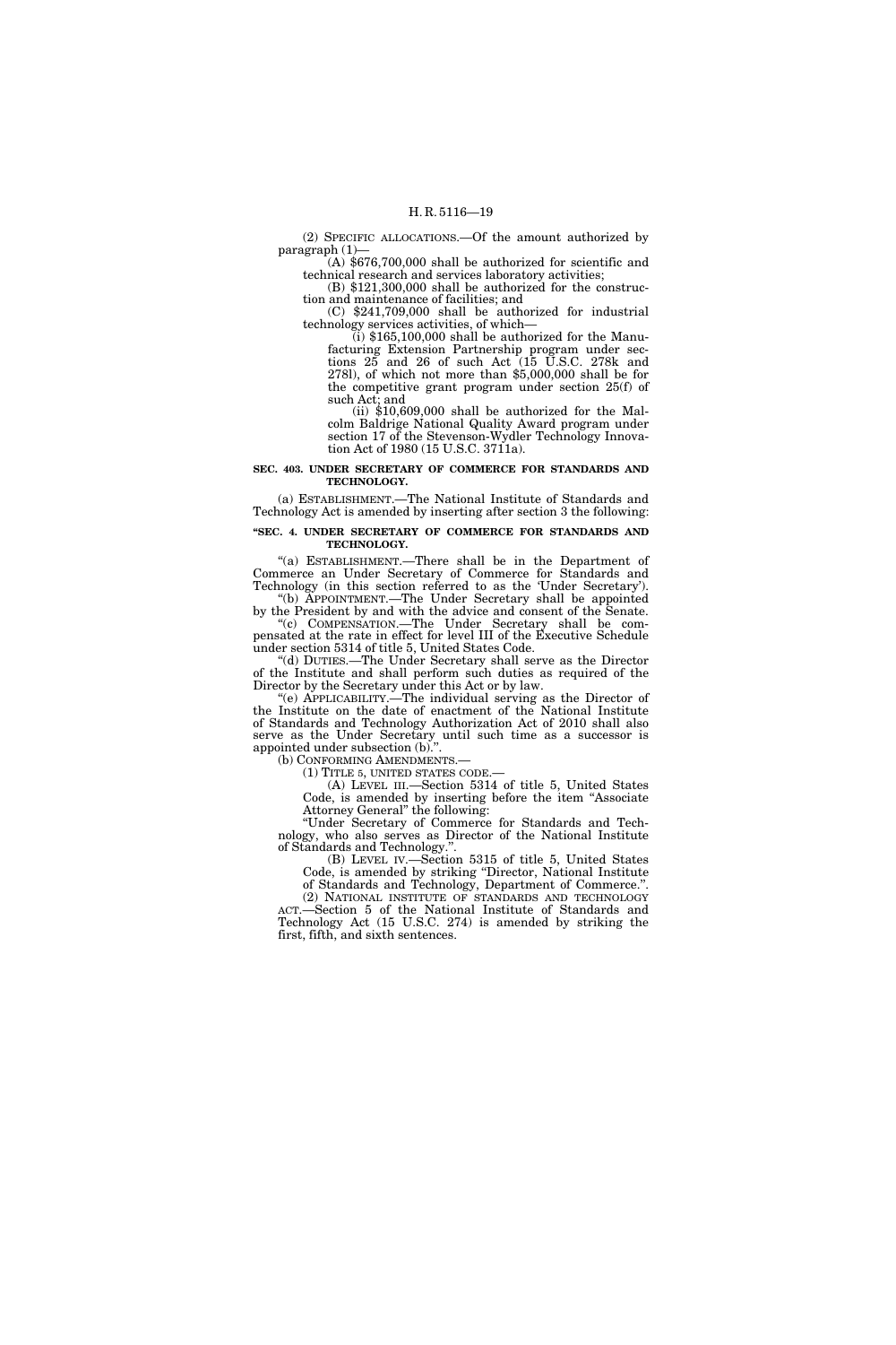(2) SPECIFIC ALLOCATIONS.—Of the amount authorized by paragraph (1)—

(A) $676,700,000 shall be authorized for scientific and technical research and services laboratory activities;

(B) $121,300,000 shall be authorized for the construction and maintenance of facilities; and

(C) $241,709,000 shall be authorized for industrial technology services activities, of which—

(i) $165,100,000 shall be authorized for the Manufacturing Extension Partnership program under sections 25 and 26 of such Act (15 U.S.C. 278k and 278l), of which not more than $5,000,000 shall be for the competitive grant program under section 25(f) of such Act; and

(ii) $10,609,000 shall be authorized for the Malcolm Baldrige National Quality Award program under section 17 of the Stevenson-Wydler Technology Innovation Act of 1980 (15 U.S.C. 3711a).

**SEC. 403. UNDER SECRETARY OF COMMERCE FOR STANDARDS AND TECHNOLOGY.**

(a) ESTABLISHMENT.—The National Institute of Standards and Technology Act is amended by inserting after section 3 the following:

**"SEC. 4. UNDER SECRETARY OF COMMERCE FOR STANDARDS AND TECHNOLOGY.**

"(a) ESTABLISHMENT.—There shall be in the Department of Commerce an Under Secretary of Commerce for Standards and Technology (in this section referred to as the 'Under Secretary').

"(b) APPOINTMENT.—The Under Secretary shall be appointed by the President by and with the advice and consent of the Senate.

"(c) COMPENSATION.—The Under Secretary shall be compensated at the rate in effect for level III of the Executive Schedule under section 5314 of title 5, United States Code.

"(d) DUTIES.—The Under Secretary shall serve as the Director of the Institute and shall perform such duties as required of the Director by the Secretary under this Act or by law.

"(e) APPLICABILITY.—The individual serving as the Director of the Institute on the date of enactment of the National Institute of Standards and Technology Authorization Act of 2010 shall also serve as the Under Secretary until such time as a successor is appointed under subsection (b).".

(b) CONFORMING AMENDMENTS.—

(1) TITLE 5, UNITED STATES CODE.—

(A) LEVEL III.—Section 5314 of title 5, United States Code, is amended by inserting before the item "Associate Attorney General" the following:

"Under Secretary of Commerce for Standards and Technology, who also serves as Director of the National Institute of Standards and Technology.".

(B) LEVEL IV.—Section 5315 of title 5, United States Code, is amended by striking "Director, National Institute of Standards and Technology, Department of Commerce.".

(2) NATIONAL INSTITUTE OF STANDARDS AND TECHNOLOGY ACT.—Section 5 of the National Institute of Standards and Technology Act (15 U.S.C. 274) is amended by striking the first, fifth, and sixth sentences.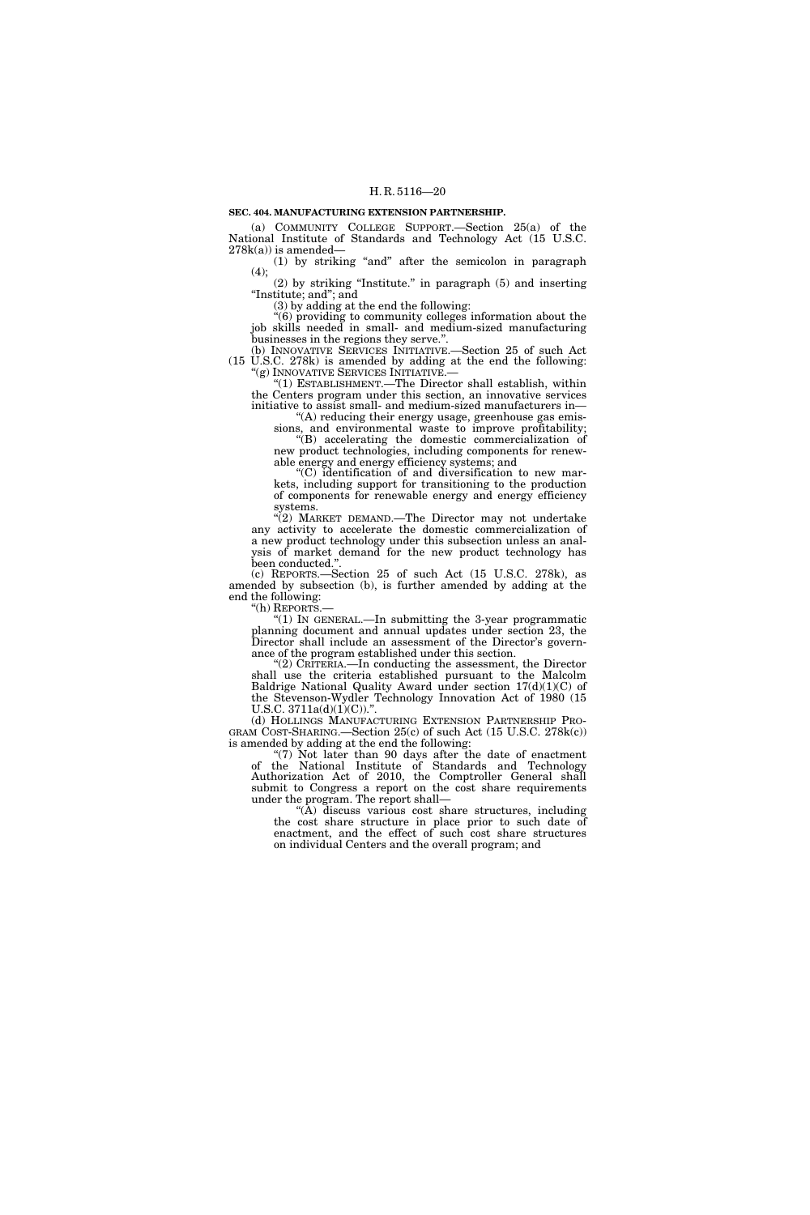**SEC. 404. MANUFACTURING EXTENSION PARTNERSHIP.**

(a) COMMUNITY COLLEGE SUPPORT.—Section 25(a) of the National Institute of Standards and Technology Act (15 U.S.C. 278k(a)) is amended—

(1) by striking "and" after the semicolon in paragraph (4);

(2) by striking "Institute." in paragraph (5) and inserting "Institute; and"; and

(3) by adding at the end the following:

"(6) providing to community colleges information about the job skills needed in small- and medium-sized manufacturing businesses in the regions they serve.".

(b) INNOVATIVE SERVICES INITIATIVE.—Section 25 of such Act (15 U.S.C. 278k) is amended by adding at the end the following:

"(g) INNOVATIVE SERVICES INITIATIVE.—

"(1) ESTABLISHMENT.—The Director shall establish, within the Centers program under this section, an innovative services initiative to assist small- and medium-sized manufacturers in—

"(A) reducing their energy usage, greenhouse gas emissions, and environmental waste to improve profitability;

"(B) accelerating the domestic commercialization of new product technologies, including components for renewable energy and energy efficiency systems; and

"(C) identification of and diversification to new markets, including support for transitioning to the production of components for renewable energy and energy efficiency systems.

"(2) MARKET DEMAND.—The Director may not undertake any activity to accelerate the domestic commercialization of a new product technology under this subsection unless an analysis of market demand for the new product technology has been conducted.".

(c) REPORTS.—Section 25 of such Act (15 U.S.C. 278k), as amended by subsection (b), is further amended by adding at the end the following:

"(h) REPORTS.—

"(1) IN GENERAL.—In submitting the 3-year programmatic planning document and annual updates under section 23, the Director shall include an assessment of the Director's governance of the program established under this section.

"(2) CRITERIA.—In conducting the assessment, the Director shall use the criteria established pursuant to the Malcolm Baldrige National Quality Award under section 17(d)(1)(C) of the Stevenson-Wydler Technology Innovation Act of 1980 (15 U.S.C. 3711a(d)(1)(C)).".

(d) HOLLINGS MANUFACTURING EXTENSION PARTNERSHIP PROGRAM COST-SHARING.—Section 25(c) of such Act (15 U.S.C. 278k(c)) is amended by adding at the end the following:

"(7) Not later than 90 days after the date of enactment of the National Institute of Standards and Technology Authorization Act of 2010, the Comptroller General shall submit to Congress a report on the cost share requirements under the program. The report shall—

"(A) discuss various cost share structures, including the cost share structure in place prior to such date of enactment, and the effect of such cost share structures on individual Centers and the overall program; and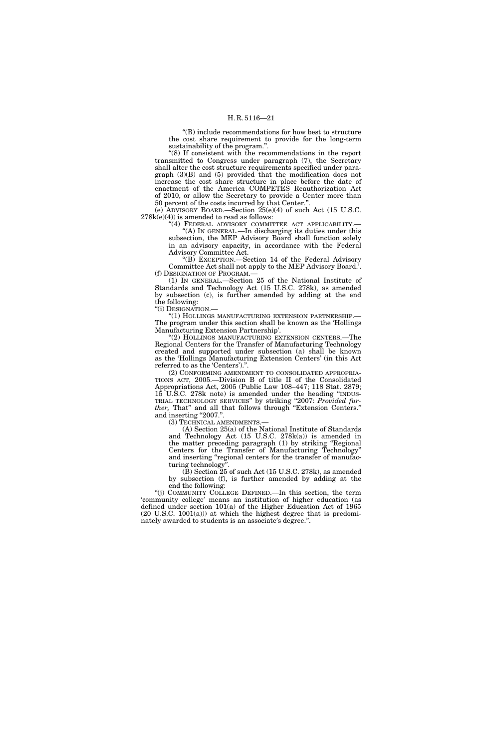"(B) include recommendations for how best to structure the cost share requirement to provide for the long-term sustainability of the program.".

"(8) If consistent with the recommendations in the report transmitted to Congress under paragraph (7), the Secretary shall alter the cost structure requirements specified under paragraph (3)(B) and (5) provided that the modification does not increase the cost share structure in place before the date of enactment of the America COMPETES Reauthorization Act of 2010, or allow the Secretary to provide a Center more than 50 percent of the costs incurred by that Center.".

(e) ADVISORY BOARD.—Section 25(e)(4) of such Act (15 U.S.C. 278k(e)(4)) is amended to read as follows:

"(4) FEDERAL ADVISORY COMMITTEE ACT APPLICABILITY.—

"(A) IN GENERAL.—In discharging its duties under this subsection, the MEP Advisory Board shall function solely in an advisory capacity, in accordance with the Federal Advisory Committee Act.

"(B) EXCEPTION.—Section 14 of the Federal Advisory Committee Act shall not apply to the MEP Advisory Board.".

(f) DESIGNATION OF PROGRAM.—

(1) IN GENERAL.—Section 25 of the National Institute of Standards and Technology Act (15 U.S.C. 278k), as amended by subsection (c), is further amended by adding at the end the following:

"(i) DESIGNATION.—

"(1) HOLLINGS MANUFACTURING EXTENSION PARTNERSHIP.—The program under this section shall be known as the 'Hollings Manufacturing Extension Partnership'.

"(2) HOLLINGS MANUFACTURING EXTENSION CENTERS.—The Regional Centers for the Transfer of Manufacturing Technology created and supported under subsection (a) shall be known as the 'Hollings Manufacturing Extension Centers' (in this Act referred to as the 'Centers').".

(2) CONFORMING AMENDMENT TO CONSOLIDATED APPROPRIATIONS ACT, 2005.—Division B of title II of the Consolidated Appropriations Act, 2005 (Public Law 108–447; 118 Stat. 2879; 15 U.S.C. 278k note) is amended under the heading "INDUSTRIAL TECHNOLOGY SERVICES" by striking "2007: *Provided further,* That" and all that follows through "Extension Centers." and inserting "2007.".

(3) TECHNICAL AMENDMENTS.—

(A) Section 25(a) of the National Institute of Standards and Technology Act (15 U.S.C. 278k(a)) is amended in the matter preceding paragraph (1) by striking "Regional Centers for the Transfer of Manufacturing Technology" and inserting "regional centers for the transfer of manufacturing technology".

(B) Section 25 of such Act (15 U.S.C. 278k), as amended by subsection (f), is further amended by adding at the end the following:

"(j) COMMUNITY COLLEGE DEFINED.—In this section, the term 'community college' means an institution of higher education (as defined under section 101(a) of the Higher Education Act of 1965 (20 U.S.C. 1001(a))) at which the highest degree that is predominately awarded to students is an associate's degree.".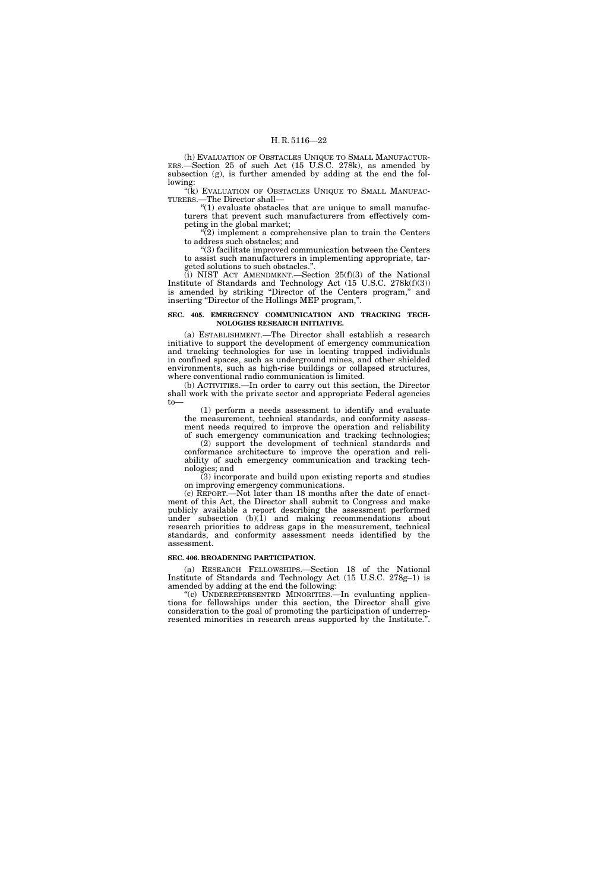(h) EVALUATION OF OBSTACLES UNIQUE TO SMALL MANUFACTURERS.—Section 25 of such Act (15 U.S.C. 278k), as amended by subsection (g), is further amended by adding at the end the following:

"(k) EVALUATION OF OBSTACLES UNIQUE TO SMALL MANUFACTURERS.—The Director shall—

"(1) evaluate obstacles that are unique to small manufacturers that prevent such manufacturers from effectively competing in the global market;

"(2) implement a comprehensive plan to train the Centers to address such obstacles; and

"(3) facilitate improved communication between the Centers to assist such manufacturers in implementing appropriate, targeted solutions to such obstacles.".

(i) NIST ACT AMENDMENT.—Section 25(f)(3) of the National Institute of Standards and Technology Act (15 U.S.C. 278k(f)(3)) is amended by striking "Director of the Centers program," and inserting "Director of the Hollings MEP program,".

**SEC. 405. EMERGENCY COMMUNICATION AND TRACKING TECHNOLOGIES RESEARCH INITIATIVE.**

(a) ESTABLISHMENT.—The Director shall establish a research initiative to support the development of emergency communication and tracking technologies for use in locating trapped individuals in confined spaces, such as underground mines, and other shielded environments, such as high-rise buildings or collapsed structures, where conventional radio communication is limited.

(b) ACTIVITIES.—In order to carry out this section, the Director shall work with the private sector and appropriate Federal agencies to—

(1) perform a needs assessment to identify and evaluate the measurement, technical standards, and conformity assessment needs required to improve the operation and reliability of such emergency communication and tracking technologies;

(2) support the development of technical standards and conformance architecture to improve the operation and reliability of such emergency communication and tracking technologies; and

(3) incorporate and build upon existing reports and studies on improving emergency communications.

(c) REPORT.—Not later than 18 months after the date of enactment of this Act, the Director shall submit to Congress and make publicly available a report describing the assessment performed under subsection (b)(1) and making recommendations about research priorities to address gaps in the measurement, technical standards, and conformity assessment needs identified by the assessment.

**SEC. 406. BROADENING PARTICIPATION.**

(a) RESEARCH FELLOWSHIPS.—Section 18 of the National Institute of Standards and Technology Act (15 U.S.C. 278g–1) is amended by adding at the end the following:

"(c) UNDERREPRESENTED MINORITIES.—In evaluating applications for fellowships under this section, the Director shall give consideration to the goal of promoting the participation of underrepresented minorities in research areas supported by the Institute.".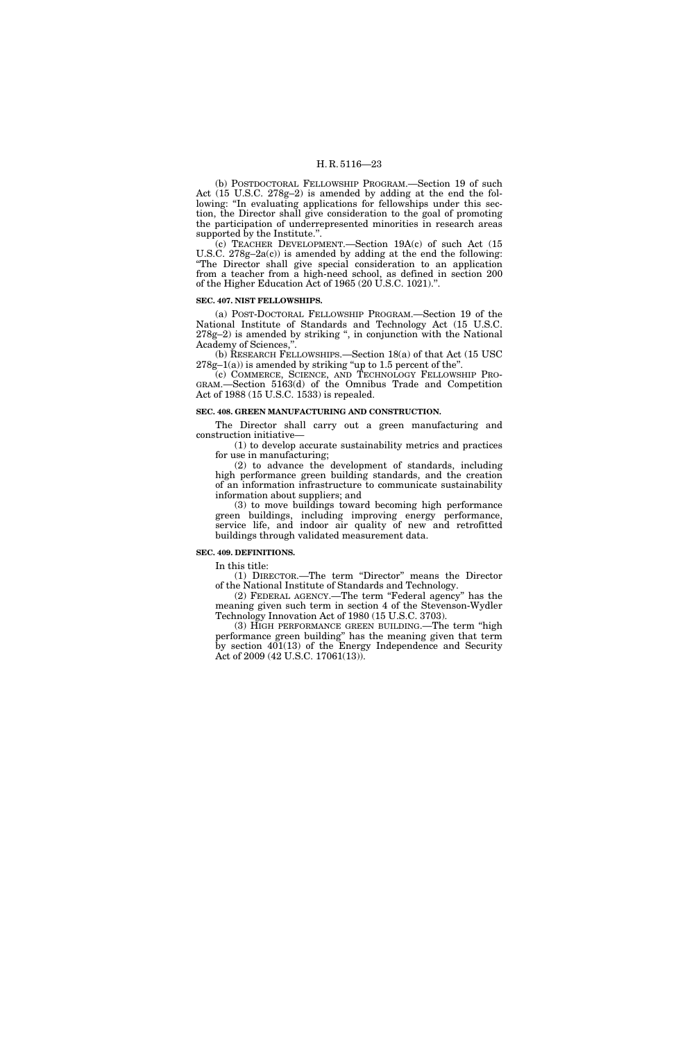(b) POSTDOCTORAL FELLOWSHIP PROGRAM.—Section 19 of such Act (15 U.S.C. 278g–2) is amended by adding at the end the following: "In evaluating applications for fellowships under this section, the Director shall give consideration to the goal of promoting the participation of underrepresented minorities in research areas supported by the Institute.".

(c) TEACHER DEVELOPMENT.—Section 19A(c) of such Act (15 U.S.C. 278g–2a(c)) is amended by adding at the end the following: "The Director shall give special consideration to an application from a teacher from a high-need school, as defined in section 200 of the Higher Education Act of 1965 (20 U.S.C. 1021).".

**SEC. 407. NIST FELLOWSHIPS.**

(a) POST-DOCTORAL FELLOWSHIP PROGRAM.—Section 19 of the National Institute of Standards and Technology Act (15 U.S.C. 278g–2) is amended by striking ", in conjunction with the National Academy of Sciences,".

(b) RESEARCH FELLOWSHIPS.—Section 18(a) of that Act (15 USC 278g–1(a)) is amended by striking "up to 1.5 percent of the".

(c) COMMERCE, SCIENCE, AND TECHNOLOGY FELLOWSHIP PROGRAM.—Section 5163(d) of the Omnibus Trade and Competition Act of 1988 (15 U.S.C. 1533) is repealed.

**SEC. 408. GREEN MANUFACTURING AND CONSTRUCTION.**

The Director shall carry out a green manufacturing and construction initiative—

(1) to develop accurate sustainability metrics and practices for use in manufacturing;

(2) to advance the development of standards, including high performance green building standards, and the creation of an information infrastructure to communicate sustainability information about suppliers; and

(3) to move buildings toward becoming high performance green buildings, including improving energy performance, service life, and indoor air quality of new and retrofitted buildings through validated measurement data.

**SEC. 409. DEFINITIONS.**

In this title:

(1) DIRECTOR.—The term "Director" means the Director of the National Institute of Standards and Technology.

(2) FEDERAL AGENCY.—The term "Federal agency" has the meaning given such term in section 4 of the Stevenson-Wydler Technology Innovation Act of 1980 (15 U.S.C. 3703).

(3) HIGH PERFORMANCE GREEN BUILDING.—The term "high performance green building" has the meaning given that term by section 401(13) of the Energy Independence and Security Act of 2009 (42 U.S.C. 17061(13)).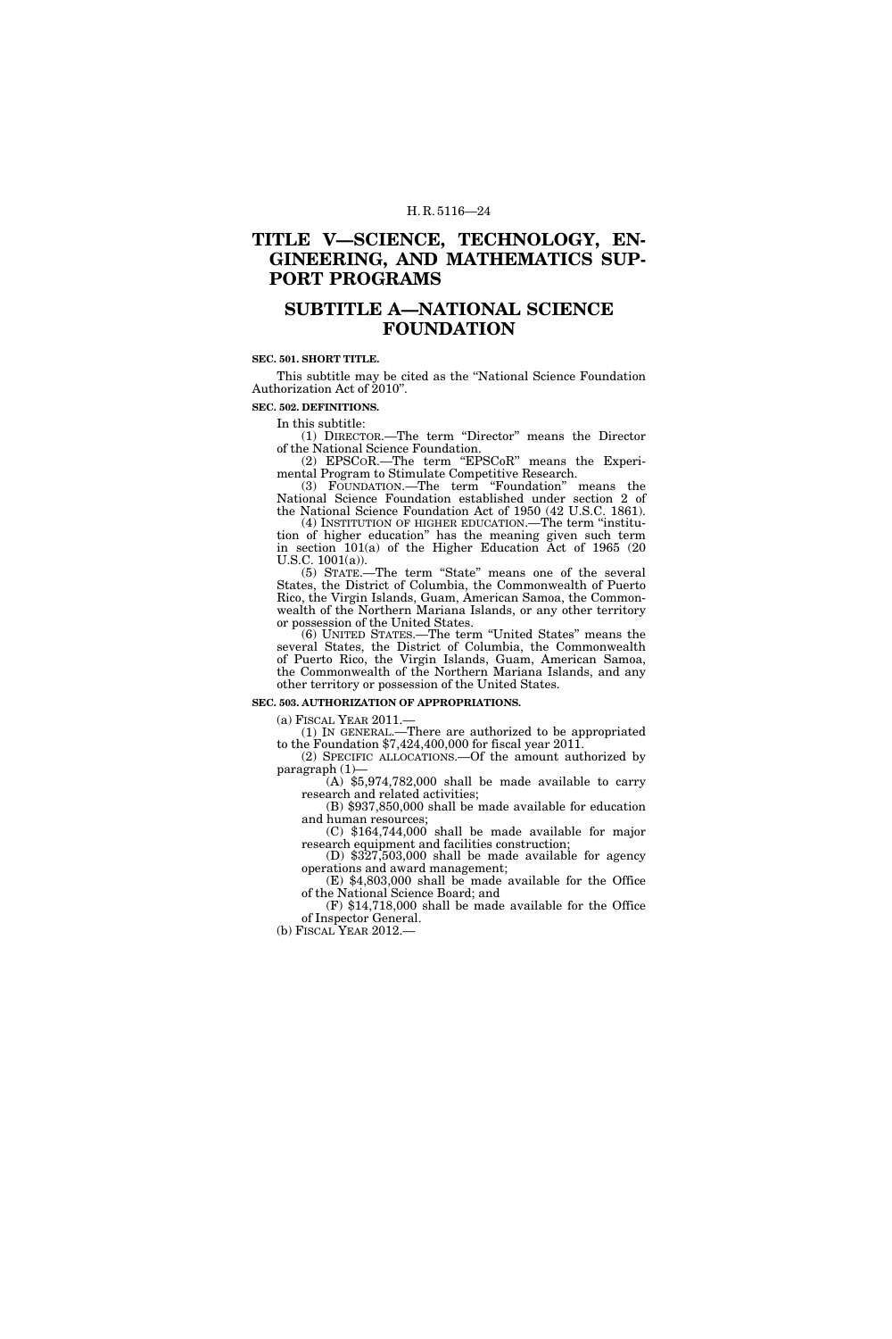# TITLE V—SCIENCE, TECHNOLOGY, ENGINEERING, AND MATHEMATICS SUPPORT PROGRAMS

## SUBTITLE A—NATIONAL SCIENCE FOUNDATION

**SEC. 501. SHORT TITLE.**

This subtitle may be cited as the "National Science Foundation Authorization Act of 2010".

**SEC. 502. DEFINITIONS.**

In this subtitle:

(1) DIRECTOR.—The term "Director" means the Director of the National Science Foundation.

(2) EPSCOR.—The term "EPSCoR" means the Experimental Program to Stimulate Competitive Research.

(3) FOUNDATION.—The term "Foundation" means the National Science Foundation established under section 2 of the National Science Foundation Act of 1950 (42 U.S.C. 1861).

(4) INSTITUTION OF HIGHER EDUCATION.—The term "institution of higher education" has the meaning given such term in section 101(a) of the Higher Education Act of 1965 (20 U.S.C. 1001(a)).

(5) STATE.—The term "State" means one of the several States, the District of Columbia, the Commonwealth of Puerto Rico, the Virgin Islands, Guam, American Samoa, the Commonwealth of the Northern Mariana Islands, or any other territory or possession of the United States.

(6) UNITED STATES.—The term "United States" means the several States, the District of Columbia, the Commonwealth of Puerto Rico, the Virgin Islands, Guam, American Samoa, the Commonwealth of the Northern Mariana Islands, and any other territory or possession of the United States.

**SEC. 503. AUTHORIZATION OF APPROPRIATIONS.**

(a) FISCAL YEAR 2011.—

(1) IN GENERAL.—There are authorized to be appropriated to the Foundation $7,424,400,000 for fiscal year 2011.

(2) SPECIFIC ALLOCATIONS.—Of the amount authorized by paragraph (1)—

(A) $5,974,782,000 shall be made available to carry research and related activities;

(B) $937,850,000 shall be made available for education and human resources;

(C) $164,744,000 shall be made available for major research equipment and facilities construction;

(D) $327,503,000 shall be made available for agency operations and award management;

(E) $4,803,000 shall be made available for the Office of the National Science Board; and

(F) $14,718,000 shall be made available for the Office of Inspector General.

(b) FISCAL YEAR 2012.—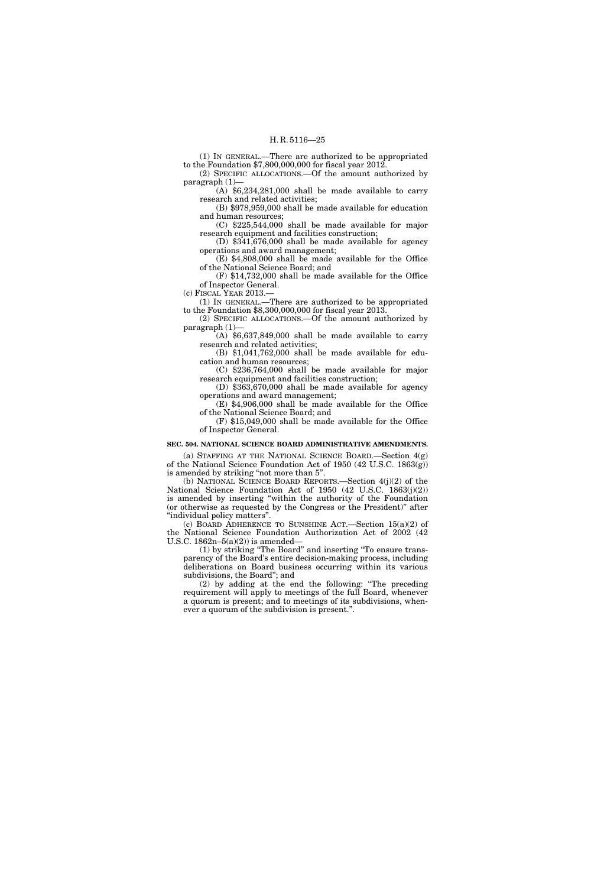(1) IN GENERAL.—There are authorized to be appropriated to the Foundation $7,800,000,000 for fiscal year 2012.

(2) SPECIFIC ALLOCATIONS.—Of the amount authorized by paragraph (1)—

(A) $6,234,281,000 shall be made available to carry research and related activities;

(B) $978,959,000 shall be made available for education and human resources;

(C) $225,544,000 shall be made available for major research equipment and facilities construction;

(D) $341,676,000 shall be made available for agency operations and award management;

(E) $4,808,000 shall be made available for the Office of the National Science Board; and

(F) $14,732,000 shall be made available for the Office of Inspector General.

(c) FISCAL YEAR 2013.—

(1) IN GENERAL.—There are authorized to be appropriated to the Foundation $8,300,000,000 for fiscal year 2013.

(2) SPECIFIC ALLOCATIONS.—Of the amount authorized by paragraph (1)—

(A) $6,637,849,000 shall be made available to carry research and related activities;

(B) $1,041,762,000 shall be made available for education and human resources;

(C) $236,764,000 shall be made available for major research equipment and facilities construction;

(D) $363,670,000 shall be made available for agency operations and award management;

(E) $4,906,000 shall be made available for the Office of the National Science Board; and

(F) $15,049,000 shall be made available for the Office of Inspector General.

**SEC. 504. NATIONAL SCIENCE BOARD ADMINISTRATIVE AMENDMENTS.**

(a) STAFFING AT THE NATIONAL SCIENCE BOARD.—Section 4(g) of the National Science Foundation Act of 1950 (42 U.S.C. 1863(g)) is amended by striking "not more than 5".

(b) NATIONAL SCIENCE BOARD REPORTS.—Section 4(j)(2) of the National Science Foundation Act of 1950 (42 U.S.C. 1863(j)(2)) is amended by inserting "within the authority of the Foundation (or otherwise as requested by the Congress or the President)" after "individual policy matters".

(c) BOARD ADHERENCE TO SUNSHINE ACT.—Section 15(a)(2) of the National Science Foundation Authorization Act of 2002 (42 U.S.C. 1862n–5(a)(2)) is amended—

(1) by striking "The Board" and inserting "To ensure transparency of the Board's entire decision-making process, including deliberations on Board business occurring within its various subdivisions, the Board"; and

(2) by adding at the end the following: "The preceding requirement will apply to meetings of the full Board, whenever a quorum is present; and to meetings of its subdivisions, whenever a quorum of the subdivision is present.".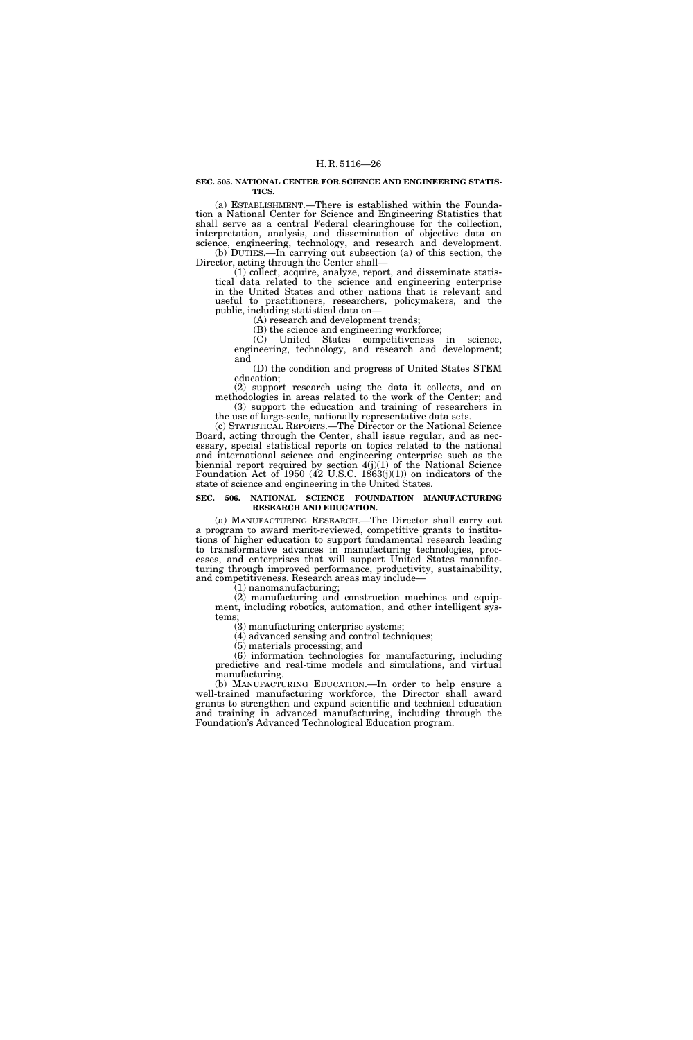**SEC. 505. NATIONAL CENTER FOR SCIENCE AND ENGINEERING STATISTICS.**

(a) ESTABLISHMENT.—There is established within the Foundation a National Center for Science and Engineering Statistics that shall serve as a central Federal clearinghouse for the collection, interpretation, analysis, and dissemination of objective data on science, engineering, technology, and research and development.

(b) DUTIES.—In carrying out subsection (a) of this section, the Director, acting through the Center shall—

(1) collect, acquire, analyze, report, and disseminate statistical data related to the science and engineering enterprise in the United States and other nations that is relevant and useful to practitioners, researchers, policymakers, and the public, including statistical data on—

(A) research and development trends;

(B) the science and engineering workforce;

(C) United States competitiveness in science, engineering, technology, and research and development; and

(D) the condition and progress of United States STEM education;

(2) support research using the data it collects, and on methodologies in areas related to the work of the Center; and

(3) support the education and training of researchers in the use of large-scale, nationally representative data sets.

(c) STATISTICAL REPORTS.—The Director or the National Science Board, acting through the Center, shall issue regular, and as necessary, special statistical reports on topics related to the national and international science and engineering enterprise such as the biennial report required by section 4(j)(1) of the National Science Foundation Act of 1950 (42 U.S.C. 1863(j)(1)) on indicators of the state of science and engineering in the United States.

**SEC. 506. NATIONAL SCIENCE FOUNDATION MANUFACTURING RESEARCH AND EDUCATION.**

(a) MANUFACTURING RESEARCH.—The Director shall carry out a program to award merit-reviewed, competitive grants to institutions of higher education to support fundamental research leading to transformative advances in manufacturing technologies, processes, and enterprises that will support United States manufacturing through improved performance, productivity, sustainability, and competitiveness. Research areas may include—

(1) nanomanufacturing;

(2) manufacturing and construction machines and equipment, including robotics, automation, and other intelligent systems;

(3) manufacturing enterprise systems;

(4) advanced sensing and control techniques;

(5) materials processing; and

(6) information technologies for manufacturing, including predictive and real-time models and simulations, and virtual manufacturing.

(b) MANUFACTURING EDUCATION.—In order to help ensure a well-trained manufacturing workforce, the Director shall award grants to strengthen and expand scientific and technical education and training in advanced manufacturing, including through the Foundation's Advanced Technological Education program.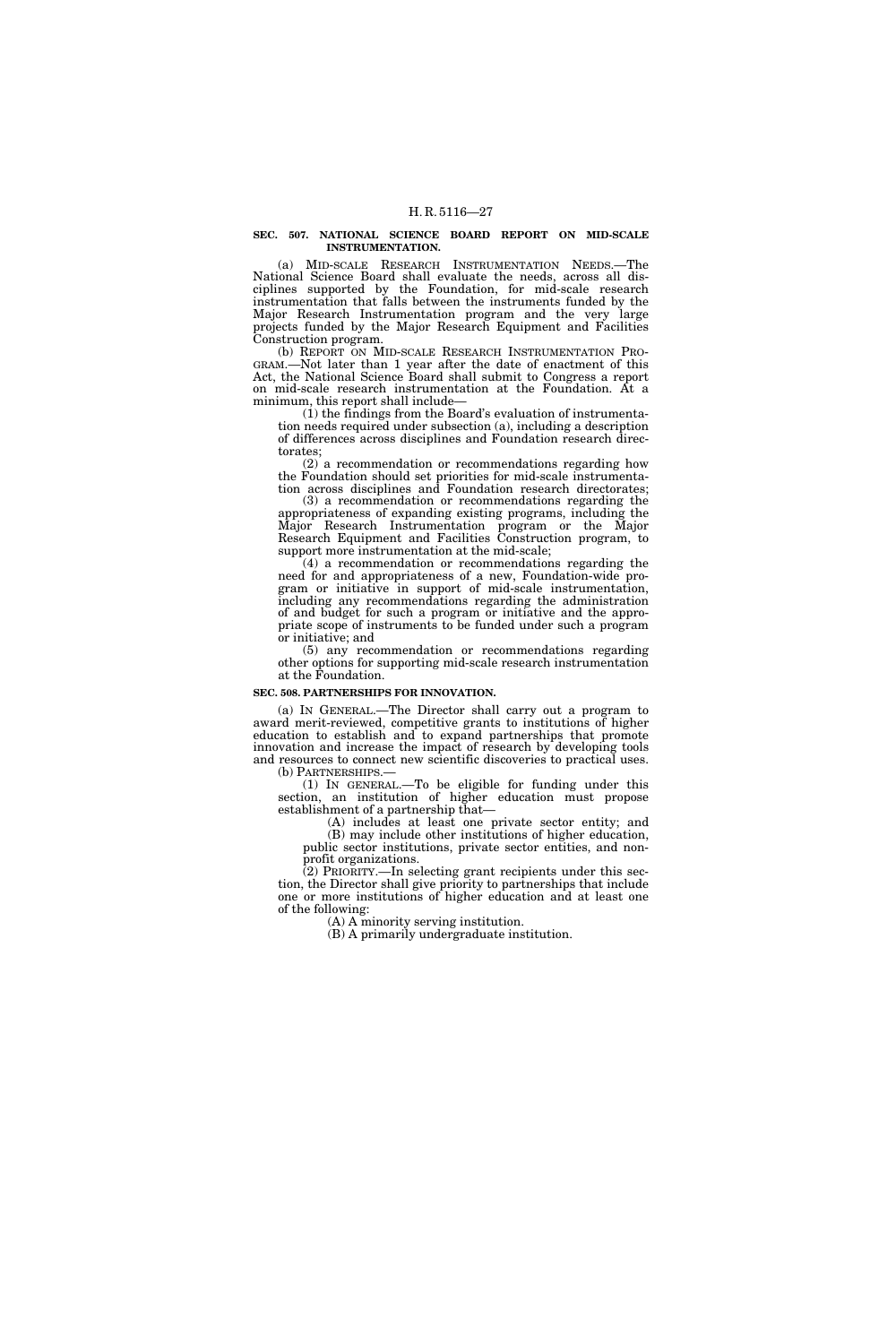**SEC. 507. NATIONAL SCIENCE BOARD REPORT ON MID-SCALE INSTRUMENTATION.**

(a) MID-SCALE RESEARCH INSTRUMENTATION NEEDS.—The National Science Board shall evaluate the needs, across all disciplines supported by the Foundation, for mid-scale research instrumentation that falls between the instruments funded by the Major Research Instrumentation program and the very large projects funded by the Major Research Equipment and Facilities Construction program.

(b) REPORT ON MID-SCALE RESEARCH INSTRUMENTATION PROGRAM.—Not later than 1 year after the date of enactment of this Act, the National Science Board shall submit to Congress a report on mid-scale research instrumentation at the Foundation. At a minimum, this report shall include—

(1) the findings from the Board's evaluation of instrumentation needs required under subsection (a), including a description of differences across disciplines and Foundation research directorates;

(2) a recommendation or recommendations regarding how the Foundation should set priorities for mid-scale instrumentation across disciplines and Foundation research directorates;

(3) a recommendation or recommendations regarding the appropriateness of expanding existing programs, including the Major Research Instrumentation program or the Major Research Equipment and Facilities Construction program, to support more instrumentation at the mid-scale;

(4) a recommendation or recommendations regarding the need for and appropriateness of a new, Foundation-wide program or initiative in support of mid-scale instrumentation, including any recommendations regarding the administration of and budget for such a program or initiative and the appropriate scope of instruments to be funded under such a program or initiative; and

(5) any recommendation or recommendations regarding other options for supporting mid-scale research instrumentation at the Foundation.

**SEC. 508. PARTNERSHIPS FOR INNOVATION.**

(a) IN GENERAL.—The Director shall carry out a program to award merit-reviewed, competitive grants to institutions of higher education to establish and to expand partnerships that promote innovation and increase the impact of research by developing tools and resources to connect new scientific discoveries to practical uses.

(b) PARTNERSHIPS.—

(1) IN GENERAL.—To be eligible for funding under this section, an institution of higher education must propose establishment of a partnership that—

(A) includes at least one private sector entity; and

(B) may include other institutions of higher education, public sector institutions, private sector entities, and nonprofit organizations.

(2) PRIORITY.—In selecting grant recipients under this section, the Director shall give priority to partnerships that include one or more institutions of higher education and at least one of the following:

(A) A minority serving institution.

(B) A primarily undergraduate institution.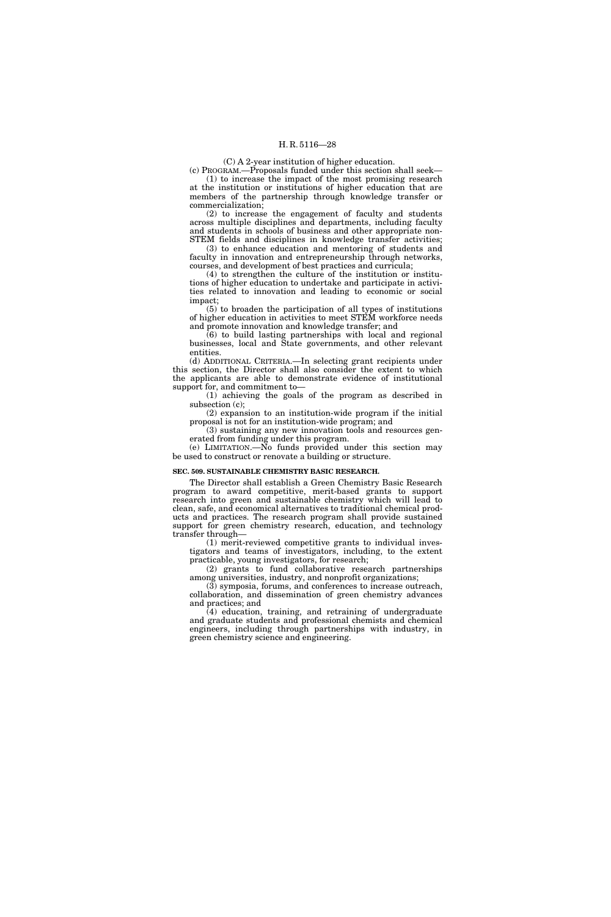(C) A 2-year institution of higher education.

(c) PROGRAM.—Proposals funded under this section shall seek—

(1) to increase the impact of the most promising research at the institution or institutions of higher education that are members of the partnership through knowledge transfer or commercialization;

(2) to increase the engagement of faculty and students across multiple disciplines and departments, including faculty and students in schools of business and other appropriate non-STEM fields and disciplines in knowledge transfer activities;

(3) to enhance education and mentoring of students and faculty in innovation and entrepreneurship through networks, courses, and development of best practices and curricula;

(4) to strengthen the culture of the institution or institutions of higher education to undertake and participate in activities related to innovation and leading to economic or social impact;

(5) to broaden the participation of all types of institutions of higher education in activities to meet STEM workforce needs and promote innovation and knowledge transfer; and

(6) to build lasting partnerships with local and regional businesses, local and State governments, and other relevant entities.

(d) ADDITIONAL CRITERIA.—In selecting grant recipients under this section, the Director shall also consider the extent to which the applicants are able to demonstrate evidence of institutional support for, and commitment to—

(1) achieving the goals of the program as described in subsection (c);

(2) expansion to an institution-wide program if the initial proposal is not for an institution-wide program; and

(3) sustaining any new innovation tools and resources generated from funding under this program.

(e) LIMITATION.—No funds provided under this section may be used to construct or renovate a building or structure.

**SEC. 509. SUSTAINABLE CHEMISTRY BASIC RESEARCH.**

The Director shall establish a Green Chemistry Basic Research program to award competitive, merit-based grants to support research into green and sustainable chemistry which will lead to clean, safe, and economical alternatives to traditional chemical products and practices. The research program shall provide sustained support for green chemistry research, education, and technology transfer through—

(1) merit-reviewed competitive grants to individual investigators and teams of investigators, including, to the extent practicable, young investigators, for research;

(2) grants to fund collaborative research partnerships among universities, industry, and nonprofit organizations;

(3) symposia, forums, and conferences to increase outreach, collaboration, and dissemination of green chemistry advances and practices; and

(4) education, training, and retraining of undergraduate and graduate students and professional chemists and chemical engineers, including through partnerships with industry, in green chemistry science and engineering.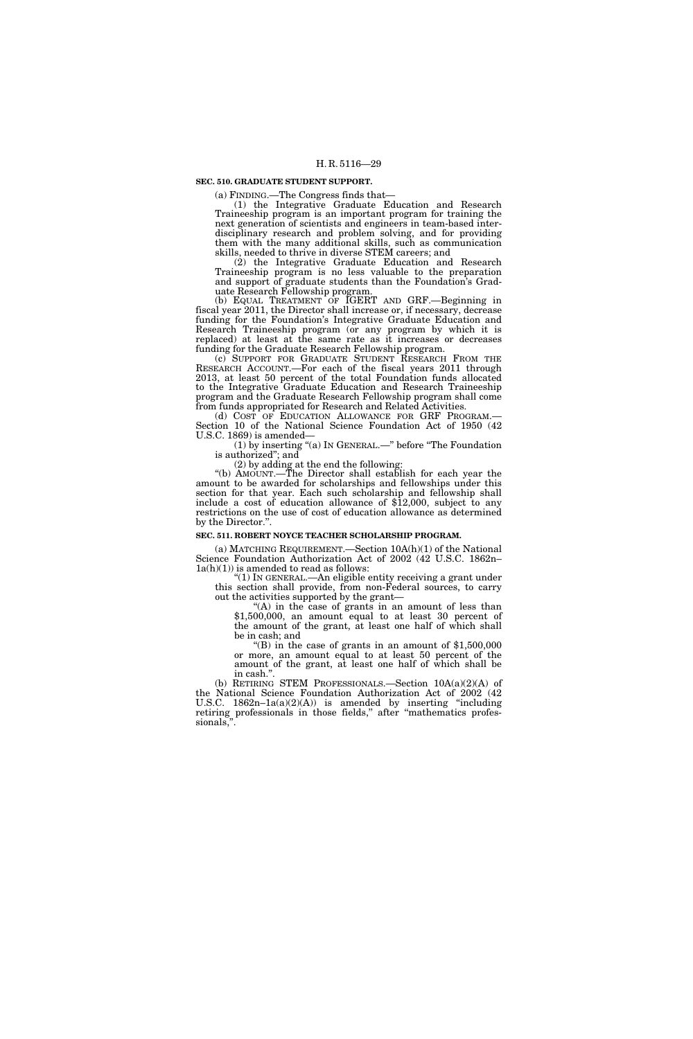**SEC. 510. GRADUATE STUDENT SUPPORT.**

(a) FINDING.—The Congress finds that—

(1) the Integrative Graduate Education and Research Traineeship program is an important program for training the next generation of scientists and engineers in team-based interdisciplinary research and problem solving, and for providing them with the many additional skills, such as communication skills, needed to thrive in diverse STEM careers; and

(2) the Integrative Graduate Education and Research Traineeship program is no less valuable to the preparation and support of graduate students than the Foundation's Graduate Research Fellowship program.

(b) EQUAL TREATMENT OF IGERT AND GRF.—Beginning in fiscal year 2011, the Director shall increase or, if necessary, decrease funding for the Foundation's Integrative Graduate Education and Research Traineeship program (or any program by which it is replaced) at least at the same rate as it increases or decreases funding for the Graduate Research Fellowship program.

(c) SUPPORT FOR GRADUATE STUDENT RESEARCH FROM THE RESEARCH ACCOUNT.—For each of the fiscal years 2011 through 2013, at least 50 percent of the total Foundation funds allocated to the Integrative Graduate Education and Research Traineeship program and the Graduate Research Fellowship program shall come from funds appropriated for Research and Related Activities.

(d) COST OF EDUCATION ALLOWANCE FOR GRF PROGRAM.—Section 10 of the National Science Foundation Act of 1950 (42 U.S.C. 1869) is amended—

(1) by inserting "(a) IN GENERAL.—" before "The Foundation is authorized"; and

(2) by adding at the end the following:

"(b) AMOUNT.—The Director shall establish for each year the amount to be awarded for scholarships and fellowships under this section for that year. Each such scholarship and fellowship shall include a cost of education allowance of $12,000, subject to any restrictions on the use of cost of education allowance as determined by the Director.".

**SEC. 511. ROBERT NOYCE TEACHER SCHOLARSHIP PROGRAM.**

(a) MATCHING REQUIREMENT.—Section 10A(h)(1) of the National Science Foundation Authorization Act of 2002 (42 U.S.C. 1862n–1a(h)(1)) is amended to read as follows:

"(1) IN GENERAL.—An eligible entity receiving a grant under this section shall provide, from non-Federal sources, to carry out the activities supported by the grant—

"(A) in the case of grants in an amount of less than $1,500,000, an amount equal to at least 30 percent of the amount of the grant, at least one half of which shall be in cash; and

"(B) in the case of grants in an amount of $1,500,000 or more, an amount equal to at least 50 percent of the amount of the grant, at least one half of which shall be in cash.".

(b) RETIRING STEM PROFESSIONALS.—Section 10A(a)(2)(A) of the National Science Foundation Authorization Act of 2002 (42 U.S.C. 1862n–1a(a)(2)(A)) is amended by inserting "including retiring professionals in those fields," after "mathematics professionals,".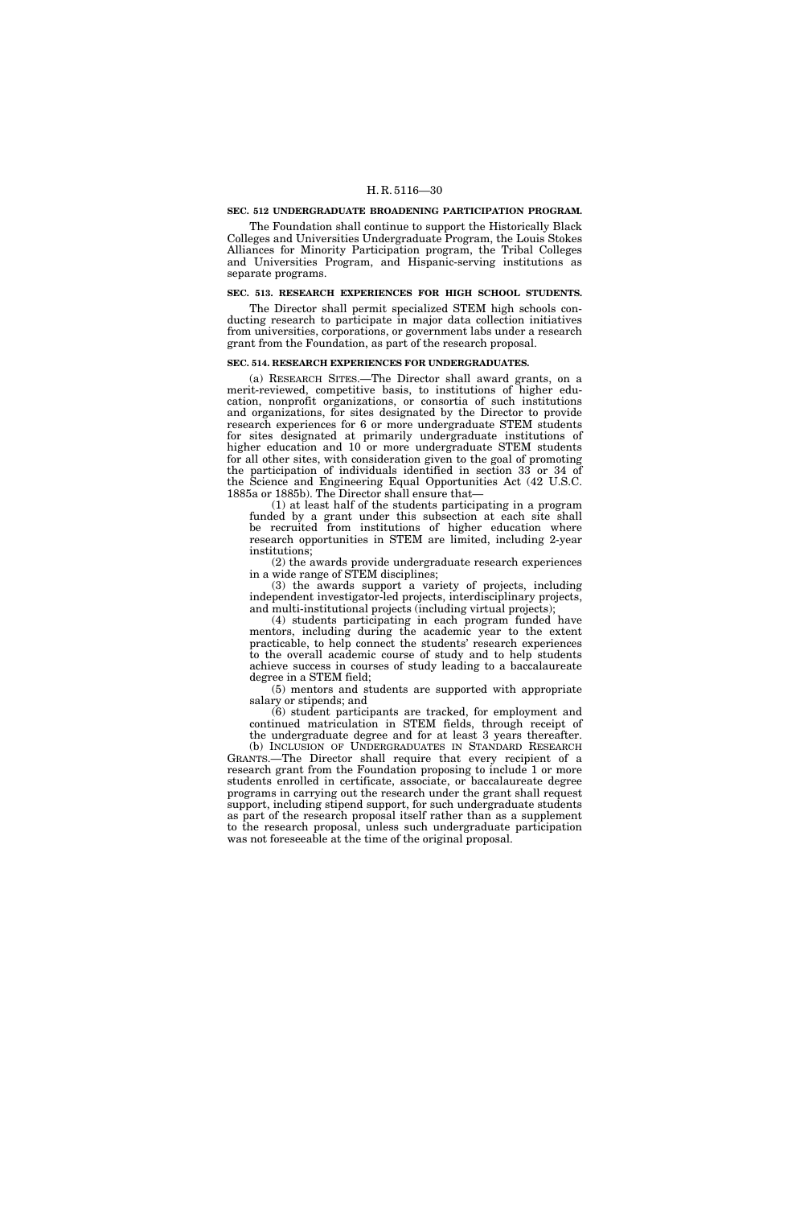**SEC. 512 UNDERGRADUATE BROADENING PARTICIPATION PROGRAM.**

The Foundation shall continue to support the Historically Black Colleges and Universities Undergraduate Program, the Louis Stokes Alliances for Minority Participation program, the Tribal Colleges and Universities Program, and Hispanic-serving institutions as separate programs.

**SEC. 513. RESEARCH EXPERIENCES FOR HIGH SCHOOL STUDENTS.**

The Director shall permit specialized STEM high schools conducting research to participate in major data collection initiatives from universities, corporations, or government labs under a research grant from the Foundation, as part of the research proposal.

**SEC. 514. RESEARCH EXPERIENCES FOR UNDERGRADUATES.**

(a) RESEARCH SITES.—The Director shall award grants, on a merit-reviewed, competitive basis, to institutions of higher education, nonprofit organizations, or consortia of such institutions and organizations, for sites designated by the Director to provide research experiences for 6 or more undergraduate STEM students for sites designated at primarily undergraduate institutions of higher education and 10 or more undergraduate STEM students for all other sites, with consideration given to the goal of promoting the participation of individuals identified in section 33 or 34 of the Science and Engineering Equal Opportunities Act (42 U.S.C. 1885a or 1885b). The Director shall ensure that—

(1) at least half of the students participating in a program funded by a grant under this subsection at each site shall be recruited from institutions of higher education where research opportunities in STEM are limited, including 2-year institutions;

(2) the awards provide undergraduate research experiences in a wide range of STEM disciplines;

(3) the awards support a variety of projects, including independent investigator-led projects, interdisciplinary projects, and multi-institutional projects (including virtual projects);

(4) students participating in each program funded have mentors, including during the academic year to the extent practicable, to help connect the students' research experiences to the overall academic course of study and to help students achieve success in courses of study leading to a baccalaureate degree in a STEM field;

(5) mentors and students are supported with appropriate salary or stipends; and

(6) student participants are tracked, for employment and continued matriculation in STEM fields, through receipt of the undergraduate degree and for at least 3 years thereafter.

(b) INCLUSION OF UNDERGRADUATES IN STANDARD RESEARCH GRANTS.—The Director shall require that every recipient of a research grant from the Foundation proposing to include 1 or more students enrolled in certificate, associate, or baccalaureate degree programs in carrying out the research under the grant shall request support, including stipend support, for such undergraduate students as part of the research proposal itself rather than as a supplement to the research proposal, unless such undergraduate participation was not foreseeable at the time of the original proposal.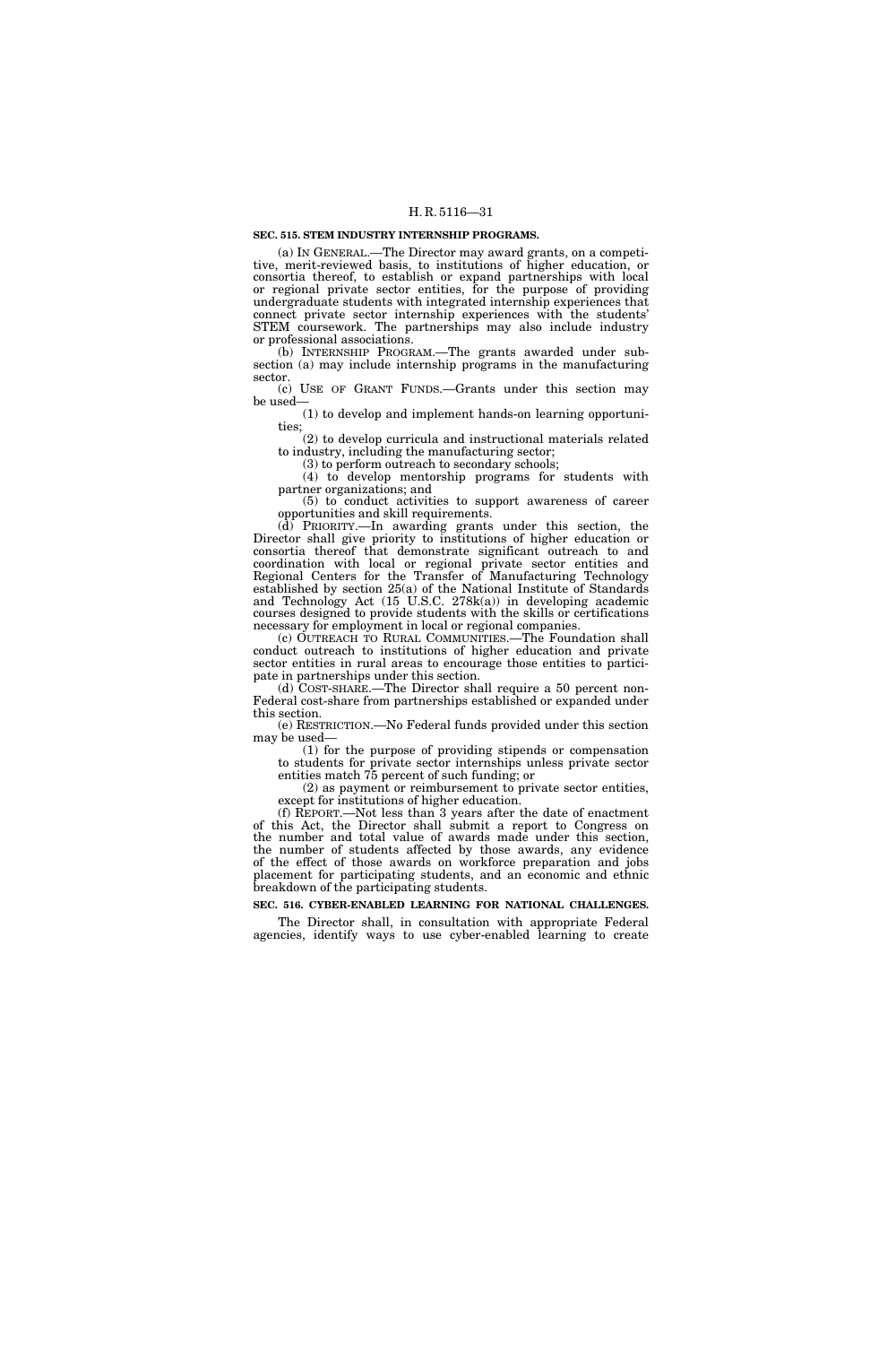**SEC. 515. STEM INDUSTRY INTERNSHIP PROGRAMS.**

(a) IN GENERAL.—The Director may award grants, on a competitive, merit-reviewed basis, to institutions of higher education, or consortia thereof, to establish or expand partnerships with local or regional private sector entities, for the purpose of providing undergraduate students with integrated internship experiences that connect private sector internship experiences with the students' STEM coursework. The partnerships may also include industry or professional associations.

(b) INTERNSHIP PROGRAM.—The grants awarded under subsection (a) may include internship programs in the manufacturing sector.

(c) USE OF GRANT FUNDS.—Grants under this section may be used—

(1) to develop and implement hands-on learning opportunities;

(2) to develop curricula and instructional materials related to industry, including the manufacturing sector;

(3) to perform outreach to secondary schools;

(4) to develop mentorship programs for students with partner organizations; and

(5) to conduct activities to support awareness of career opportunities and skill requirements.

(d) PRIORITY.—In awarding grants under this section, the Director shall give priority to institutions of higher education or consortia thereof that demonstrate significant outreach to and coordination with local or regional private sector entities and Regional Centers for the Transfer of Manufacturing Technology established by section 25(a) of the National Institute of Standards and Technology Act (15 U.S.C. 278k(a)) in developing academic courses designed to provide students with the skills or certifications necessary for employment in local or regional companies.

(c) OUTREACH TO RURAL COMMUNITIES.—The Foundation shall conduct outreach to institutions of higher education and private sector entities in rural areas to encourage those entities to participate in partnerships under this section.

(d) COST-SHARE.—The Director shall require a 50 percent non-Federal cost-share from partnerships established or expanded under this section.

(e) RESTRICTION.—No Federal funds provided under this section may be used—

(1) for the purpose of providing stipends or compensation to students for private sector internships unless private sector entities match 75 percent of such funding; or

(2) as payment or reimbursement to private sector entities, except for institutions of higher education.

(f) REPORT.—Not less than 3 years after the date of enactment of this Act, the Director shall submit a report to Congress on the number and total value of awards made under this section, the number of students affected by those awards, any evidence of the effect of those awards on workforce preparation and jobs placement for participating students, and an economic and ethnic breakdown of the participating students.

**SEC. 516. CYBER-ENABLED LEARNING FOR NATIONAL CHALLENGES.**

The Director shall, in consultation with appropriate Federal agencies, identify ways to use cyber-enabled learning to create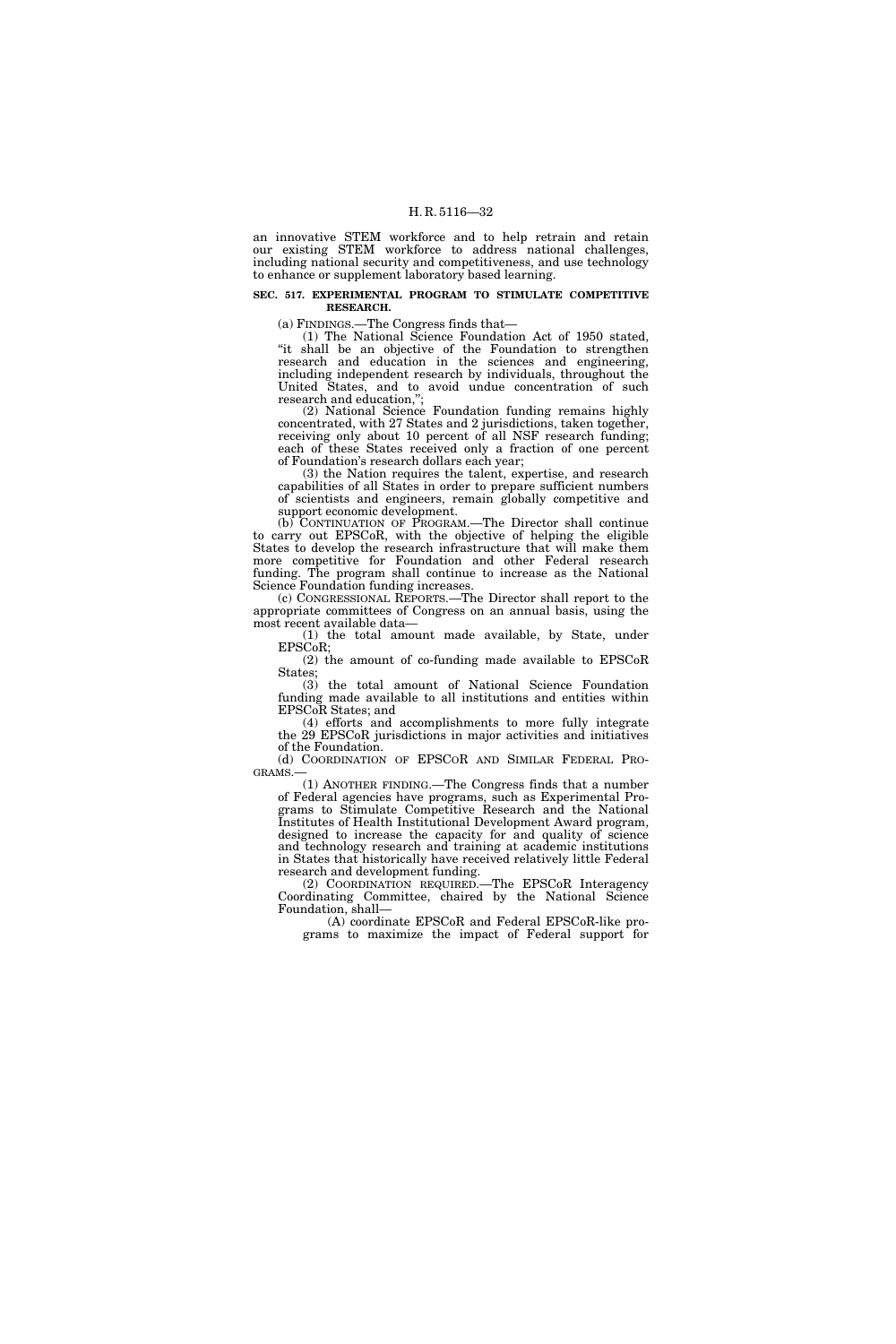an innovative STEM workforce and to help retrain and retain our existing STEM workforce to address national challenges, including national security and competitiveness, and use technology to enhance or supplement laboratory based learning.

**SEC. 517. EXPERIMENTAL PROGRAM TO STIMULATE COMPETITIVE RESEARCH.**

(a) FINDINGS.—The Congress finds that—

(1) The National Science Foundation Act of 1950 stated, "it shall be an objective of the Foundation to strengthen research and education in the sciences and engineering, including independent research by individuals, throughout the United States, and to avoid undue concentration of such research and education,";

(2) National Science Foundation funding remains highly concentrated, with 27 States and 2 jurisdictions, taken together, receiving only about 10 percent of all NSF research funding; each of these States received only a fraction of one percent of Foundation's research dollars each year;

(3) the Nation requires the talent, expertise, and research capabilities of all States in order to prepare sufficient numbers of scientists and engineers, remain globally competitive and support economic development.

(b) CONTINUATION OF PROGRAM.—The Director shall continue to carry out EPSCoR, with the objective of helping the eligible States to develop the research infrastructure that will make them more competitive for Foundation and other Federal research funding. The program shall continue to increase as the National Science Foundation funding increases.

(c) CONGRESSIONAL REPORTS.—The Director shall report to the appropriate committees of Congress on an annual basis, using the most recent available data—

(1) the total amount made available, by State, under EPSCoR;

(2) the amount of co-funding made available to EPSCoR States;

(3) the total amount of National Science Foundation funding made available to all institutions and entities within EPSCoR States; and

(4) efforts and accomplishments to more fully integrate the 29 EPSCoR jurisdictions in major activities and initiatives of the Foundation.

(d) COORDINATION OF EPSCOR AND SIMILAR FEDERAL PROGRAMS.—

(1) ANOTHER FINDING.—The Congress finds that a number of Federal agencies have programs, such as Experimental Programs to Stimulate Competitive Research and the National Institutes of Health Institutional Development Award program, designed to increase the capacity for and quality of science and technology research and training at academic institutions in States that historically have received relatively little Federal research and development funding.

(2) COORDINATION REQUIRED.—The EPSCoR Interagency Coordinating Committee, chaired by the National Science Foundation, shall—

(A) coordinate EPSCoR and Federal EPSCoR-like programs to maximize the impact of Federal support for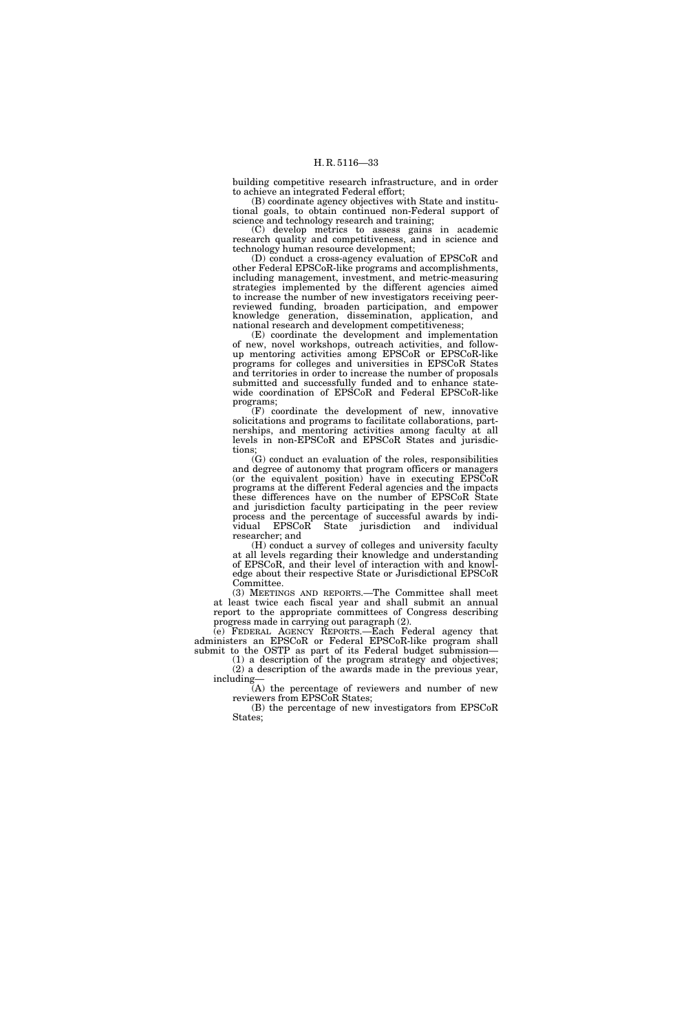building competitive research infrastructure, and in order to achieve an integrated Federal effort;

(B) coordinate agency objectives with State and institutional goals, to obtain continued non-Federal support of science and technology research and training;

(C) develop metrics to assess gains in academic research quality and competitiveness, and in science and technology human resource development;

(D) conduct a cross-agency evaluation of EPSCoR and other Federal EPSCoR-like programs and accomplishments, including management, investment, and metric-measuring strategies implemented by the different agencies aimed to increase the number of new investigators receiving peer-reviewed funding, broaden participation, and empower knowledge generation, dissemination, application, and national research and development competitiveness;

(E) coordinate the development and implementation of new, novel workshops, outreach activities, and follow-up mentoring activities among EPSCoR or EPSCoR-like programs for colleges and universities in EPSCoR States and territories in order to increase the number of proposals submitted and successfully funded and to enhance statewide coordination of EPSCoR and Federal EPSCoR-like programs;

(F) coordinate the development of new, innovative solicitations and programs to facilitate collaborations, partnerships, and mentoring activities among faculty at all levels in non-EPSCoR and EPSCoR States and jurisdictions;

(G) conduct an evaluation of the roles, responsibilities and degree of autonomy that program officers or managers (or the equivalent position) have in executing EPSCoR programs at the different Federal agencies and the impacts these differences have on the number of EPSCoR State and jurisdiction faculty participating in the peer review process and the percentage of successful awards by individual EPSCoR State jurisdiction and individual researcher; and

(H) conduct a survey of colleges and university faculty at all levels regarding their knowledge and understanding of EPSCoR, and their level of interaction with and knowledge about their respective State or Jurisdictional EPSCoR Committee.

(3) MEETINGS AND REPORTS.—The Committee shall meet at least twice each fiscal year and shall submit an annual report to the appropriate committees of Congress describing progress made in carrying out paragraph (2).

(e) FEDERAL AGENCY REPORTS.—Each Federal agency that administers an EPSCoR or Federal EPSCoR-like program shall submit to the OSTP as part of its Federal budget submission—

(1) a description of the program strategy and objectives;

(2) a description of the awards made in the previous year, including—

(A) the percentage of reviewers and number of new reviewers from EPSCoR States;

(B) the percentage of new investigators from EPSCoR States;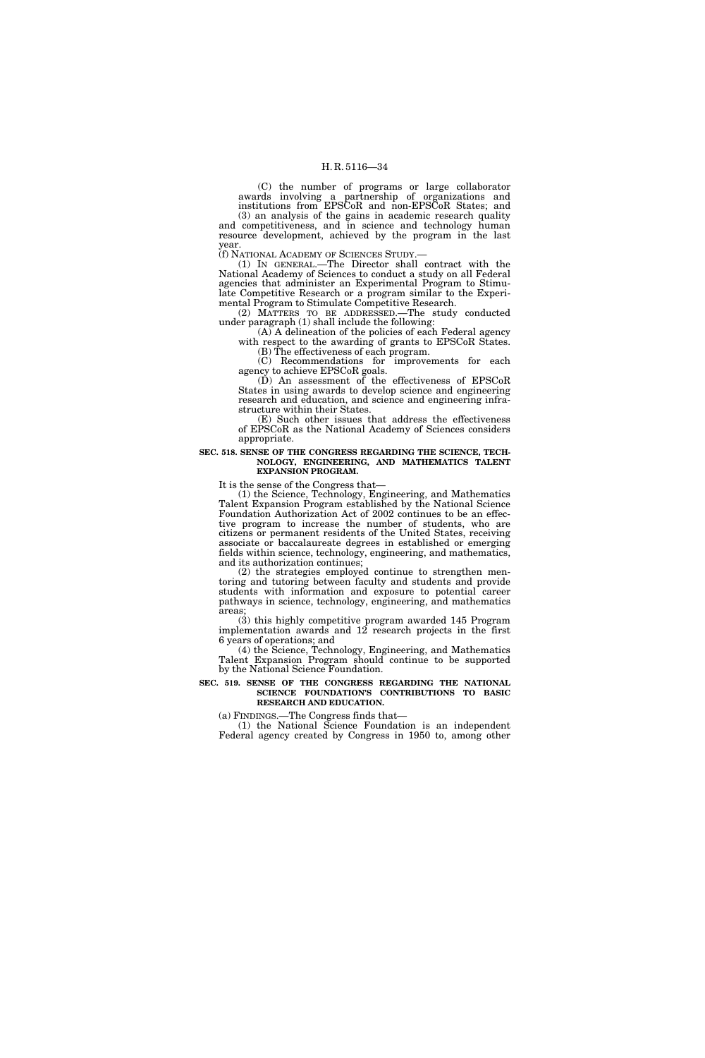(C) the number of programs or large collaborator awards involving a partnership of organizations and institutions from EPSCoR and non-EPSCoR States; and

(3) an analysis of the gains in academic research quality and competitiveness, and in science and technology human resource development, achieved by the program in the last year.

(f) NATIONAL ACADEMY OF SCIENCES STUDY.—

(1) IN GENERAL.—The Director shall contract with the National Academy of Sciences to conduct a study on all Federal agencies that administer an Experimental Program to Stimulate Competitive Research or a program similar to the Experimental Program to Stimulate Competitive Research.

(2) MATTERS TO BE ADDRESSED.—The study conducted under paragraph (1) shall include the following:

(A) A delineation of the policies of each Federal agency with respect to the awarding of grants to EPSCoR States.

(B) The effectiveness of each program.

(C) Recommendations for improvements for each agency to achieve EPSCoR goals.

(D) An assessment of the effectiveness of EPSCoR States in using awards to develop science and engineering research and education, and science and engineering infrastructure within their States.

(E) Such other issues that address the effectiveness of EPSCoR as the National Academy of Sciences considers appropriate.

**SEC. 518. SENSE OF THE CONGRESS REGARDING THE SCIENCE, TECHNOLOGY, ENGINEERING, AND MATHEMATICS TALENT EXPANSION PROGRAM.**

It is the sense of the Congress that—

(1) the Science, Technology, Engineering, and Mathematics Talent Expansion Program established by the National Science Foundation Authorization Act of 2002 continues to be an effective program to increase the number of students, who are citizens or permanent residents of the United States, receiving associate or baccalaureate degrees in established or emerging fields within science, technology, engineering, and mathematics, and its authorization continues;

(2) the strategies employed continue to strengthen mentoring and tutoring between faculty and students and provide students with information and exposure to potential career pathways in science, technology, engineering, and mathematics areas;

(3) this highly competitive program awarded 145 Program implementation awards and 12 research projects in the first 6 years of operations; and

(4) the Science, Technology, Engineering, and Mathematics Talent Expansion Program should continue to be supported by the National Science Foundation.

**SEC. 519. SENSE OF THE CONGRESS REGARDING THE NATIONAL SCIENCE FOUNDATION'S CONTRIBUTIONS TO BASIC RESEARCH AND EDUCATION.**

(a) FINDINGS.—The Congress finds that—

(1) the National Science Foundation is an independent Federal agency created by Congress in 1950 to, among other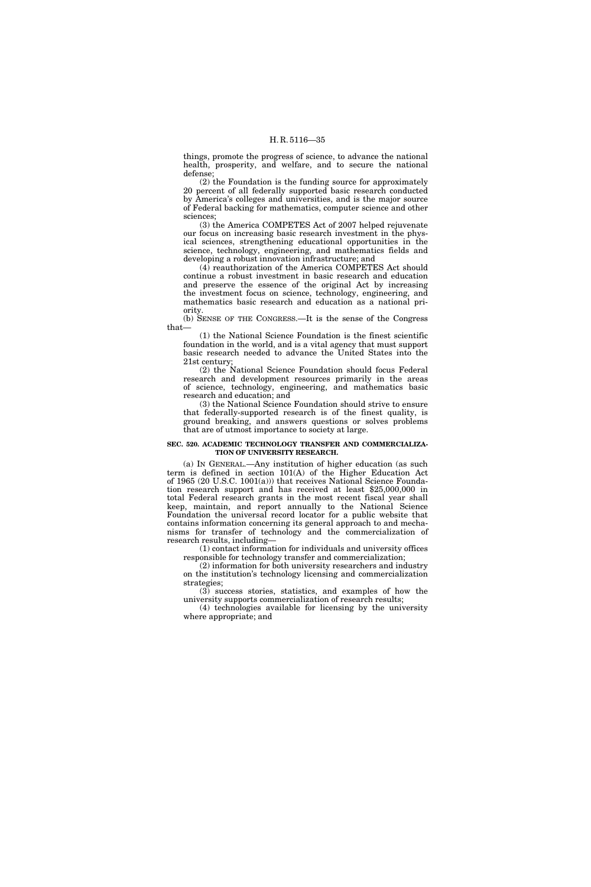things, promote the progress of science, to advance the national health, prosperity, and welfare, and to secure the national defense;

(2) the Foundation is the funding source for approximately 20 percent of all federally supported basic research conducted by America's colleges and universities, and is the major source of Federal backing for mathematics, computer science and other sciences;

(3) the America COMPETES Act of 2007 helped rejuvenate our focus on increasing basic research investment in the physical sciences, strengthening educational opportunities in the science, technology, engineering, and mathematics fields and developing a robust innovation infrastructure; and

(4) reauthorization of the America COMPETES Act should continue a robust investment in basic research and education and preserve the essence of the original Act by increasing the investment focus on science, technology, engineering, and mathematics basic research and education as a national priority.

(b) SENSE OF THE CONGRESS.—It is the sense of the Congress that—

(1) the National Science Foundation is the finest scientific foundation in the world, and is a vital agency that must support basic research needed to advance the United States into the 21st century;

(2) the National Science Foundation should focus Federal research and development resources primarily in the areas of science, technology, engineering, and mathematics basic research and education; and

(3) the National Science Foundation should strive to ensure that federally-supported research is of the finest quality, is ground breaking, and answers questions or solves problems that are of utmost importance to society at large.

**SEC. 520. ACADEMIC TECHNOLOGY TRANSFER AND COMMERCIALIZATION OF UNIVERSITY RESEARCH.**

(a) IN GENERAL.—Any institution of higher education (as such term is defined in section 101(A) of the Higher Education Act of 1965 (20 U.S.C. 1001(a))) that receives National Science Foundation research support and has received at least $25,000,000 in total Federal research grants in the most recent fiscal year shall keep, maintain, and report annually to the National Science Foundation the universal record locator for a public website that contains information concerning its general approach to and mechanisms for transfer of technology and the commercialization of research results, including—

(1) contact information for individuals and university offices responsible for technology transfer and commercialization;

(2) information for both university researchers and industry on the institution's technology licensing and commercialization strategies;

(3) success stories, statistics, and examples of how the university supports commercialization of research results;

(4) technologies available for licensing by the university where appropriate; and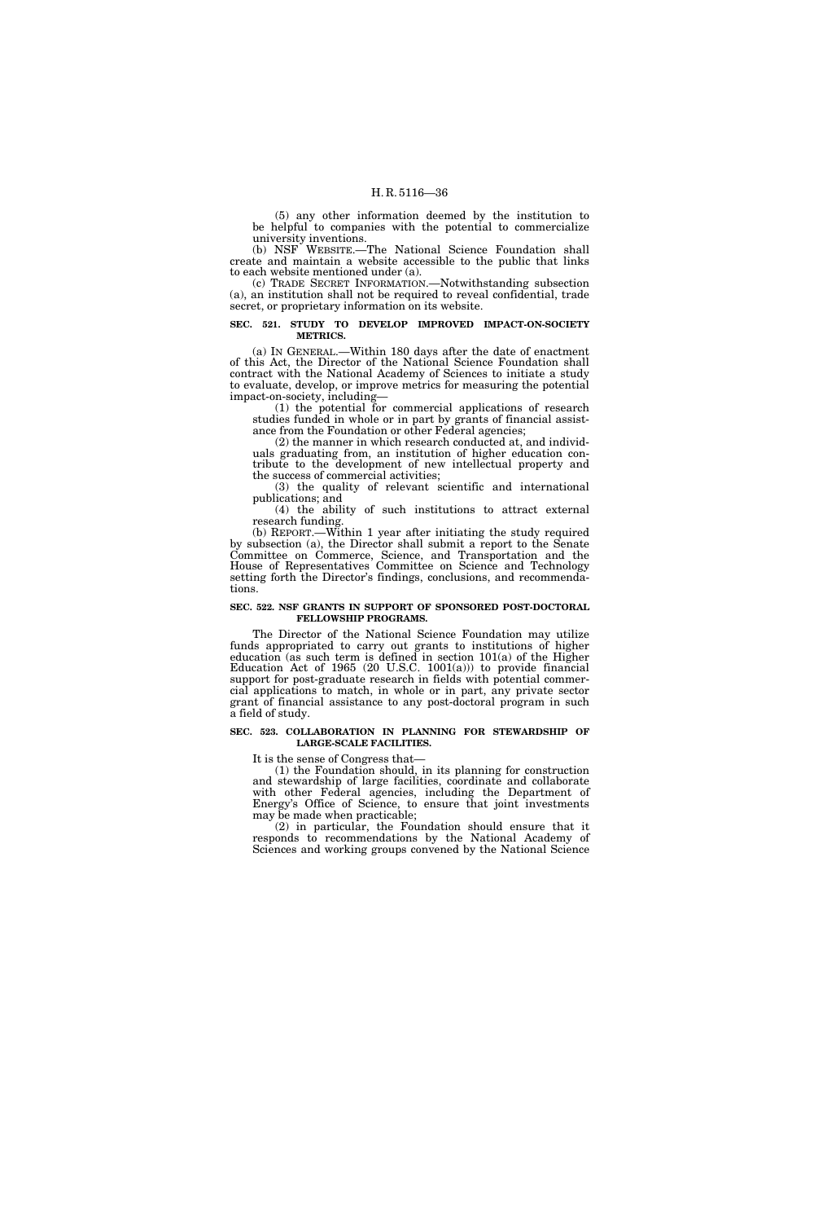(5) any other information deemed by the institution to be helpful to companies with the potential to commercialize university inventions.

(b) NSF WEBSITE.—The National Science Foundation shall create and maintain a website accessible to the public that links to each website mentioned under (a).

(c) TRADE SECRET INFORMATION.—Notwithstanding subsection (a), an institution shall not be required to reveal confidential, trade secret, or proprietary information on its website.

**SEC. 521. STUDY TO DEVELOP IMPROVED IMPACT-ON-SOCIETY METRICS.**

(a) IN GENERAL.—Within 180 days after the date of enactment of this Act, the Director of the National Science Foundation shall contract with the National Academy of Sciences to initiate a study to evaluate, develop, or improve metrics for measuring the potential impact-on-society, including—

(1) the potential for commercial applications of research studies funded in whole or in part by grants of financial assistance from the Foundation or other Federal agencies;

(2) the manner in which research conducted at, and individuals graduating from, an institution of higher education contribute to the development of new intellectual property and the success of commercial activities;

(3) the quality of relevant scientific and international publications; and

(4) the ability of such institutions to attract external research funding.

(b) REPORT.—Within 1 year after initiating the study required by subsection (a), the Director shall submit a report to the Senate Committee on Commerce, Science, and Transportation and the House of Representatives Committee on Science and Technology setting forth the Director's findings, conclusions, and recommendations.

**SEC. 522. NSF GRANTS IN SUPPORT OF SPONSORED POST-DOCTORAL FELLOWSHIP PROGRAMS.**

The Director of the National Science Foundation may utilize funds appropriated to carry out grants to institutions of higher education (as such term is defined in section 101(a) of the Higher Education Act of 1965 (20 U.S.C. 1001(a))) to provide financial support for post-graduate research in fields with potential commercial applications to match, in whole or in part, any private sector grant of financial assistance to any post-doctoral program in such a field of study.

**SEC. 523. COLLABORATION IN PLANNING FOR STEWARDSHIP OF LARGE-SCALE FACILITIES.**

It is the sense of Congress that—

(1) the Foundation should, in its planning for construction and stewardship of large facilities, coordinate and collaborate with other Federal agencies, including the Department of Energy's Office of Science, to ensure that joint investments may be made when practicable;

(2) in particular, the Foundation should ensure that it responds to recommendations by the National Academy of Sciences and working groups convened by the National Science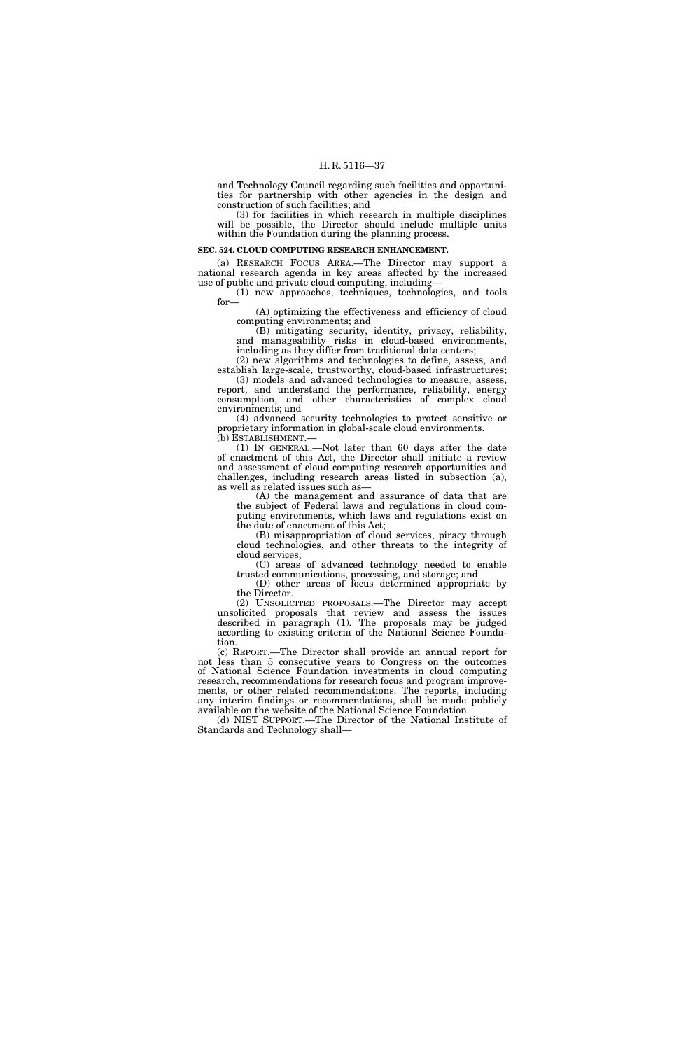and Technology Council regarding such facilities and opportunities for partnership with other agencies in the design and construction of such facilities; and

(3) for facilities in which research in multiple disciplines will be possible, the Director should include multiple units within the Foundation during the planning process.

**SEC. 524. CLOUD COMPUTING RESEARCH ENHANCEMENT.**

(a) RESEARCH FOCUS AREA.—The Director may support a national research agenda in key areas affected by the increased use of public and private cloud computing, including—

(1) new approaches, techniques, technologies, and tools for—

(A) optimizing the effectiveness and efficiency of cloud computing environments; and

(B) mitigating security, identity, privacy, reliability, and manageability risks in cloud-based environments, including as they differ from traditional data centers;

(2) new algorithms and technologies to define, assess, and establish large-scale, trustworthy, cloud-based infrastructures;

(3) models and advanced technologies to measure, assess, report, and understand the performance, reliability, energy consumption, and other characteristics of complex cloud environments; and

(4) advanced security technologies to protect sensitive or proprietary information in global-scale cloud environments.

(b) ESTABLISHMENT.—

(1) IN GENERAL.—Not later than 60 days after the date of enactment of this Act, the Director shall initiate a review and assessment of cloud computing research opportunities and challenges, including research areas listed in subsection (a), as well as related issues such as—

(A) the management and assurance of data that are the subject of Federal laws and regulations in cloud computing environments, which laws and regulations exist on the date of enactment of this Act;

(B) misappropriation of cloud services, piracy through cloud technologies, and other threats to the integrity of cloud services;

(C) areas of advanced technology needed to enable trusted communications, processing, and storage; and

(D) other areas of focus determined appropriate by the Director.

(2) UNSOLICITED PROPOSALS.—The Director may accept unsolicited proposals that review and assess the issues described in paragraph (1). The proposals may be judged according to existing criteria of the National Science Foundation.

(c) REPORT.—The Director shall provide an annual report for not less than 5 consecutive years to Congress on the outcomes of National Science Foundation investments in cloud computing research, recommendations for research focus and program improvements, or other related recommendations. The reports, including any interim findings or recommendations, shall be made publicly available on the website of the National Science Foundation.

(d) NIST SUPPORT.—The Director of the National Institute of Standards and Technology shall—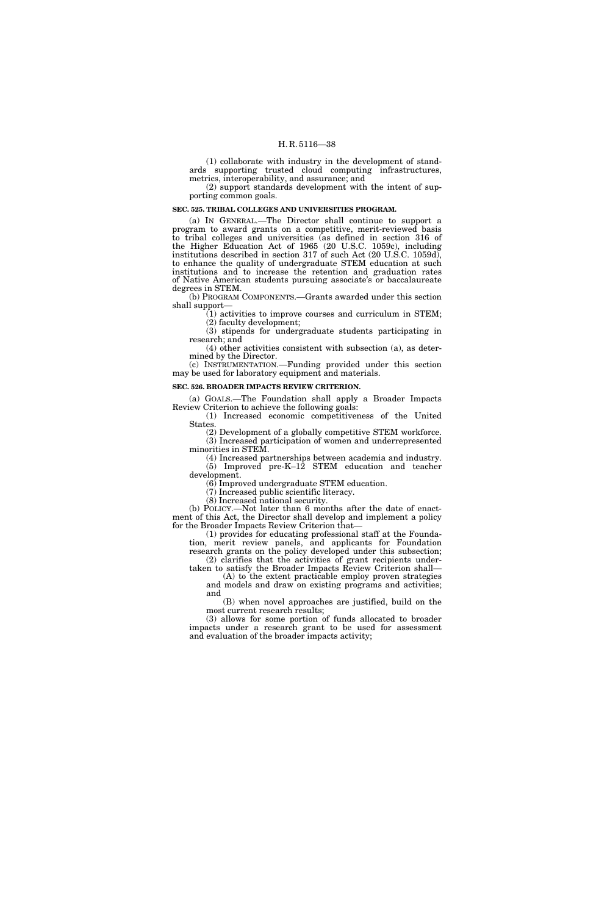(1) collaborate with industry in the development of standards supporting trusted cloud computing infrastructures, metrics, interoperability, and assurance; and

(2) support standards development with the intent of supporting common goals.

**SEC. 525. TRIBAL COLLEGES AND UNIVERSITIES PROGRAM.**

(a) IN GENERAL.—The Director shall continue to support a program to award grants on a competitive, merit-reviewed basis to tribal colleges and universities (as defined in section 316 of the Higher Education Act of 1965 (20 U.S.C. 1059c), including institutions described in section 317 of such Act (20 U.S.C. 1059d), to enhance the quality of undergraduate STEM education at such institutions and to increase the retention and graduation rates of Native American students pursuing associate's or baccalaureate degrees in STEM.

(b) PROGRAM COMPONENTS.—Grants awarded under this section shall support—

(1) activities to improve courses and curriculum in STEM;

(2) faculty development;

(3) stipends for undergraduate students participating in research; and

(4) other activities consistent with subsection (a), as determined by the Director.

(c) INSTRUMENTATION.—Funding provided under this section may be used for laboratory equipment and materials.

**SEC. 526. BROADER IMPACTS REVIEW CRITERION.**

(a) GOALS.—The Foundation shall apply a Broader Impacts Review Criterion to achieve the following goals:

(1) Increased economic competitiveness of the United States.

(2) Development of a globally competitive STEM workforce.

(3) Increased participation of women and underrepresented minorities in STEM.

(4) Increased partnerships between academia and industry.

(5) Improved pre-K–12 STEM education and teacher development.

(6) Improved undergraduate STEM education.

(7) Increased public scientific literacy.

(8) Increased national security.

(b) POLICY.—Not later than 6 months after the date of enactment of this Act, the Director shall develop and implement a policy for the Broader Impacts Review Criterion that—

(1) provides for educating professional staff at the Foundation, merit review panels, and applicants for Foundation research grants on the policy developed under this subsection;

(2) clarifies that the activities of grant recipients undertaken to satisfy the Broader Impacts Review Criterion shall—

(A) to the extent practicable employ proven strategies and models and draw on existing programs and activities; and

(B) when novel approaches are justified, build on the most current research results;

(3) allows for some portion of funds allocated to broader impacts under a research grant to be used for assessment and evaluation of the broader impacts activity;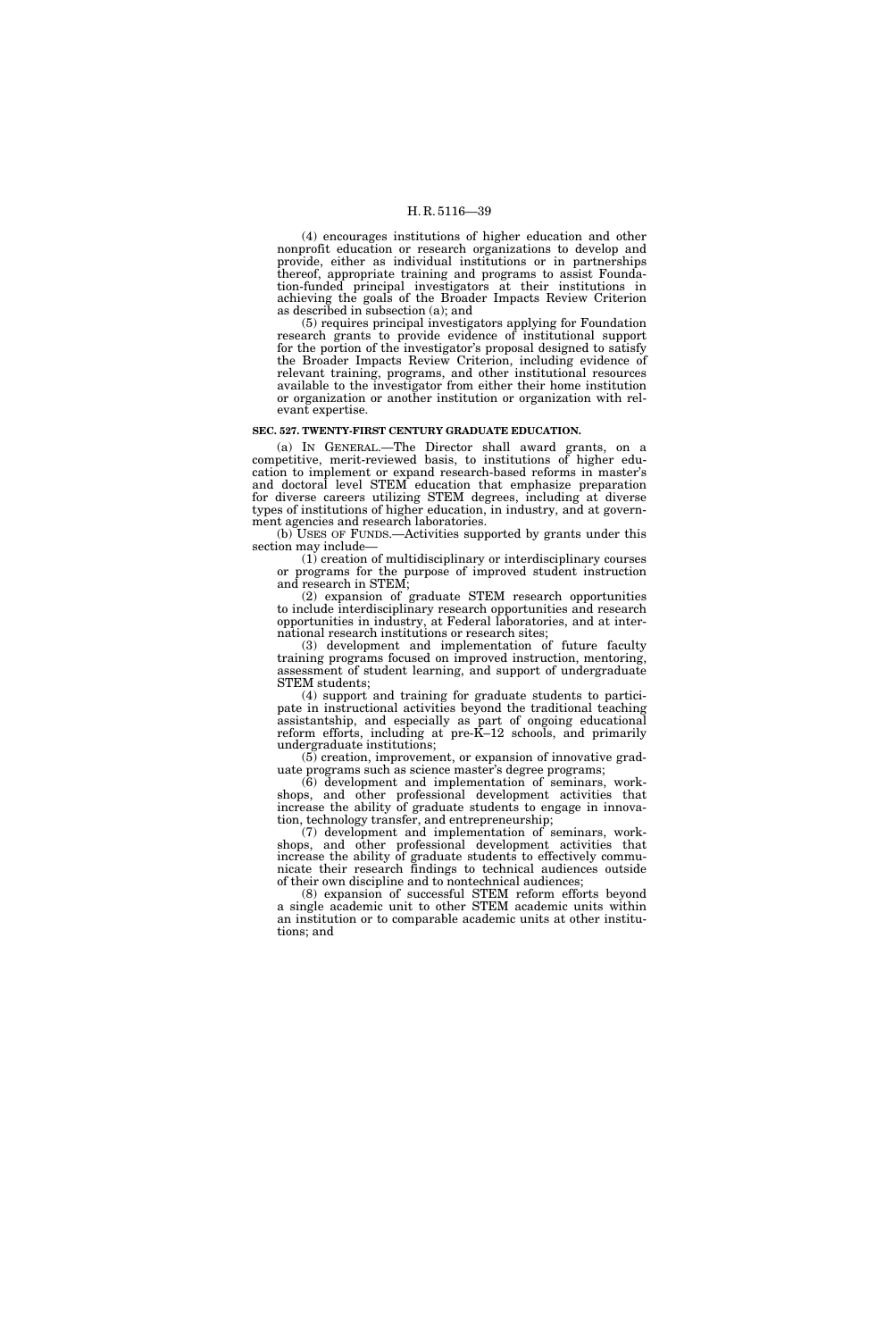(4) encourages institutions of higher education and other nonprofit education or research organizations to develop and provide, either as individual institutions or in partnerships thereof, appropriate training and programs to assist Foundation-funded principal investigators at their institutions in achieving the goals of the Broader Impacts Review Criterion as described in subsection (a); and

(5) requires principal investigators applying for Foundation research grants to provide evidence of institutional support for the portion of the investigator's proposal designed to satisfy the Broader Impacts Review Criterion, including evidence of relevant training, programs, and other institutional resources available to the investigator from either their home institution or organization or another institution or organization with relevant expertise.

**SEC. 527. TWENTY-FIRST CENTURY GRADUATE EDUCATION.**

(a) IN GENERAL.—The Director shall award grants, on a competitive, merit-reviewed basis, to institutions of higher education to implement or expand research-based reforms in master's and doctoral level STEM education that emphasize preparation for diverse careers utilizing STEM degrees, including at diverse types of institutions of higher education, in industry, and at government agencies and research laboratories.

(b) USES OF FUNDS.—Activities supported by grants under this section may include—

(1) creation of multidisciplinary or interdisciplinary courses or programs for the purpose of improved student instruction and research in STEM;

(2) expansion of graduate STEM research opportunities to include interdisciplinary research opportunities and research opportunities in industry, at Federal laboratories, and at international research institutions or research sites;

(3) development and implementation of future faculty training programs focused on improved instruction, mentoring, assessment of student learning, and support of undergraduate STEM students;

(4) support and training for graduate students to participate in instructional activities beyond the traditional teaching assistantship, and especially as part of ongoing educational reform efforts, including at pre-K–12 schools, and primarily undergraduate institutions;

(5) creation, improvement, or expansion of innovative graduate programs such as science master's degree programs;

(6) development and implementation of seminars, workshops, and other professional development activities that increase the ability of graduate students to engage in innovation, technology transfer, and entrepreneurship;

(7) development and implementation of seminars, workshops, and other professional development activities that increase the ability of graduate students to effectively communicate their research findings to technical audiences outside of their own discipline and to nontechnical audiences;

(8) expansion of successful STEM reform efforts beyond a single academic unit to other STEM academic units within an institution or to comparable academic units at other institutions; and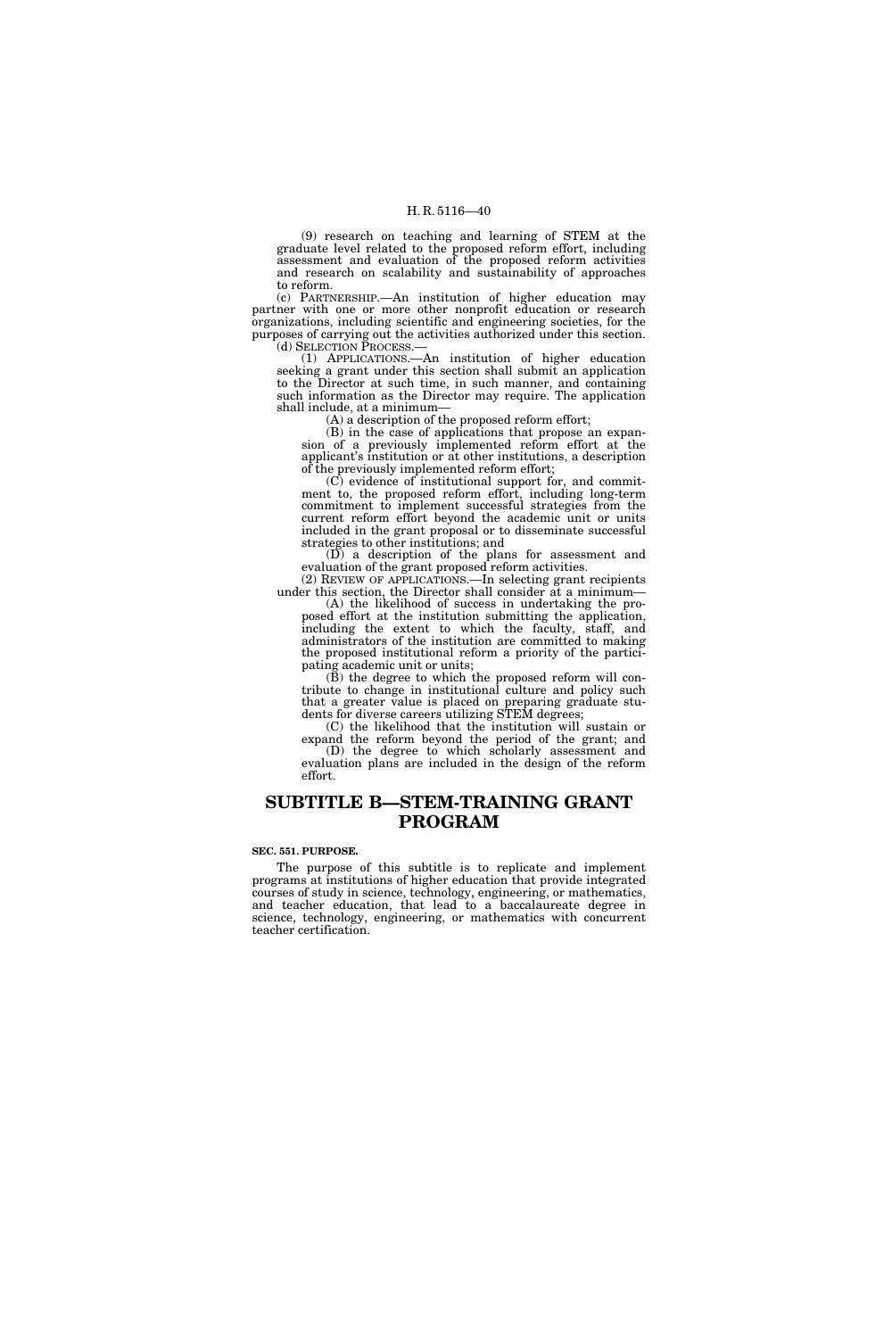(9) research on teaching and learning of STEM at the graduate level related to the proposed reform effort, including assessment and evaluation of the proposed reform activities and research on scalability and sustainability of approaches to reform.

(c) PARTNERSHIP.—An institution of higher education may partner with one or more other nonprofit education or research organizations, including scientific and engineering societies, for the purposes of carrying out the activities authorized under this section.

(d) SELECTION PROCESS.—

(1) APPLICATIONS.—An institution of higher education seeking a grant under this section shall submit an application to the Director at such time, in such manner, and containing such information as the Director may require. The application shall include, at a minimum—

(A) a description of the proposed reform effort;

(B) in the case of applications that propose an expansion of a previously implemented reform effort at the applicant's institution or at other institutions, a description of the previously implemented reform effort;

(C) evidence of institutional support for, and commitment to, the proposed reform effort, including long-term commitment to implement successful strategies from the current reform effort beyond the academic unit or units included in the grant proposal or to disseminate successful strategies to other institutions; and

(D) a description of the plans for assessment and evaluation of the grant proposed reform activities.

(2) REVIEW OF APPLICATIONS.—In selecting grant recipients under this section, the Director shall consider at a minimum—

(A) the likelihood of success in undertaking the proposed effort at the institution submitting the application, including the extent to which the faculty, staff, and administrators of the institution are committed to making the proposed institutional reform a priority of the participating academic unit or units;

(B) the degree to which the proposed reform will contribute to change in institutional culture and policy such that a greater value is placed on preparing graduate students for diverse careers utilizing STEM degrees;

(C) the likelihood that the institution will sustain or expand the reform beyond the period of the grant; and

(D) the degree to which scholarly assessment and evaluation plans are included in the design of the reform effort.

# SUBTITLE B—STEM-TRAINING GRANT PROGRAM

**SEC. 551. PURPOSE.**

The purpose of this subtitle is to replicate and implement programs at institutions of higher education that provide integrated courses of study in science, technology, engineering, or mathematics, and teacher education, that lead to a baccalaureate degree in science, technology, engineering, or mathematics with concurrent teacher certification.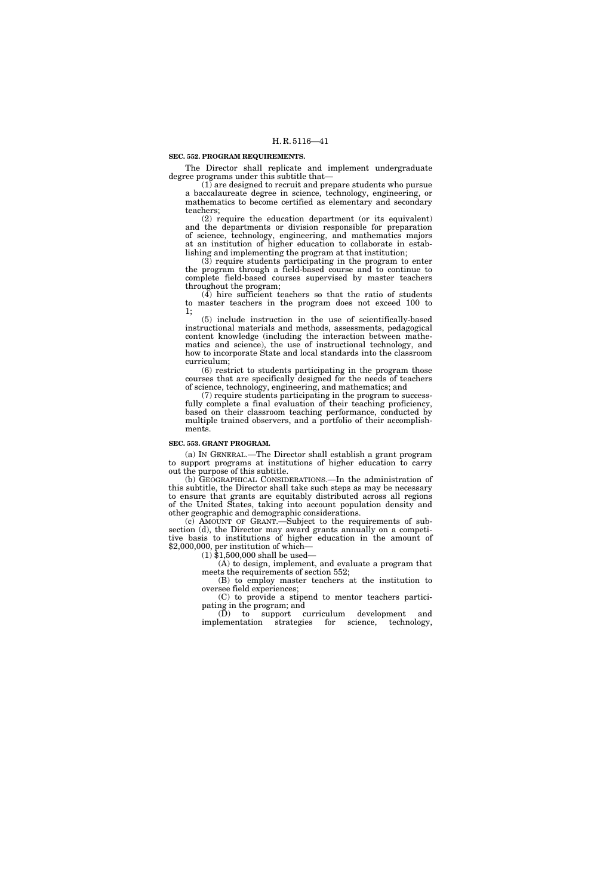**SEC. 552. PROGRAM REQUIREMENTS.**

The Director shall replicate and implement undergraduate degree programs under this subtitle that—

(1) are designed to recruit and prepare students who pursue a baccalaureate degree in science, technology, engineering, or mathematics to become certified as elementary and secondary teachers;

(2) require the education department (or its equivalent) and the departments or division responsible for preparation of science, technology, engineering, and mathematics majors at an institution of higher education to collaborate in establishing and implementing the program at that institution;

(3) require students participating in the program to enter the program through a field-based course and to continue to complete field-based courses supervised by master teachers throughout the program;

(4) hire sufficient teachers so that the ratio of students to master teachers in the program does not exceed 100 to 1;

(5) include instruction in the use of scientifically-based instructional materials and methods, assessments, pedagogical content knowledge (including the interaction between mathematics and science), the use of instructional technology, and how to incorporate State and local standards into the classroom curriculum;

(6) restrict to students participating in the program those courses that are specifically designed for the needs of teachers of science, technology, engineering, and mathematics; and

(7) require students participating in the program to successfully complete a final evaluation of their teaching proficiency, based on their classroom teaching performance, conducted by multiple trained observers, and a portfolio of their accomplishments.

**SEC. 553. GRANT PROGRAM.**

(a) IN GENERAL.—The Director shall establish a grant program to support programs at institutions of higher education to carry out the purpose of this subtitle.

(b) GEOGRAPHICAL CONSIDERATIONS.—In the administration of this subtitle, the Director shall take such steps as may be necessary to ensure that grants are equitably distributed across all regions of the United States, taking into account population density and other geographic and demographic considerations.

(c) AMOUNT OF GRANT.—Subject to the requirements of subsection (d), the Director may award grants annually on a competitive basis to institutions of higher education in the amount of $2,000,000, per institution of which—

(1) $1,500,000 shall be used—

(A) to design, implement, and evaluate a program that meets the requirements of section 552;

(B) to employ master teachers at the institution to oversee field experiences;

(C) to provide a stipend to mentor teachers participating in the program; and

(D) to support curriculum development and implementation strategies for science, technology,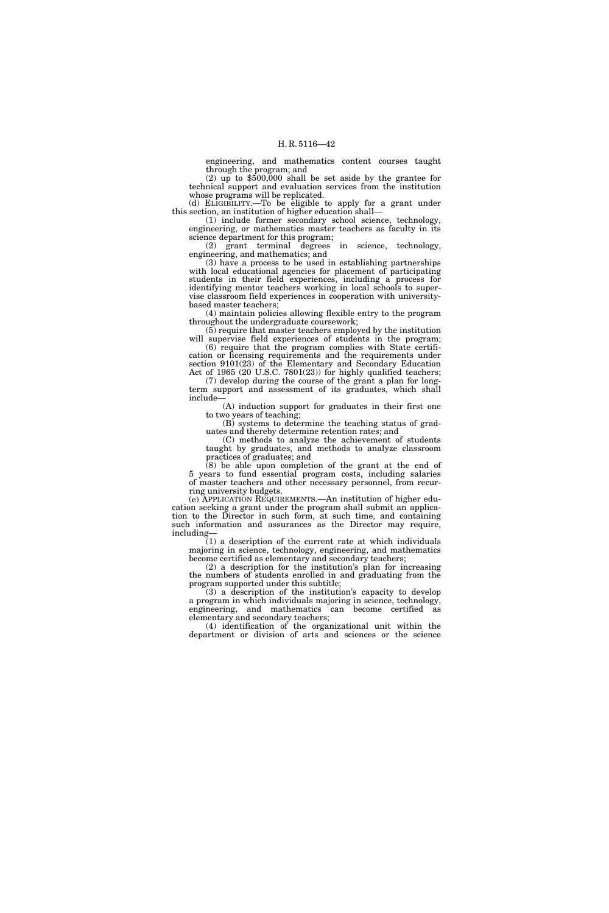engineering, and mathematics content courses taught through the program; and

(2) up to $500,000 shall be set aside by the grantee for technical support and evaluation services from the institution whose programs will be replicated.

(d) ELIGIBILITY.—To be eligible to apply for a grant under this section, an institution of higher education shall—

(1) include former secondary school science, technology, engineering, or mathematics master teachers as faculty in its science department for this program;

(2) grant terminal degrees in science, technology, engineering, and mathematics; and

(3) have a process to be used in establishing partnerships with local educational agencies for placement of participating students in their field experiences, including a process for identifying mentor teachers working in local schools to supervise classroom field experiences in cooperation with university-based master teachers;

(4) maintain policies allowing flexible entry to the program throughout the undergraduate coursework;

(5) require that master teachers employed by the institution will supervise field experiences of students in the program;

(6) require that the program complies with State certification or licensing requirements and the requirements under section 9101(23) of the Elementary and Secondary Education Act of 1965 (20 U.S.C. 7801(23)) for highly qualified teachers;

(7) develop during the course of the grant a plan for long-term support and assessment of its graduates, which shall include—

(A) induction support for graduates in their first one to two years of teaching;

(B) systems to determine the teaching status of graduates and thereby determine retention rates; and

(C) methods to analyze the achievement of students taught by graduates, and methods to analyze classroom practices of graduates; and

(8) be able upon completion of the grant at the end of 5 years to fund essential program costs, including salaries of master teachers and other necessary personnel, from recurring university budgets.

(e) APPLICATION REQUIREMENTS.—An institution of higher education seeking a grant under the program shall submit an application to the Director in such form, at such time, and containing such information and assurances as the Director may require, including—

(1) a description of the current rate at which individuals majoring in science, technology, engineering, and mathematics become certified as elementary and secondary teachers;

(2) a description for the institution's plan for increasing the numbers of students enrolled in and graduating from the program supported under this subtitle;

(3) a description of the institution's capacity to develop a program in which individuals majoring in science, technology, engineering, and mathematics can become certified as elementary and secondary teachers;

(4) identification of the organizational unit within the department or division of arts and sciences or the science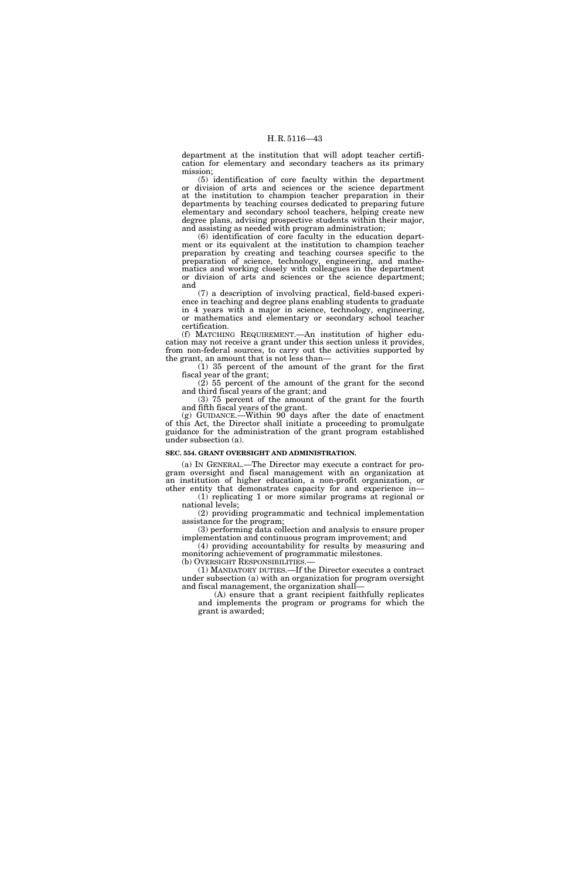department at the institution that will adopt teacher certification for elementary and secondary teachers as its primary mission;

(5) identification of core faculty within the department or division of arts and sciences or the science department at the institution to champion teacher preparation in their departments by teaching courses dedicated to preparing future elementary and secondary school teachers, helping create new degree plans, advising prospective students within their major, and assisting as needed with program administration;

(6) identification of core faculty in the education department or its equivalent at the institution to champion teacher preparation by creating and teaching courses specific to the preparation of science, technology, engineering, and mathematics and working closely with colleagues in the department or division of arts and sciences or the science department; and

(7) a description of involving practical, field-based experience in teaching and degree plans enabling students to graduate in 4 years with a major in science, technology, engineering, or mathematics and elementary or secondary school teacher certification.

(f) MATCHING REQUIREMENT.—An institution of higher education may not receive a grant under this section unless it provides, from non-federal sources, to carry out the activities supported by the grant, an amount that is not less than—

(1) 35 percent of the amount of the grant for the first fiscal year of the grant;

(2) 55 percent of the amount of the grant for the second and third fiscal years of the grant; and

(3) 75 percent of the amount of the grant for the fourth and fifth fiscal years of the grant.

(g) GUIDANCE.—Within 90 days after the date of enactment of this Act, the Director shall initiate a proceeding to promulgate guidance for the administration of the grant program established under subsection (a).

**SEC. 554. GRANT OVERSIGHT AND ADMINISTRATION.**

(a) IN GENERAL.—The Director may execute a contract for program oversight and fiscal management with an organization at an institution of higher education, a non-profit organization, or other entity that demonstrates capacity for and experience in—

(1) replicating 1 or more similar programs at regional or national levels;

(2) providing programmatic and technical implementation assistance for the program;

(3) performing data collection and analysis to ensure proper implementation and continuous program improvement; and

(4) providing accountability for results by measuring and monitoring achievement of programmatic milestones.

(b) OVERSIGHT RESPONSIBILITIES.—

(1) MANDATORY DUTIES.—If the Director executes a contract under subsection (a) with an organization for program oversight and fiscal management, the organization shall—

(A) ensure that a grant recipient faithfully replicates and implements the program or programs for which the grant is awarded;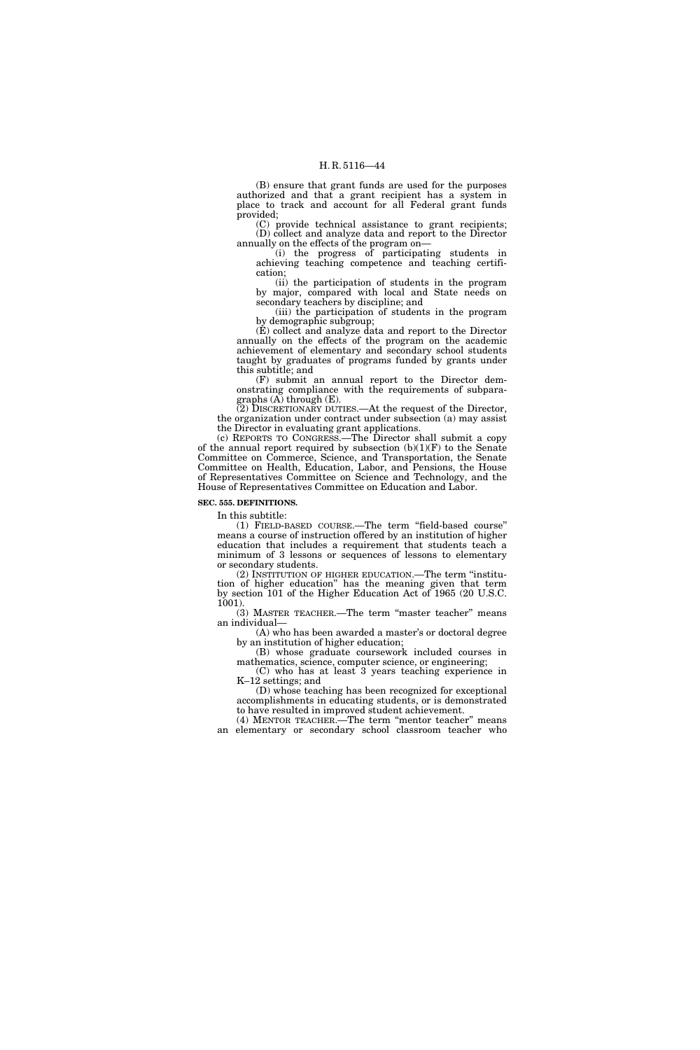(B) ensure that grant funds are used for the purposes authorized and that a grant recipient has a system in place to track and account for all Federal grant funds provided;

(C) provide technical assistance to grant recipients;

(D) collect and analyze data and report to the Director annually on the effects of the program on—

(i) the progress of participating students in achieving teaching competence and teaching certification;

(ii) the participation of students in the program by major, compared with local and State needs on secondary teachers by discipline; and

(iii) the participation of students in the program by demographic subgroup;

(E) collect and analyze data and report to the Director annually on the effects of the program on the academic achievement of elementary and secondary school students taught by graduates of programs funded by grants under this subtitle; and

(F) submit an annual report to the Director demonstrating compliance with the requirements of subparagraphs (A) through (E).

(2) DISCRETIONARY DUTIES.—At the request of the Director, the organization under contract under subsection (a) may assist the Director in evaluating grant applications.

(c) REPORTS TO CONGRESS.—The Director shall submit a copy of the annual report required by subsection (b)(1)(F) to the Senate Committee on Commerce, Science, and Transportation, the Senate Committee on Health, Education, Labor, and Pensions, the House of Representatives Committee on Science and Technology, and the House of Representatives Committee on Education and Labor.

**SEC. 555. DEFINITIONS.**

In this subtitle:

(1) FIELD-BASED COURSE.—The term "field-based course" means a course of instruction offered by an institution of higher education that includes a requirement that students teach a minimum of 3 lessons or sequences of lessons to elementary or secondary students.

(2) INSTITUTION OF HIGHER EDUCATION.—The term "institution of higher education" has the meaning given that term by section 101 of the Higher Education Act of 1965 (20 U.S.C. 1001).

(3) MASTER TEACHER.—The term "master teacher" means an individual—

(A) who has been awarded a master's or doctoral degree by an institution of higher education;

(B) whose graduate coursework included courses in mathematics, science, computer science, or engineering;

(C) who has at least 3 years teaching experience in K–12 settings; and

(D) whose teaching has been recognized for exceptional accomplishments in educating students, or is demonstrated to have resulted in improved student achievement.

(4) MENTOR TEACHER.—The term "mentor teacher" means an elementary or secondary school classroom teacher who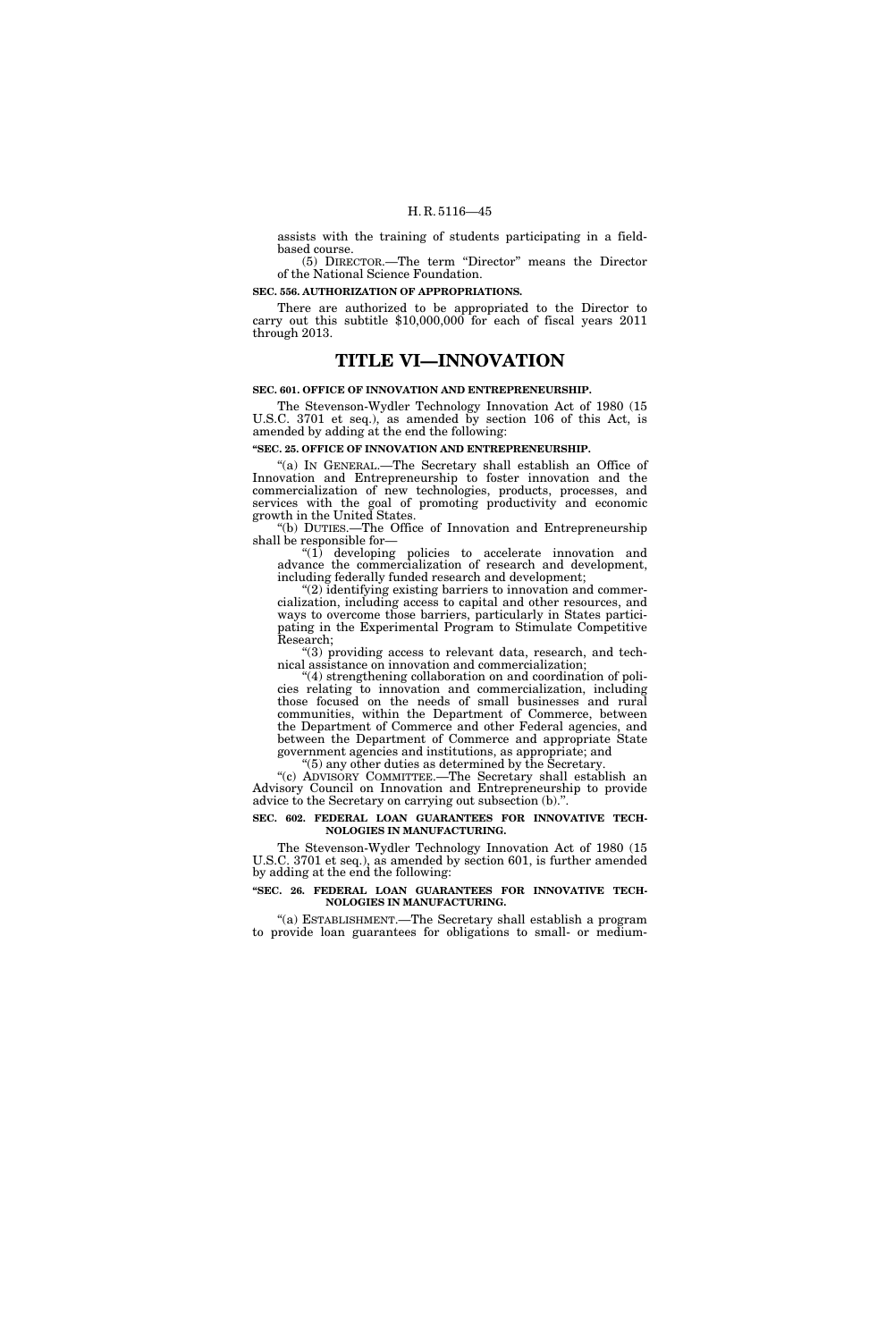assists with the training of students participating in a field-based course.

(5) DIRECTOR.—The term "Director" means the Director of the National Science Foundation.

**SEC. 556. AUTHORIZATION OF APPROPRIATIONS.**

There are authorized to be appropriated to the Director to carry out this subtitle $10,000,000 for each of fiscal years 2011 through 2013.

# TITLE VI—INNOVATION

**SEC. 601. OFFICE OF INNOVATION AND ENTREPRENEURSHIP.**

The Stevenson-Wydler Technology Innovation Act of 1980 (15 U.S.C. 3701 et seq.), as amended by section 106 of this Act, is amended by adding at the end the following:

**"SEC. 25. OFFICE OF INNOVATION AND ENTREPRENEURSHIP.**

"(a) IN GENERAL.—The Secretary shall establish an Office of Innovation and Entrepreneurship to foster innovation and the commercialization of new technologies, products, processes, and services with the goal of promoting productivity and economic growth in the United States.

"(b) DUTIES.—The Office of Innovation and Entrepreneurship shall be responsible for—

"(1) developing policies to accelerate innovation and advance the commercialization of research and development, including federally funded research and development;

"(2) identifying existing barriers to innovation and commercialization, including access to capital and other resources, and ways to overcome those barriers, particularly in States participating in the Experimental Program to Stimulate Competitive Research;

"(3) providing access to relevant data, research, and technical assistance on innovation and commercialization;

"(4) strengthening collaboration on and coordination of policies relating to innovation and commercialization, including those focused on the needs of small businesses and rural communities, within the Department of Commerce, between the Department of Commerce and other Federal agencies, and between the Department of Commerce and appropriate State government agencies and institutions, as appropriate; and

"(5) any other duties as determined by the Secretary.

"(c) ADVISORY COMMITTEE.—The Secretary shall establish an Advisory Council on Innovation and Entrepreneurship to provide advice to the Secretary on carrying out subsection (b).".

**SEC. 602. FEDERAL LOAN GUARANTEES FOR INNOVATIVE TECHNOLOGIES IN MANUFACTURING.**

The Stevenson-Wydler Technology Innovation Act of 1980 (15 U.S.C. 3701 et seq.), as amended by section 601, is further amended by adding at the end the following:

**"SEC. 26. FEDERAL LOAN GUARANTEES FOR INNOVATIVE TECHNOLOGIES IN MANUFACTURING.**

"(a) ESTABLISHMENT.—The Secretary shall establish a program to provide loan guarantees for obligations to small- or medium-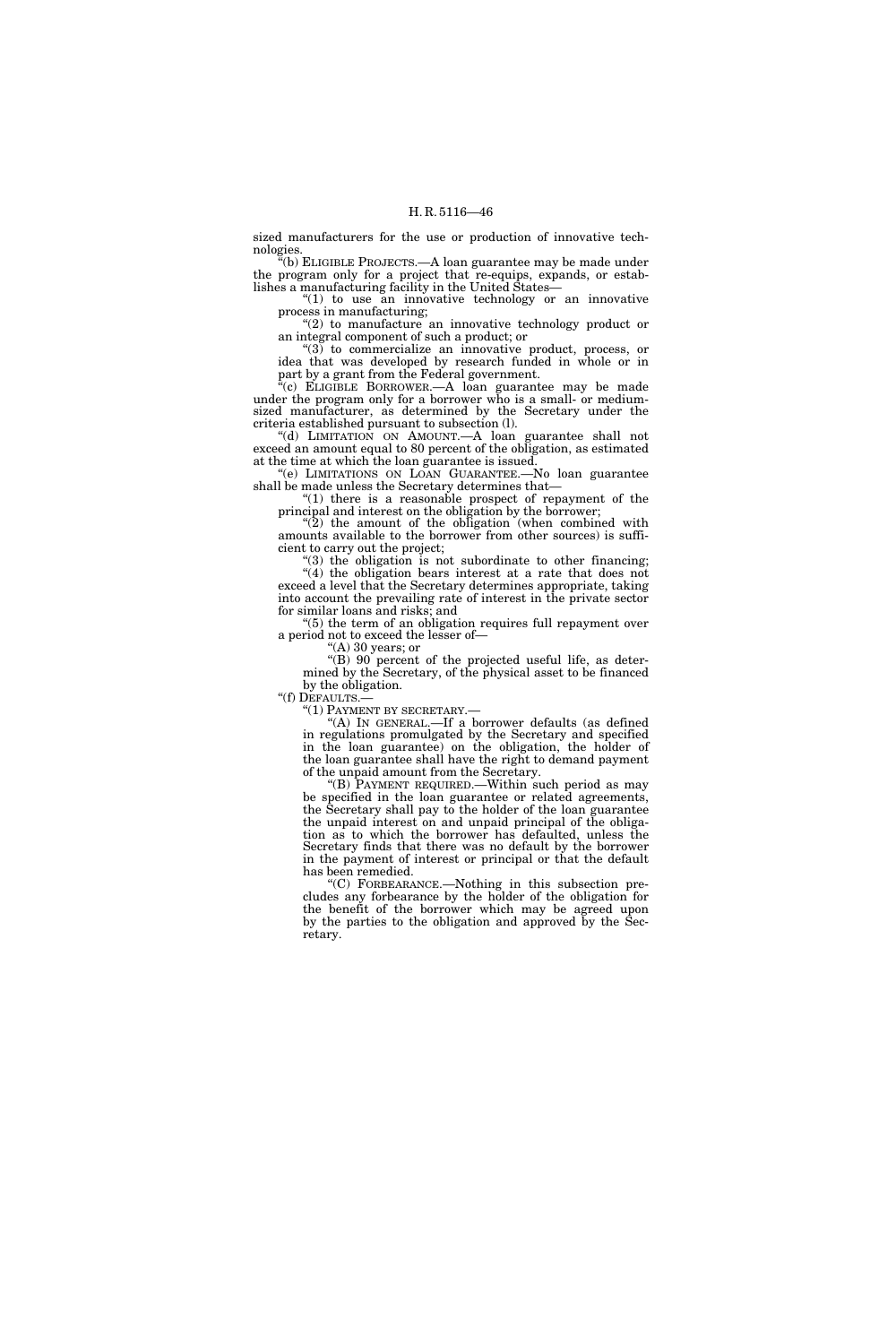sized manufacturers for the use or production of innovative technologies.

"(b) ELIGIBLE PROJECTS.—A loan guarantee may be made under the program only for a project that re-equips, expands, or establishes a manufacturing facility in the United States—

"(1) to use an innovative technology or an innovative process in manufacturing;

"(2) to manufacture an innovative technology product or an integral component of such a product; or

"(3) to commercialize an innovative product, process, or idea that was developed by research funded in whole or in part by a grant from the Federal government.

"(c) ELIGIBLE BORROWER.—A loan guarantee may be made under the program only for a borrower who is a small- or medium-sized manufacturer, as determined by the Secretary under the criteria established pursuant to subsection (l).

"(d) LIMITATION ON AMOUNT.—A loan guarantee shall not exceed an amount equal to 80 percent of the obligation, as estimated at the time at which the loan guarantee is issued.

"(e) LIMITATIONS ON LOAN GUARANTEE.—No loan guarantee shall be made unless the Secretary determines that—

"(1) there is a reasonable prospect of repayment of the principal and interest on the obligation by the borrower;

"(2) the amount of the obligation (when combined with amounts available to the borrower from other sources) is sufficient to carry out the project;

"(3) the obligation is not subordinate to other financing;

"(4) the obligation bears interest at a rate that does not exceed a level that the Secretary determines appropriate, taking into account the prevailing rate of interest in the private sector for similar loans and risks; and

"(5) the term of an obligation requires full repayment over a period not to exceed the lesser of—

"(A) 30 years; or

"(B) 90 percent of the projected useful life, as determined by the Secretary, of the physical asset to be financed by the obligation.

"(f) DEFAULTS.—

"(1) PAYMENT BY SECRETARY.—

"(A) IN GENERAL.—If a borrower defaults (as defined in regulations promulgated by the Secretary and specified in the loan guarantee) on the obligation, the holder of the loan guarantee shall have the right to demand payment of the unpaid amount from the Secretary.

"(B) PAYMENT REQUIRED.—Within such period as may be specified in the loan guarantee or related agreements, the Secretary shall pay to the holder of the loan guarantee the unpaid interest on and unpaid principal of the obligation as to which the borrower has defaulted, unless the Secretary finds that there was no default by the borrower in the payment of interest or principal or that the default has been remedied.

"(C) FORBEARANCE.—Nothing in this subsection precludes any forbearance by the holder of the obligation for the benefit of the borrower which may be agreed upon by the parties to the obligation and approved by the Secretary.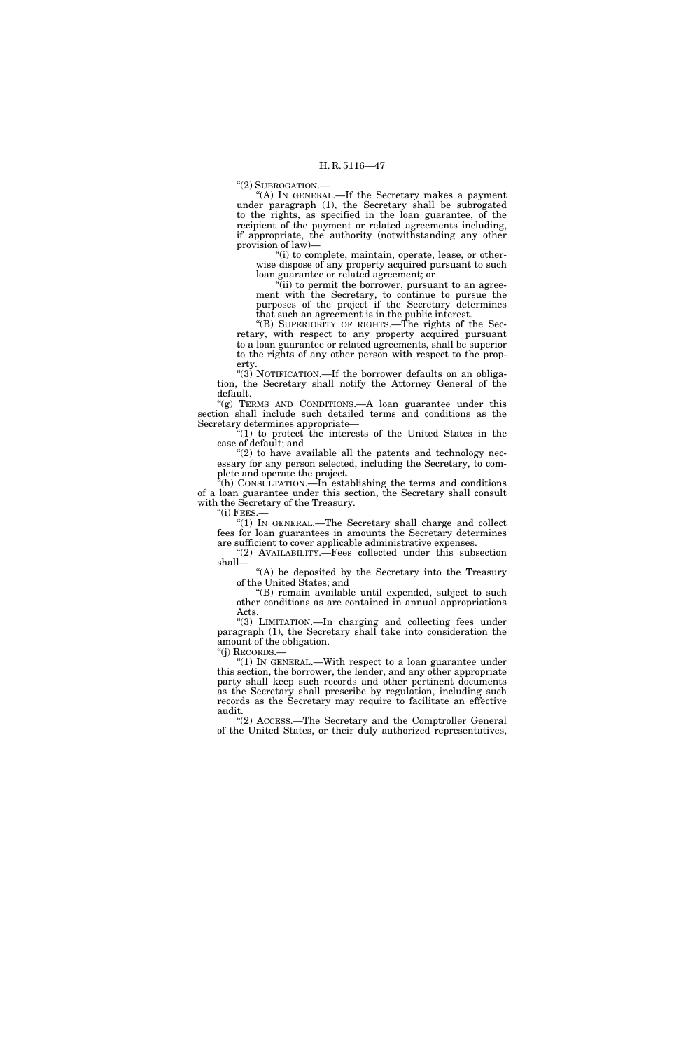"(2) SUBROGATION.—

"(A) IN GENERAL.—If the Secretary makes a payment under paragraph (1), the Secretary shall be subrogated to the rights, as specified in the loan guarantee, of the recipient of the payment or related agreements including, if appropriate, the authority (notwithstanding any other provision of law)—

"(i) to complete, maintain, operate, lease, or otherwise dispose of any property acquired pursuant to such loan guarantee or related agreement; or

"(ii) to permit the borrower, pursuant to an agreement with the Secretary, to continue to pursue the purposes of the project if the Secretary determines that such an agreement is in the public interest.

"(B) SUPERIORITY OF RIGHTS.—The rights of the Secretary, with respect to any property acquired pursuant to a loan guarantee or related agreements, shall be superior to the rights of any other person with respect to the property.

"(3) NOTIFICATION.—If the borrower defaults on an obligation, the Secretary shall notify the Attorney General of the default.

"(g) TERMS AND CONDITIONS.—A loan guarantee under this section shall include such detailed terms and conditions as the Secretary determines appropriate—

"(1) to protect the interests of the United States in the case of default; and

"(2) to have available all the patents and technology necessary for any person selected, including the Secretary, to complete and operate the project.

"(h) CONSULTATION.—In establishing the terms and conditions of a loan guarantee under this section, the Secretary shall consult with the Secretary of the Treasury.

"(i) FEES.—

"(1) IN GENERAL.—The Secretary shall charge and collect fees for loan guarantees in amounts the Secretary determines are sufficient to cover applicable administrative expenses.

"(2) AVAILABILITY.—Fees collected under this subsection shall—

"(A) be deposited by the Secretary into the Treasury of the United States; and

"(B) remain available until expended, subject to such other conditions as are contained in annual appropriations Acts.

"(3) LIMITATION.—In charging and collecting fees under paragraph (1), the Secretary shall take into consideration the amount of the obligation.

"(j) RECORDS.—

"(1) IN GENERAL.—With respect to a loan guarantee under this section, the borrower, the lender, and any other appropriate party shall keep such records and other pertinent documents as the Secretary shall prescribe by regulation, including such records as the Secretary may require to facilitate an effective audit.

"(2) ACCESS.—The Secretary and the Comptroller General of the United States, or their duly authorized representatives,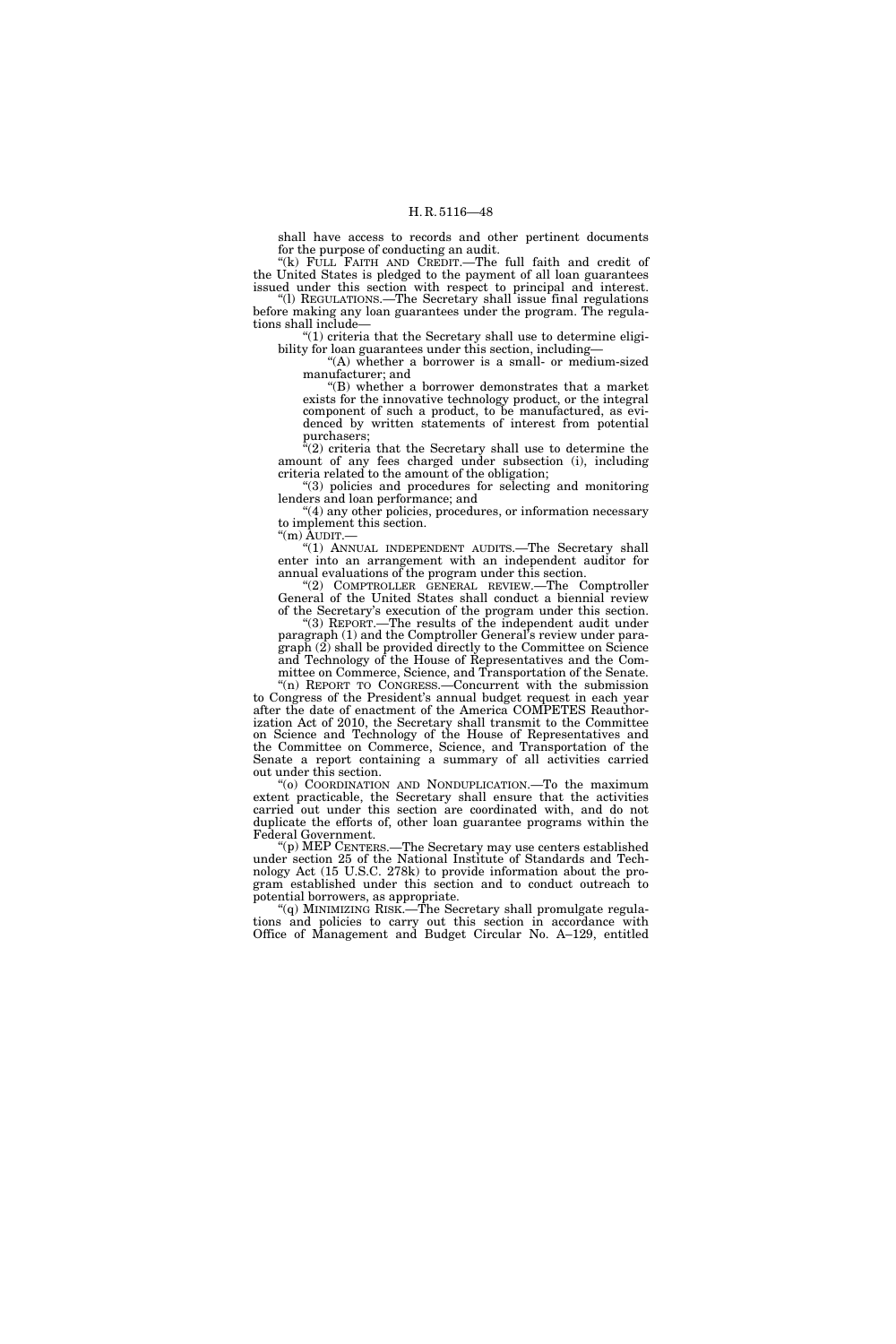shall have access to records and other pertinent documents for the purpose of conducting an audit.

"(k) FULL FAITH AND CREDIT.—The full faith and credit of the United States is pledged to the payment of all loan guarantees issued under this section with respect to principal and interest.

"(l) REGULATIONS.—The Secretary shall issue final regulations before making any loan guarantees under the program. The regulations shall include—

"(1) criteria that the Secretary shall use to determine eligibility for loan guarantees under this section, including—

"(A) whether a borrower is a small- or medium-sized manufacturer; and

"(B) whether a borrower demonstrates that a market exists for the innovative technology product, or the integral component of such a product, to be manufactured, as evidenced by written statements of interest from potential purchasers;

"(2) criteria that the Secretary shall use to determine the amount of any fees charged under subsection (i), including criteria related to the amount of the obligation;

"(3) policies and procedures for selecting and monitoring lenders and loan performance; and

"(4) any other policies, procedures, or information necessary to implement this section.

"(m) AUDIT.—

"(1) ANNUAL INDEPENDENT AUDITS.—The Secretary shall enter into an arrangement with an independent auditor for annual evaluations of the program under this section.

"(2) COMPTROLLER GENERAL REVIEW.—The Comptroller General of the United States shall conduct a biennial review of the Secretary's execution of the program under this section.

"(3) REPORT.—The results of the independent audit under paragraph (1) and the Comptroller General's review under paragraph (2) shall be provided directly to the Committee on Science and Technology of the House of Representatives and the Committee on Commerce, Science, and Transportation of the Senate.

"(n) REPORT TO CONGRESS.—Concurrent with the submission to Congress of the President's annual budget request in each year after the date of enactment of the America COMPETES Reauthorization Act of 2010, the Secretary shall transmit to the Committee on Science and Technology of the House of Representatives and the Committee on Commerce, Science, and Transportation of the Senate a report containing a summary of all activities carried out under this section.

"(o) COORDINATION AND NONDUPLICATION.—To the maximum extent practicable, the Secretary shall ensure that the activities carried out under this section are coordinated with, and do not duplicate the efforts of, other loan guarantee programs within the Federal Government.

"(p) MEP CENTERS.—The Secretary may use centers established under section 25 of the National Institute of Standards and Technology Act (15 U.S.C. 278k) to provide information about the program established under this section and to conduct outreach to potential borrowers, as appropriate.

"(q) MINIMIZING RISK.—The Secretary shall promulgate regulations and policies to carry out this section in accordance with Office of Management and Budget Circular No. A–129, entitled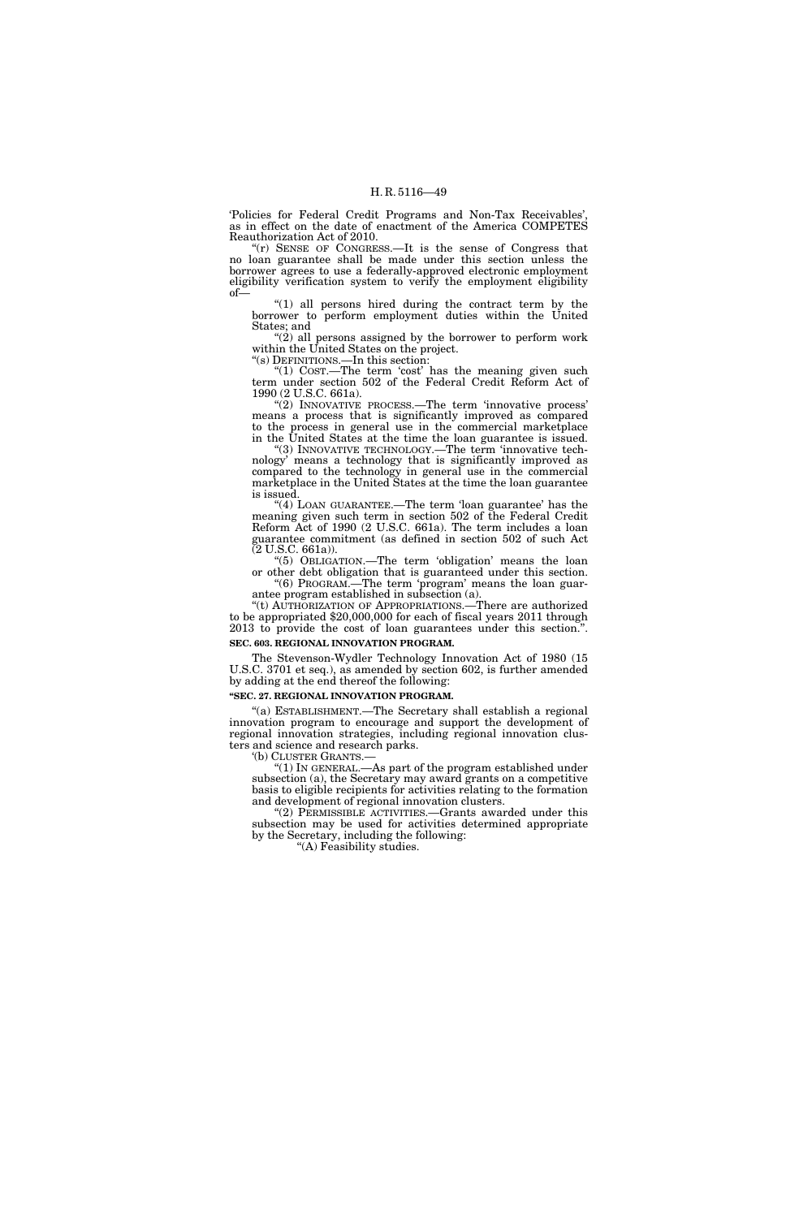'Policies for Federal Credit Programs and Non-Tax Receivables', as in effect on the date of enactment of the America COMPETES Reauthorization Act of 2010.

"(r) SENSE OF CONGRESS.—It is the sense of Congress that no loan guarantee shall be made under this section unless the borrower agrees to use a federally-approved electronic employment eligibility verification system to verify the employment eligibility of—

"(1) all persons hired during the contract term by the borrower to perform employment duties within the United States; and

"(2) all persons assigned by the borrower to perform work within the United States on the project.

"(s) DEFINITIONS.—In this section:

"(1) COST.—The term 'cost' has the meaning given such term under section 502 of the Federal Credit Reform Act of 1990 (2 U.S.C. 661a).

"(2) INNOVATIVE PROCESS.—The term 'innovative process' means a process that is significantly improved as compared to the process in general use in the commercial marketplace in the United States at the time the loan guarantee is issued.

"(3) INNOVATIVE TECHNOLOGY.—The term 'innovative technology' means a technology that is significantly improved as compared to the technology in general use in the commercial marketplace in the United States at the time the loan guarantee is issued.

"(4) LOAN GUARANTEE.—The term 'loan guarantee' has the meaning given such term in section 502 of the Federal Credit Reform Act of 1990 (2 U.S.C. 661a). The term includes a loan guarantee commitment (as defined in section 502 of such Act (2 U.S.C. 661a)).

"(5) OBLIGATION.—The term 'obligation' means the loan or other debt obligation that is guaranteed under this section.

"(6) PROGRAM.—The term 'program' means the loan guarantee program established in subsection (a).

"(t) AUTHORIZATION OF APPROPRIATIONS.—There are authorized to be appropriated $20,000,000 for each of fiscal years 2011 through 2013 to provide the cost of loan guarantees under this section.".

**SEC. 603. REGIONAL INNOVATION PROGRAM.**

The Stevenson-Wydler Technology Innovation Act of 1980 (15 U.S.C. 3701 et seq.), as amended by section 602, is further amended by adding at the end thereof the following:

**"SEC. 27. REGIONAL INNOVATION PROGRAM.**

"(a) ESTABLISHMENT.—The Secretary shall establish a regional innovation program to encourage and support the development of regional innovation strategies, including regional innovation clusters and science and research parks.

'(b) CLUSTER GRANTS.—

"(1) IN GENERAL.—As part of the program established under subsection (a), the Secretary may award grants on a competitive basis to eligible recipients for activities relating to the formation and development of regional innovation clusters.

"(2) PERMISSIBLE ACTIVITIES.—Grants awarded under this subsection may be used for activities determined appropriate by the Secretary, including the following:

"(A) Feasibility studies.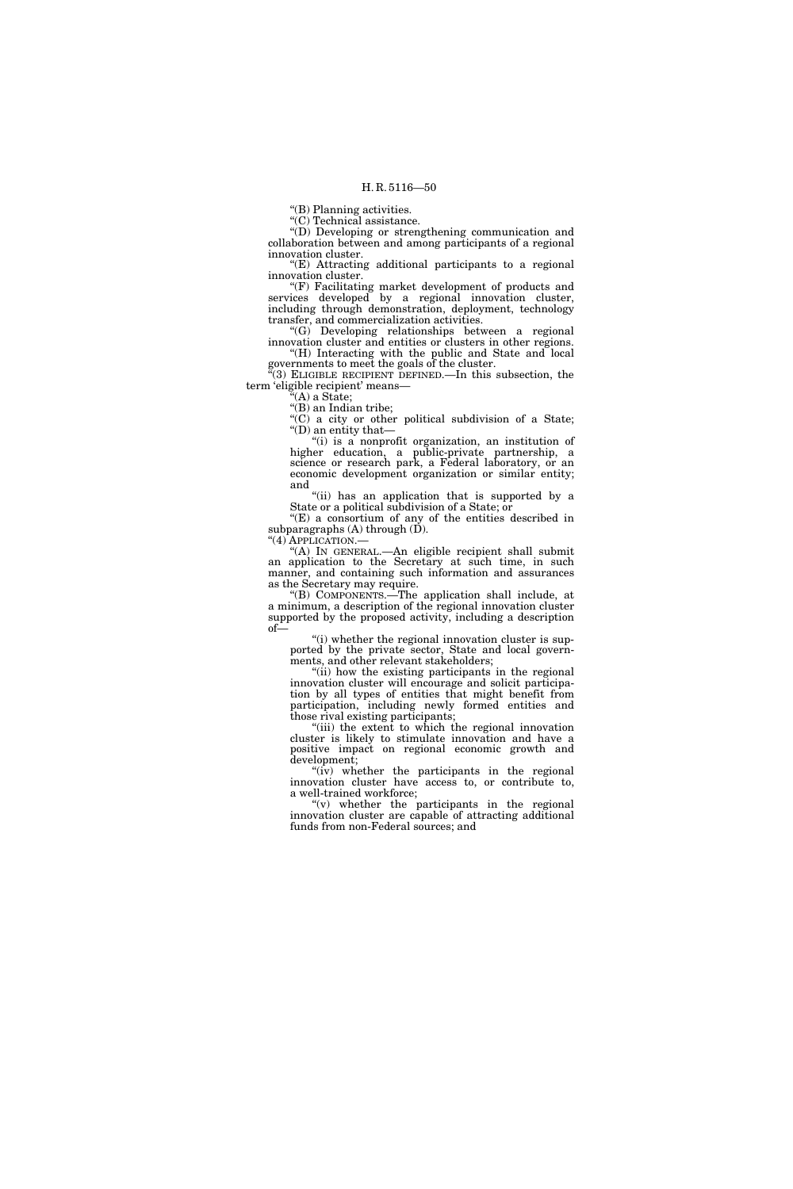"(B) Planning activities.

"(C) Technical assistance.

"(D) Developing or strengthening communication and collaboration between and among participants of a regional innovation cluster.

"(E) Attracting additional participants to a regional innovation cluster.

"(F) Facilitating market development of products and services developed by a regional innovation cluster, including through demonstration, deployment, technology transfer, and commercialization activities.

"(G) Developing relationships between a regional innovation cluster and entities or clusters in other regions.

"(H) Interacting with the public and State and local governments to meet the goals of the cluster.

"(3) ELIGIBLE RECIPIENT DEFINED.—In this subsection, the term 'eligible recipient' means—

"(A) a State;

"(B) an Indian tribe;

"(C) a city or other political subdivision of a State;

"(D) an entity that—

"(i) is a nonprofit organization, an institution of higher education, a public-private partnership, a science or research park, a Federal laboratory, or an economic development organization or similar entity; and

"(ii) has an application that is supported by a State or a political subdivision of a State; or

"(E) a consortium of any of the entities described in subparagraphs (A) through (D).

"(4) APPLICATION.—

"(A) IN GENERAL.—An eligible recipient shall submit an application to the Secretary at such time, in such manner, and containing such information and assurances as the Secretary may require.

"(B) COMPONENTS.—The application shall include, at a minimum, a description of the regional innovation cluster supported by the proposed activity, including a description of—

"(i) whether the regional innovation cluster is supported by the private sector, State and local governments, and other relevant stakeholders;

"(ii) how the existing participants in the regional innovation cluster will encourage and solicit participation by all types of entities that might benefit from participation, including newly formed entities and those rival existing participants;

"(iii) the extent to which the regional innovation cluster is likely to stimulate innovation and have a positive impact on regional economic growth and development;

"(iv) whether the participants in the regional innovation cluster have access to, or contribute to, a well-trained workforce;

"(v) whether the participants in the regional innovation cluster are capable of attracting additional funds from non-Federal sources; and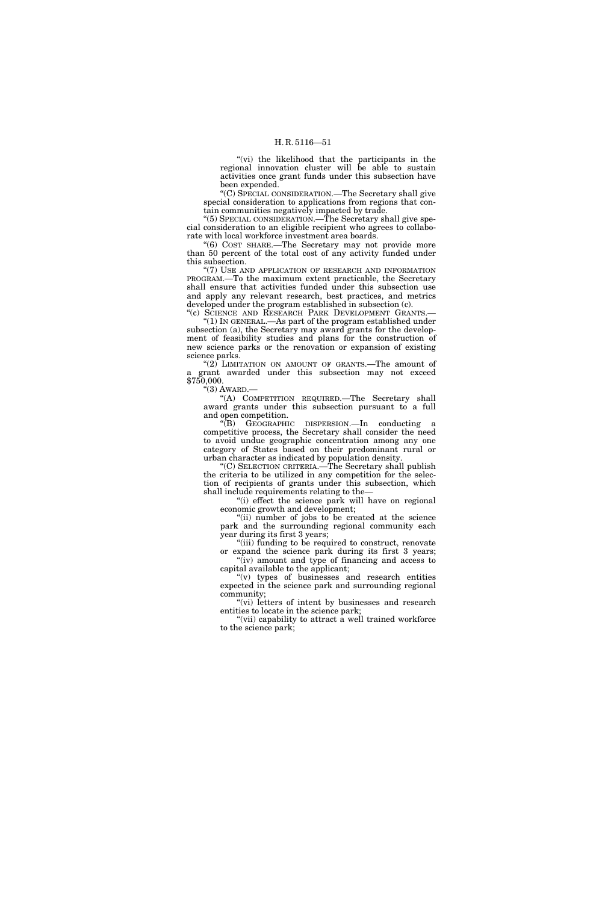"(vi) the likelihood that the participants in the regional innovation cluster will be able to sustain activities once grant funds under this subsection have been expended.

"(C) SPECIAL CONSIDERATION.—The Secretary shall give special consideration to applications from regions that contain communities negatively impacted by trade.

"(5) SPECIAL CONSIDERATION.—The Secretary shall give special consideration to an eligible recipient who agrees to collaborate with local workforce investment area boards.

"(6) COST SHARE.—The Secretary may not provide more than 50 percent of the total cost of any activity funded under this subsection.

"(7) USE AND APPLICATION OF RESEARCH AND INFORMATION PROGRAM.—To the maximum extent practicable, the Secretary shall ensure that activities funded under this subsection use and apply any relevant research, best practices, and metrics developed under the program established in subsection (c).

"(c) SCIENCE AND RESEARCH PARK DEVELOPMENT GRANTS.—

"(1) IN GENERAL.—As part of the program established under subsection (a), the Secretary may award grants for the development of feasibility studies and plans for the construction of new science parks or the renovation or expansion of existing science parks.

"(2) LIMITATION ON AMOUNT OF GRANTS.—The amount of a grant awarded under this subsection may not exceed $750,000.

"(3) AWARD.—

"(A) COMPETITION REQUIRED.—The Secretary shall award grants under this subsection pursuant to a full and open competition.

"(B) GEOGRAPHIC DISPERSION.—In conducting a competitive process, the Secretary shall consider the need to avoid undue geographic concentration among any one category of States based on their predominant rural or urban character as indicated by population density.

"(C) SELECTION CRITERIA.—The Secretary shall publish the criteria to be utilized in any competition for the selection of recipients of grants under this subsection, which shall include requirements relating to the—

"(i) effect the science park will have on regional economic growth and development;

"(ii) number of jobs to be created at the science park and the surrounding regional community each year during its first 3 years;

"(iii) funding to be required to construct, renovate or expand the science park during its first 3 years;

"(iv) amount and type of financing and access to capital available to the applicant;

"(v) types of businesses and research entities expected in the science park and surrounding regional community;

"(vi) letters of intent by businesses and research entities to locate in the science park;

"(vii) capability to attract a well trained workforce to the science park;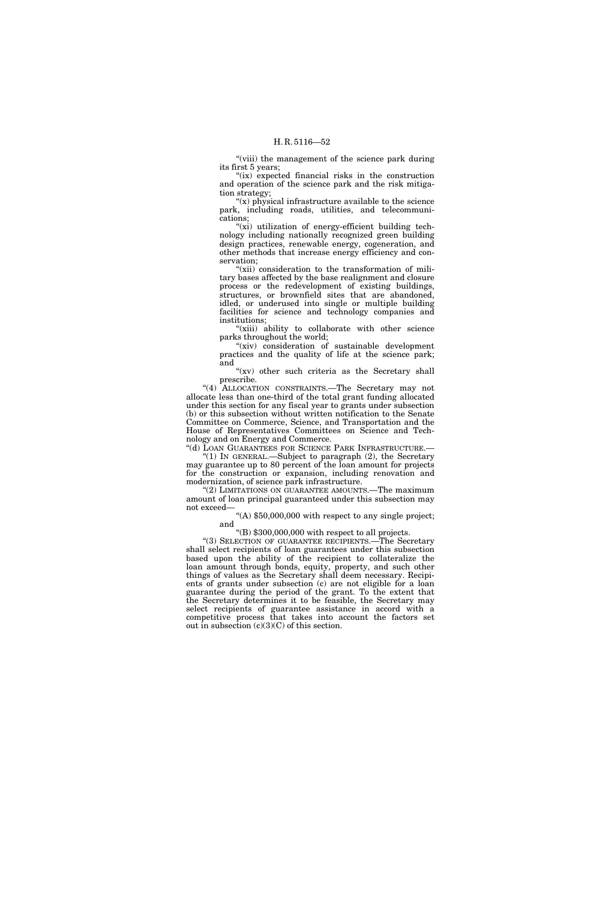"(viii) the management of the science park during its first 5 years;

"(ix) expected financial risks in the construction and operation of the science park and the risk mitigation strategy;

"(x) physical infrastructure available to the science park, including roads, utilities, and telecommunications;

"(xi) utilization of energy-efficient building technology including nationally recognized green building design practices, renewable energy, cogeneration, and other methods that increase energy efficiency and conservation;

"(xii) consideration to the transformation of military bases affected by the base realignment and closure process or the redevelopment of existing buildings, structures, or brownfield sites that are abandoned, idled, or underused into single or multiple building facilities for science and technology companies and institutions;

"(xiii) ability to collaborate with other science parks throughout the world;

"(xiv) consideration of sustainable development practices and the quality of life at the science park; and

"(xv) other such criteria as the Secretary shall prescribe.

"(4) ALLOCATION CONSTRAINTS.—The Secretary may not allocate less than one-third of the total grant funding allocated under this section for any fiscal year to grants under subsection (b) or this subsection without written notification to the Senate Committee on Commerce, Science, and Transportation and the House of Representatives Committees on Science and Technology and on Energy and Commerce.

"(d) LOAN GUARANTEES FOR SCIENCE PARK INFRASTRUCTURE.—

"(1) IN GENERAL.—Subject to paragraph (2), the Secretary may guarantee up to 80 percent of the loan amount for projects for the construction or expansion, including renovation and modernization, of science park infrastructure.

"(2) LIMITATIONS ON GUARANTEE AMOUNTS.—The maximum amount of loan principal guaranteed under this subsection may not exceed—

"(A) $50,000,000 with respect to any single project; and

"(B) $300,000,000 with respect to all projects.

"(3) SELECTION OF GUARANTEE RECIPIENTS.—The Secretary shall select recipients of loan guarantees under this subsection based upon the ability of the recipient to collateralize the loan amount through bonds, equity, property, and such other things of values as the Secretary shall deem necessary. Recipients of grants under subsection (c) are not eligible for a loan guarantee during the period of the grant. To the extent that the Secretary determines it to be feasible, the Secretary may select recipients of guarantee assistance in accord with a competitive process that takes into account the factors set out in subsection (c)(3)(C) of this section.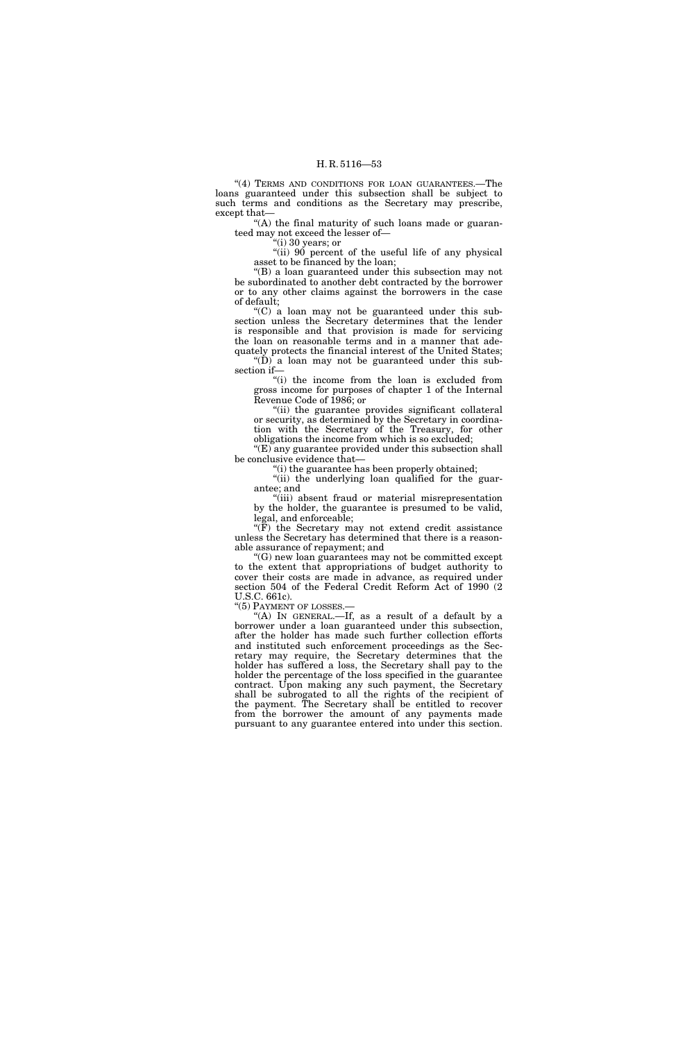"(4) TERMS AND CONDITIONS FOR LOAN GUARANTEES.—The loans guaranteed under this subsection shall be subject to such terms and conditions as the Secretary may prescribe, except that—

"(A) the final maturity of such loans made or guaranteed may not exceed the lesser of—

"(i) 30 years; or

"(ii) 90 percent of the useful life of any physical asset to be financed by the loan;

"(B) a loan guaranteed under this subsection may not be subordinated to another debt contracted by the borrower or to any other claims against the borrowers in the case of default;

"(C) a loan may not be guaranteed under this subsection unless the Secretary determines that the lender is responsible and that provision is made for servicing the loan on reasonable terms and in a manner that adequately protects the financial interest of the United States;

"(D) a loan may not be guaranteed under this subsection if—

"(i) the income from the loan is excluded from gross income for purposes of chapter 1 of the Internal Revenue Code of 1986; or

"(ii) the guarantee provides significant collateral or security, as determined by the Secretary in coordination with the Secretary of the Treasury, for other obligations the income from which is so excluded;

"(E) any guarantee provided under this subsection shall be conclusive evidence that—

"(i) the guarantee has been properly obtained;

"(ii) the underlying loan qualified for the guarantee; and

"(iii) absent fraud or material misrepresentation by the holder, the guarantee is presumed to be valid, legal, and enforceable;

"(F) the Secretary may not extend credit assistance unless the Secretary has determined that there is a reasonable assurance of repayment; and

"(G) new loan guarantees may not be committed except to the extent that appropriations of budget authority to cover their costs are made in advance, as required under section 504 of the Federal Credit Reform Act of 1990 (2 U.S.C. 661c).

"(5) PAYMENT OF LOSSES.—

"(A) IN GENERAL.—If, as a result of a default by a borrower under a loan guaranteed under this subsection, after the holder has made such further collection efforts and instituted such enforcement proceedings as the Secretary may require, the Secretary determines that the holder has suffered a loss, the Secretary shall pay to the holder the percentage of the loss specified in the guarantee contract. Upon making any such payment, the Secretary shall be subrogated to all the rights of the recipient of the payment. The Secretary shall be entitled to recover from the borrower the amount of any payments made pursuant to any guarantee entered into under this section.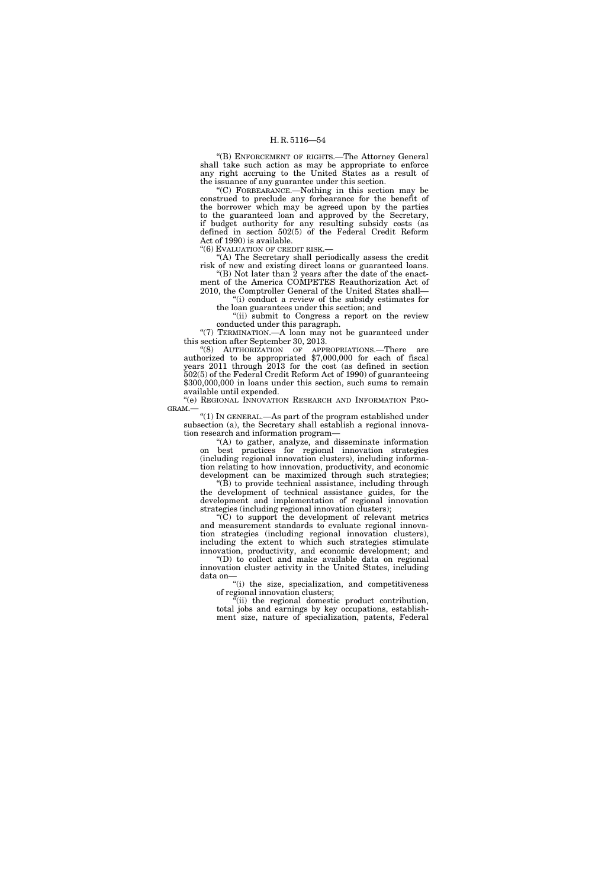"(B) ENFORCEMENT OF RIGHTS.—The Attorney General shall take such action as may be appropriate to enforce any right accruing to the United States as a result of the issuance of any guarantee under this section.

"(C) FORBEARANCE.—Nothing in this section may be construed to preclude any forbearance for the benefit of the borrower which may be agreed upon by the parties to the guaranteed loan and approved by the Secretary, if budget authority for any resulting subsidy costs (as defined in section 502(5) of the Federal Credit Reform Act of 1990) is available.

"(6) EVALUATION OF CREDIT RISK.—

"(A) The Secretary shall periodically assess the credit risk of new and existing direct loans or guaranteed loans.

"(B) Not later than 2 years after the date of the enactment of the America COMPETES Reauthorization Act of 2010, the Comptroller General of the United States shall—

"(i) conduct a review of the subsidy estimates for the loan guarantees under this section; and

"(ii) submit to Congress a report on the review conducted under this paragraph.

"(7) TERMINATION.—A loan may not be guaranteed under this section after September 30, 2013.

"(8) AUTHORIZATION OF APPROPRIATIONS.—There are authorized to be appropriated $7,000,000 for each of fiscal years 2011 through 2013 for the cost (as defined in section 502(5) of the Federal Credit Reform Act of 1990) of guaranteeing $300,000,000 in loans under this section, such sums to remain available until expended.

"(e) REGIONAL INNOVATION RESEARCH AND INFORMATION PROGRAM.—

"(1) IN GENERAL.—As part of the program established under subsection (a), the Secretary shall establish a regional innovation research and information program—

"(A) to gather, analyze, and disseminate information on best practices for regional innovation strategies (including regional innovation clusters), including information relating to how innovation, productivity, and economic development can be maximized through such strategies;

"(B) to provide technical assistance, including through the development of technical assistance guides, for the development and implementation of regional innovation strategies (including regional innovation clusters);

"(C) to support the development of relevant metrics and measurement standards to evaluate regional innovation strategies (including regional innovation clusters), including the extent to which such strategies stimulate innovation, productivity, and economic development; and

"(D) to collect and make available data on regional innovation cluster activity in the United States, including data on—

"(i) the size, specialization, and competitiveness of regional innovation clusters;

"(ii) the regional domestic product contribution, total jobs and earnings by key occupations, establishment size, nature of specialization, patents, Federal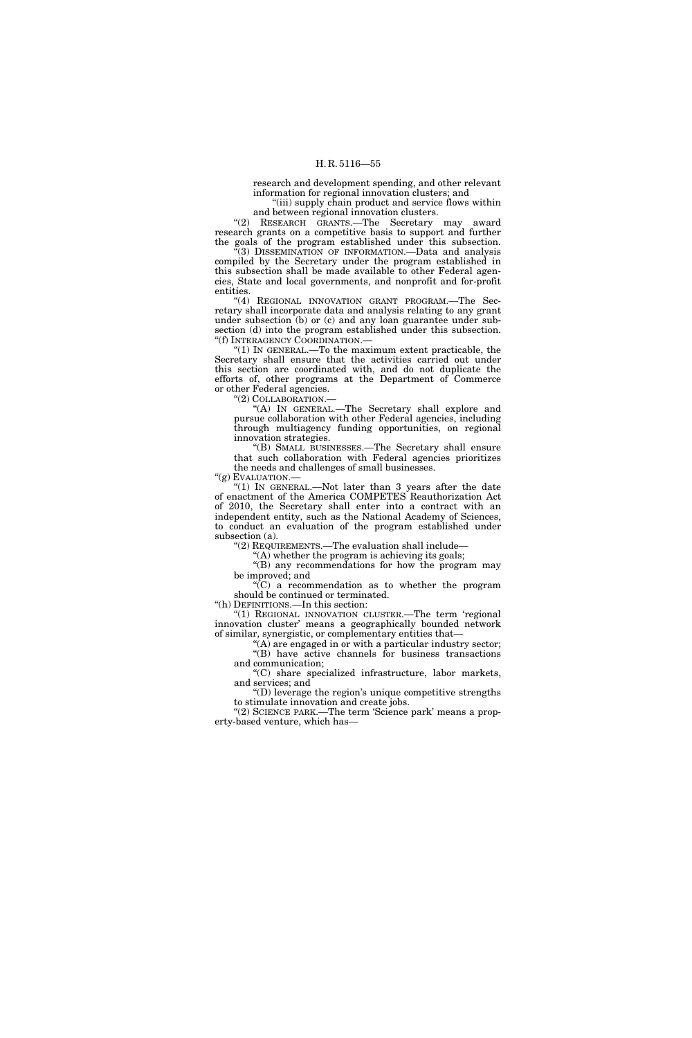research and development spending, and other relevant information for regional innovation clusters; and

"(iii) supply chain product and service flows within and between regional innovation clusters.

"(2) RESEARCH GRANTS.—The Secretary may award research grants on a competitive basis to support and further the goals of the program established under this subsection.

"(3) DISSEMINATION OF INFORMATION.—Data and analysis compiled by the Secretary under the program established in this subsection shall be made available to other Federal agencies, State and local governments, and nonprofit and for-profit entities.

"(4) REGIONAL INNOVATION GRANT PROGRAM.—The Secretary shall incorporate data and analysis relating to any grant under subsection (b) or (c) and any loan guarantee under subsection (d) into the program established under this subsection.

"(f) INTERAGENCY COORDINATION.—

"(1) IN GENERAL.—To the maximum extent practicable, the Secretary shall ensure that the activities carried out under this section are coordinated with, and do not duplicate the efforts of, other programs at the Department of Commerce or other Federal agencies.

"(2) COLLABORATION.—

"(A) IN GENERAL.—The Secretary shall explore and pursue collaboration with other Federal agencies, including through multiagency funding opportunities, on regional innovation strategies.

"(B) SMALL BUSINESSES.—The Secretary shall ensure that such collaboration with Federal agencies prioritizes the needs and challenges of small businesses.

"(g) EVALUATION.—

"(1) IN GENERAL.—Not later than 3 years after the date of enactment of the America COMPETES Reauthorization Act of 2010, the Secretary shall enter into a contract with an independent entity, such as the National Academy of Sciences, to conduct an evaluation of the program established under subsection (a).

"(2) REQUIREMENTS.—The evaluation shall include—

"(A) whether the program is achieving its goals;

"(B) any recommendations for how the program may be improved; and

"(C) a recommendation as to whether the program should be continued or terminated.

"(h) DEFINITIONS.—In this section:

"(1) REGIONAL INNOVATION CLUSTER.—The term 'regional innovation cluster' means a geographically bounded network of similar, synergistic, or complementary entities that—

"(A) are engaged in or with a particular industry sector;

"(B) have active channels for business transactions and communication;

"(C) share specialized infrastructure, labor markets, and services; and

"(D) leverage the region's unique competitive strengths to stimulate innovation and create jobs.

"(2) SCIENCE PARK.—The term 'Science park' means a property-based venture, which has—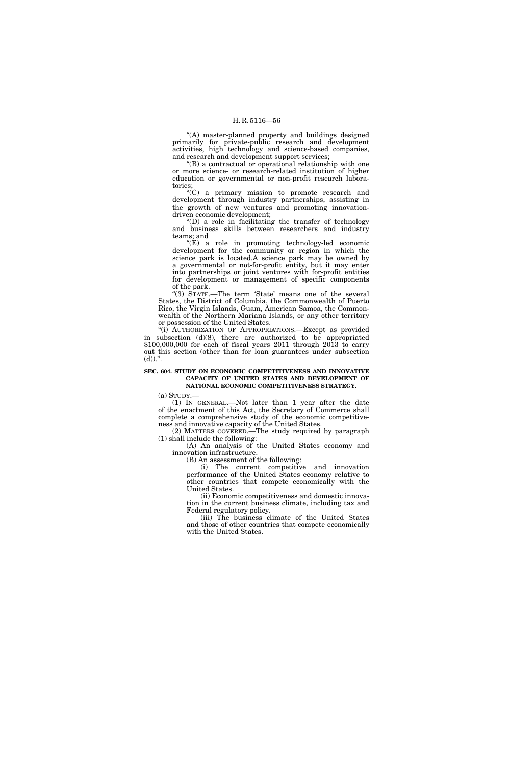"(A) master-planned property and buildings designed primarily for private-public research and development activities, high technology and science-based companies, and research and development support services;

"(B) a contractual or operational relationship with one or more science- or research-related institution of higher education or governmental or non-profit research laboratories;

"(C) a primary mission to promote research and development through industry partnerships, assisting in the growth of new ventures and promoting innovation-driven economic development;

"(D) a role in facilitating the transfer of technology and business skills between researchers and industry teams; and

"(E) a role in promoting technology-led economic development for the community or region in which the science park is located.A science park may be owned by a governmental or not-for-profit entity, but it may enter into partnerships or joint ventures with for-profit entities for development or management of specific components of the park.

"(3) STATE.—The term 'State' means one of the several States, the District of Columbia, the Commonwealth of Puerto Rico, the Virgin Islands, Guam, American Samoa, the Commonwealth of the Northern Mariana Islands, or any other territory or possession of the United States.

"(i) AUTHORIZATION OF APPROPRIATIONS.—Except as provided in subsection (d)(8), there are authorized to be appropriated $100,000,000 for each of fiscal years 2011 through 2013 to carry out this section (other than for loan guarantees under subsection (d)).".

**SEC. 604. STUDY ON ECONOMIC COMPETITIVENESS AND INNOVATIVE CAPACITY OF UNITED STATES AND DEVELOPMENT OF NATIONAL ECONOMIC COMPETITIVENESS STRATEGY.**

(a) STUDY.—

(1) IN GENERAL.—Not later than 1 year after the date of the enactment of this Act, the Secretary of Commerce shall complete a comprehensive study of the economic competitiveness and innovative capacity of the United States.

(2) MATTERS COVERED.—The study required by paragraph (1) shall include the following:

(A) An analysis of the United States economy and innovation infrastructure.

(B) An assessment of the following:

(i) The current competitive and innovation performance of the United States economy relative to other countries that compete economically with the United States.

(ii) Economic competitiveness and domestic innovation in the current business climate, including tax and Federal regulatory policy.

(iii) The business climate of the United States and those of other countries that compete economically with the United States.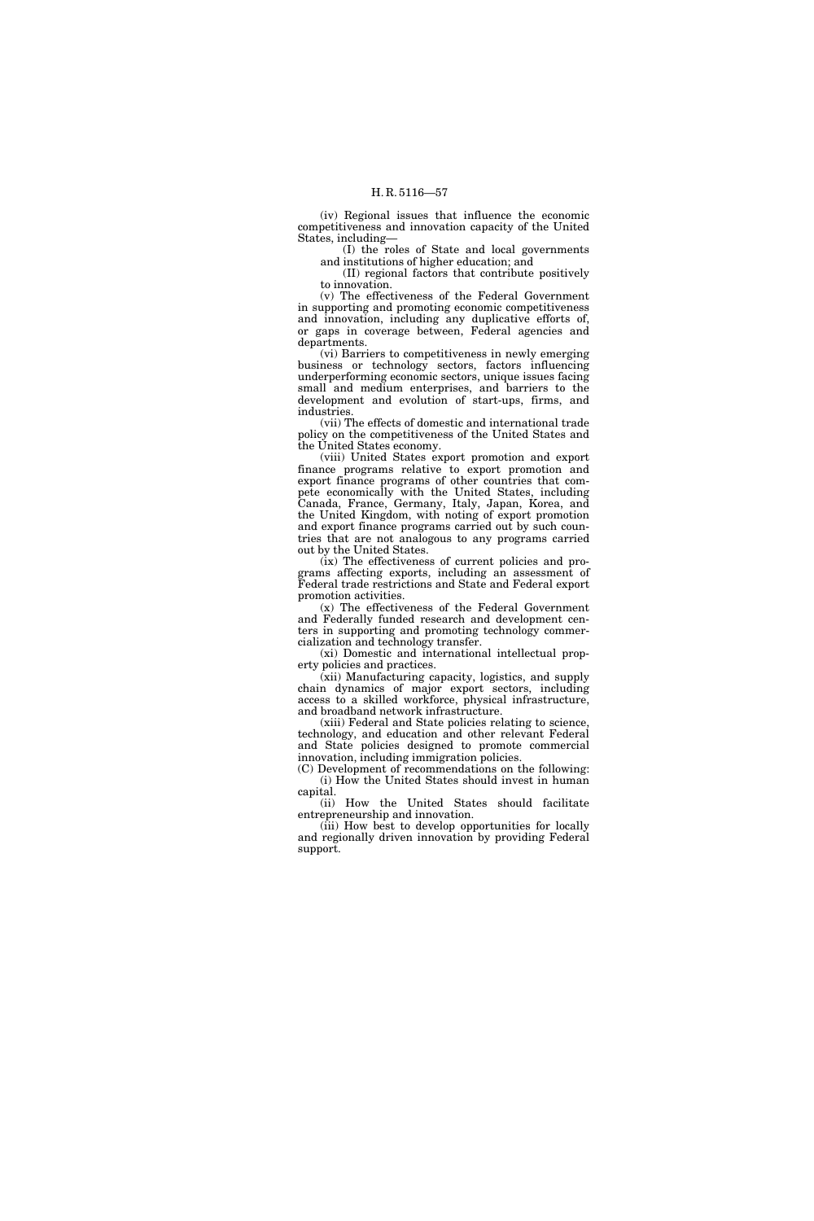(iv) Regional issues that influence the economic competitiveness and innovation capacity of the United States, including—

(I) the roles of State and local governments and institutions of higher education; and

(II) regional factors that contribute positively to innovation.

(v) The effectiveness of the Federal Government in supporting and promoting economic competitiveness and innovation, including any duplicative efforts of, or gaps in coverage between, Federal agencies and departments.

(vi) Barriers to competitiveness in newly emerging business or technology sectors, factors influencing underperforming economic sectors, unique issues facing small and medium enterprises, and barriers to the development and evolution of start-ups, firms, and industries.

(vii) The effects of domestic and international trade policy on the competitiveness of the United States and the United States economy.

(viii) United States export promotion and export finance programs relative to export promotion and export finance programs of other countries that compete economically with the United States, including Canada, France, Germany, Italy, Japan, Korea, and the United Kingdom, with noting of export promotion and export finance programs carried out by such countries that are not analogous to any programs carried out by the United States.

(ix) The effectiveness of current policies and programs affecting exports, including an assessment of Federal trade restrictions and State and Federal export promotion activities.

(x) The effectiveness of the Federal Government and Federally funded research and development centers in supporting and promoting technology commercialization and technology transfer.

(xi) Domestic and international intellectual property policies and practices.

(xii) Manufacturing capacity, logistics, and supply chain dynamics of major export sectors, including access to a skilled workforce, physical infrastructure, and broadband network infrastructure.

(xiii) Federal and State policies relating to science, technology, and education and other relevant Federal and State policies designed to promote commercial innovation, including immigration policies.

(C) Development of recommendations on the following:

(i) How the United States should invest in human capital.

(ii) How the United States should facilitate entrepreneurship and innovation.

(iii) How best to develop opportunities for locally and regionally driven innovation by providing Federal support.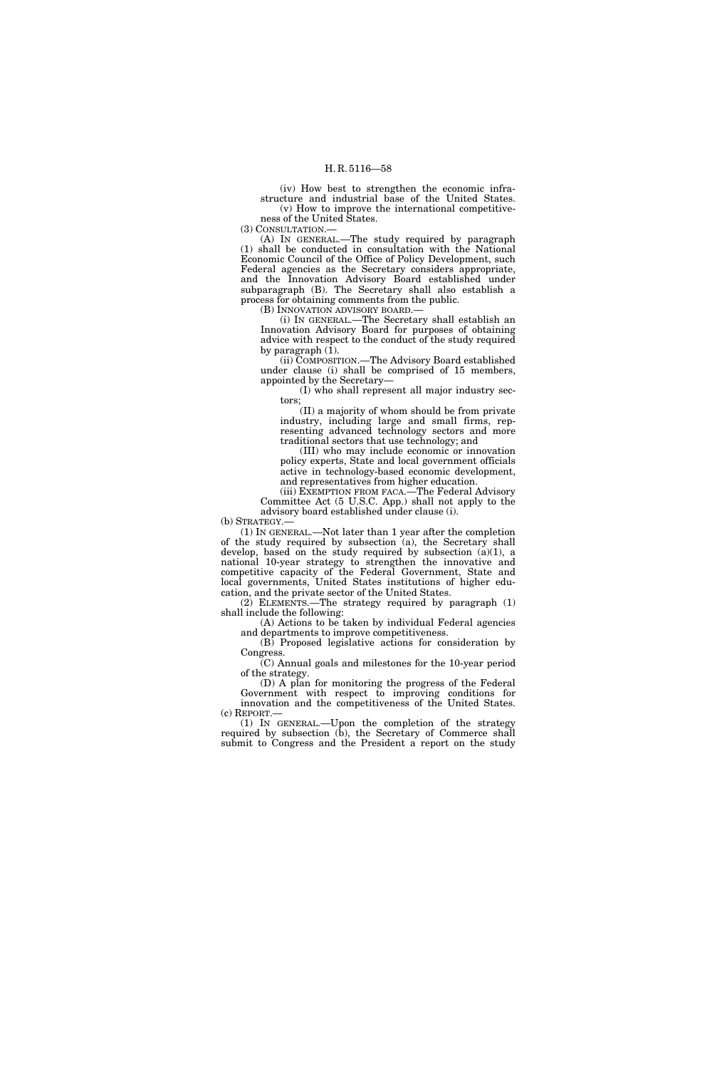(iv) How best to strengthen the economic infrastructure and industrial base of the United States.

(v) How to improve the international competitiveness of the United States.

(3) CONSULTATION.—

(A) IN GENERAL.—The study required by paragraph (1) shall be conducted in consultation with the National Economic Council of the Office of Policy Development, such Federal agencies as the Secretary considers appropriate, and the Innovation Advisory Board established under subparagraph (B). The Secretary shall also establish a process for obtaining comments from the public.

(B) INNOVATION ADVISORY BOARD.—

(i) IN GENERAL.—The Secretary shall establish an Innovation Advisory Board for purposes of obtaining advice with respect to the conduct of the study required by paragraph (1).

(ii) COMPOSITION.—The Advisory Board established under clause (i) shall be comprised of 15 members, appointed by the Secretary—

(I) who shall represent all major industry sectors;

(II) a majority of whom should be from private industry, including large and small firms, representing advanced technology sectors and more traditional sectors that use technology; and

(III) who may include economic or innovation policy experts, State and local government officials active in technology-based economic development, and representatives from higher education.

(iii) EXEMPTION FROM FACA.—The Federal Advisory Committee Act (5 U.S.C. App.) shall not apply to the advisory board established under clause (i).

(b) STRATEGY.—

(1) IN GENERAL.—Not later than 1 year after the completion of the study required by subsection (a), the Secretary shall develop, based on the study required by subsection (a)(1), a national 10-year strategy to strengthen the innovative and competitive capacity of the Federal Government, State and local governments, United States institutions of higher education, and the private sector of the United States.

(2) ELEMENTS.—The strategy required by paragraph (1) shall include the following:

(A) Actions to be taken by individual Federal agencies and departments to improve competitiveness.

(B) Proposed legislative actions for consideration by Congress.

(C) Annual goals and milestones for the 10-year period of the strategy.

(D) A plan for monitoring the progress of the Federal Government with respect to improving conditions for innovation and the competitiveness of the United States.

(c) REPORT.—

(1) IN GENERAL.—Upon the completion of the strategy required by subsection (b), the Secretary of Commerce shall submit to Congress and the President a report on the study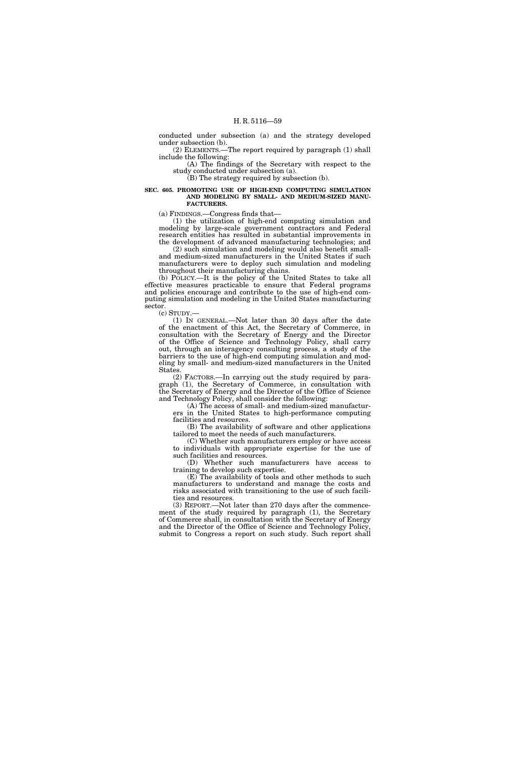conducted under subsection (a) and the strategy developed under subsection (b).

(2) ELEMENTS.—The report required by paragraph (1) shall include the following:

(A) The findings of the Secretary with respect to the study conducted under subsection (a).

(B) The strategy required by subsection (b).

**SEC. 605. PROMOTING USE OF HIGH-END COMPUTING SIMULATION AND MODELING BY SMALL- AND MEDIUM-SIZED MANUFACTURERS.**

(a) FINDINGS.—Congress finds that—

(1) the utilization of high-end computing simulation and modeling by large-scale government contractors and Federal research entities has resulted in substantial improvements in the development of advanced manufacturing technologies; and

(2) such simulation and modeling would also benefit small- and medium-sized manufacturers in the United States if such manufacturers were to deploy such simulation and modeling throughout their manufacturing chains.

(b) POLICY.—It is the policy of the United States to take all effective measures practicable to ensure that Federal programs and policies encourage and contribute to the use of high-end computing simulation and modeling in the United States manufacturing sector.

(c) STUDY.—

(1) IN GENERAL.—Not later than 30 days after the date of the enactment of this Act, the Secretary of Commerce, in consultation with the Secretary of Energy and the Director of the Office of Science and Technology Policy, shall carry out, through an interagency consulting process, a study of the barriers to the use of high-end computing simulation and modeling by small- and medium-sized manufacturers in the United States.

(2) FACTORS.—In carrying out the study required by paragraph (1), the Secretary of Commerce, in consultation with the Secretary of Energy and the Director of the Office of Science and Technology Policy, shall consider the following:

(A) The access of small- and medium-sized manufacturers in the United States to high-performance computing facilities and resources.

(B) The availability of software and other applications tailored to meet the needs of such manufacturers.

(C) Whether such manufacturers employ or have access to individuals with appropriate expertise for the use of such facilities and resources.

(D) Whether such manufacturers have access to training to develop such expertise.

(E) The availability of tools and other methods to such manufacturers to understand and manage the costs and risks associated with transitioning to the use of such facilities and resources.

(3) REPORT.—Not later than 270 days after the commencement of the study required by paragraph (1), the Secretary of Commerce shall, in consultation with the Secretary of Energy and the Director of the Office of Science and Technology Policy, submit to Congress a report on such study. Such report shall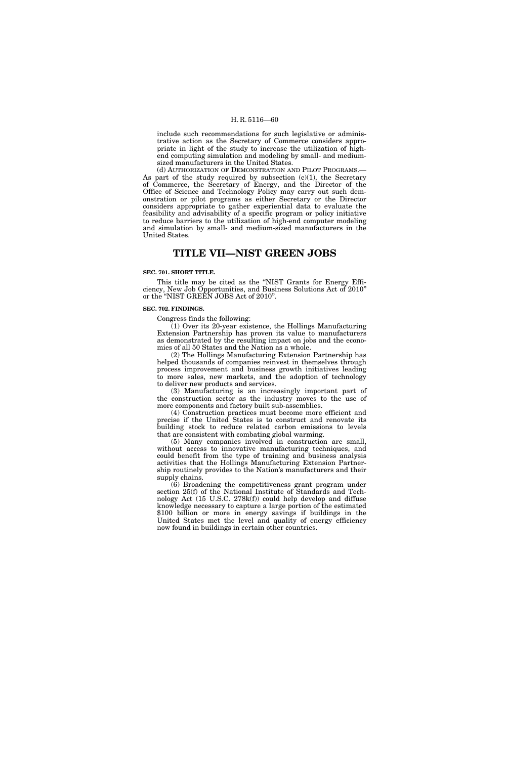include such recommendations for such legislative or administrative action as the Secretary of Commerce considers appropriate in light of the study to increase the utilization of high-end computing simulation and modeling by small- and medium-sized manufacturers in the United States.

(d) AUTHORIZATION OF DEMONSTRATION AND PILOT PROGRAMS.—As part of the study required by subsection (c)(1), the Secretary of Commerce, the Secretary of Energy, and the Director of the Office of Science and Technology Policy may carry out such demonstration or pilot programs as either Secretary or the Director considers appropriate to gather experiential data to evaluate the feasibility and advisability of a specific program or policy initiative to reduce barriers to the utilization of high-end computer modeling and simulation by small- and medium-sized manufacturers in the United States.

# TITLE VII—NIST GREEN JOBS

**SEC. 701. SHORT TITLE.**

This title may be cited as the "NIST Grants for Energy Efficiency, New Job Opportunities, and Business Solutions Act of 2010" or the "NIST GREEN JOBS Act of 2010".

**SEC. 702. FINDINGS.**

Congress finds the following:

(1) Over its 20-year existence, the Hollings Manufacturing Extension Partnership has proven its value to manufacturers as demonstrated by the resulting impact on jobs and the economies of all 50 States and the Nation as a whole.

(2) The Hollings Manufacturing Extension Partnership has helped thousands of companies reinvest in themselves through process improvement and business growth initiatives leading to more sales, new markets, and the adoption of technology to deliver new products and services.

(3) Manufacturing is an increasingly important part of the construction sector as the industry moves to the use of more components and factory built sub-assemblies.

(4) Construction practices must become more efficient and precise if the United States is to construct and renovate its building stock to reduce related carbon emissions to levels that are consistent with combating global warming.

(5) Many companies involved in construction are small, without access to innovative manufacturing techniques, and could benefit from the type of training and business analysis activities that the Hollings Manufacturing Extension Partnership routinely provides to the Nation's manufacturers and their supply chains.

(6) Broadening the competitiveness grant program under section 25(f) of the National Institute of Standards and Technology Act (15 U.S.C. 278k(f)) could help develop and diffuse knowledge necessary to capture a large portion of the estimated $100 billion or more in energy savings if buildings in the United States met the level and quality of energy efficiency now found in buildings in certain other countries.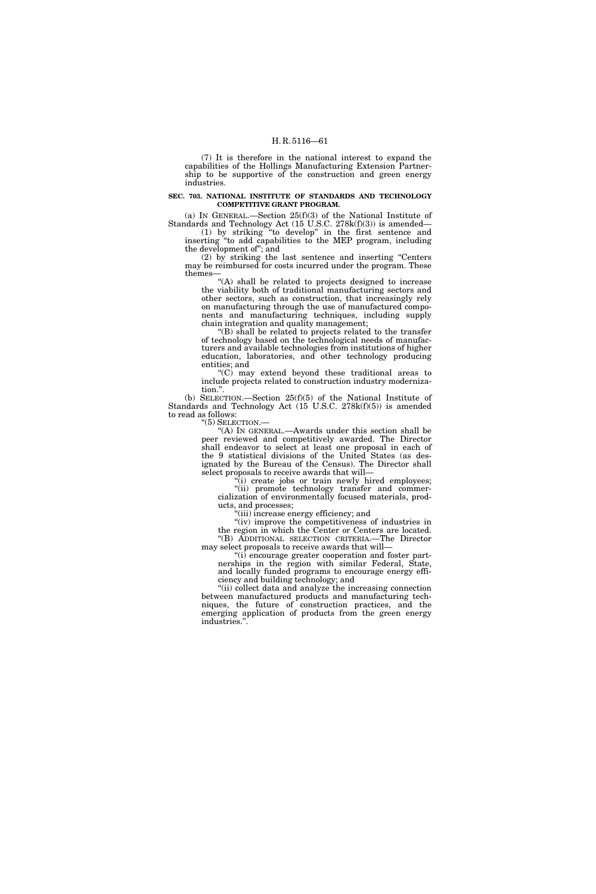(7) It is therefore in the national interest to expand the capabilities of the Hollings Manufacturing Extension Partnership to be supportive of the construction and green energy industries.

**SEC. 703. NATIONAL INSTITUTE OF STANDARDS AND TECHNOLOGY COMPETITIVE GRANT PROGRAM.**

(a) IN GENERAL.—Section 25(f)(3) of the National Institute of Standards and Technology Act (15 U.S.C. 278k(f)(3)) is amended—

(1) by striking "to develop" in the first sentence and inserting "to add capabilities to the MEP program, including the development of"; and

(2) by striking the last sentence and inserting "Centers may be reimbursed for costs incurred under the program. These themes—

"(A) shall be related to projects designed to increase the viability both of traditional manufacturing sectors and other sectors, such as construction, that increasingly rely on manufacturing through the use of manufactured components and manufacturing techniques, including supply chain integration and quality management;

"(B) shall be related to projects related to the transfer of technology based on the technological needs of manufacturers and available technologies from institutions of higher education, laboratories, and other technology producing entities; and

"(C) may extend beyond these traditional areas to include projects related to construction industry modernization.".

(b) SELECTION.—Section 25(f)(5) of the National Institute of Standards and Technology Act (15 U.S.C. 278k(f)(5)) is amended to read as follows:

"(5) SELECTION.—

"(A) IN GENERAL.—Awards under this section shall be peer reviewed and competitively awarded. The Director shall endeavor to select at least one proposal in each of the 9 statistical divisions of the United States (as designated by the Bureau of the Census). The Director shall select proposals to receive awards that will—

"(i) create jobs or train newly hired employees;

"(ii) promote technology transfer and commercialization of environmentally focused materials, products, and processes;

"(iii) increase energy efficiency; and

"(iv) improve the competitiveness of industries in the region in which the Center or Centers are located.

"(B) ADDITIONAL SELECTION CRITERIA.—The Director may select proposals to receive awards that will—

"(i) encourage greater cooperation and foster partnerships in the region with similar Federal, State, and locally funded programs to encourage energy efficiency and building technology; and

"(ii) collect data and analyze the increasing connection between manufactured products and manufacturing techniques, the future of construction practices, and the emerging application of products from the green energy industries.".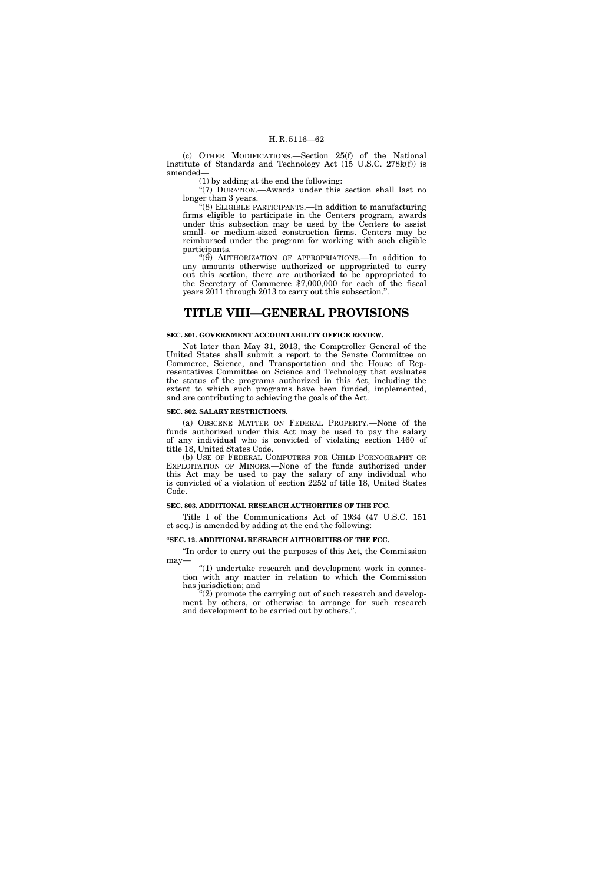(c) OTHER MODIFICATIONS.—Section 25(f) of the National Institute of Standards and Technology Act (15 U.S.C. 278k(f)) is amended—

(1) by adding at the end the following:

"(7) DURATION.—Awards under this section shall last no longer than 3 years.

"(8) ELIGIBLE PARTICIPANTS.—In addition to manufacturing firms eligible to participate in the Centers program, awards under this subsection may be used by the Centers to assist small- or medium-sized construction firms. Centers may be reimbursed under the program for working with such eligible participants.

"(9) AUTHORIZATION OF APPROPRIATIONS.—In addition to any amounts otherwise authorized or appropriated to carry out this section, there are authorized to be appropriated to the Secretary of Commerce $7,000,000 for each of the fiscal years 2011 through 2013 to carry out this subsection.".

# TITLE VIII—GENERAL PROVISIONS

### SEC. 801. GOVERNMENT ACCOUNTABILITY OFFICE REVIEW.

Not later than May 31, 2013, the Comptroller General of the United States shall submit a report to the Senate Committee on Commerce, Science, and Transportation and the House of Representatives Committee on Science and Technology that evaluates the status of the programs authorized in this Act, including the extent to which such programs have been funded, implemented, and are contributing to achieving the goals of the Act.

### SEC. 802. SALARY RESTRICTIONS.

(a) OBSCENE MATTER ON FEDERAL PROPERTY.—None of the funds authorized under this Act may be used to pay the salary of any individual who is convicted of violating section 1460 of title 18, United States Code.

(b) USE OF FEDERAL COMPUTERS FOR CHILD PORNOGRAPHY OR EXPLOITATION OF MINORS.—None of the funds authorized under this Act may be used to pay the salary of any individual who is convicted of a violation of section 2252 of title 18, United States Code.

### SEC. 803. ADDITIONAL RESEARCH AUTHORITIES OF THE FCC.

Title I of the Communications Act of 1934 (47 U.S.C. 151 et seq.) is amended by adding at the end the following:

### "SEC. 12. ADDITIONAL RESEARCH AUTHORITIES OF THE FCC.

"In order to carry out the purposes of this Act, the Commission may—

"(1) undertake research and development work in connection with any matter in relation to which the Commission has jurisdiction; and

"(2) promote the carrying out of such research and development by others, or otherwise to arrange for such research and development to be carried out by others.".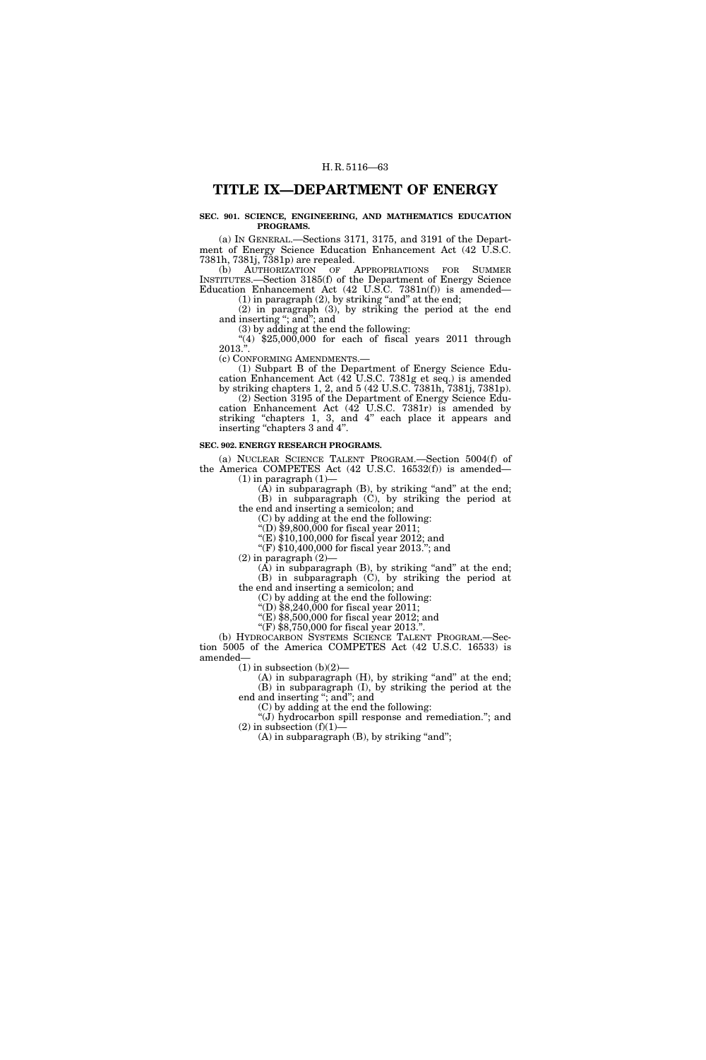# TITLE IX—DEPARTMENT OF ENERGY

**SEC. 901. SCIENCE, ENGINEERING, AND MATHEMATICS EDUCATION PROGRAMS.**

(a) IN GENERAL.—Sections 3171, 3175, and 3191 of the Department of Energy Science Education Enhancement Act (42 U.S.C. 7381h, 7381j, 7381p) are repealed.

(b) AUTHORIZATION OF APPROPRIATIONS FOR SUMMER INSTITUTES.—Section 3185(f) of the Department of Energy Science Education Enhancement Act (42 U.S.C. 7381n(f)) is amended—

(1) in paragraph (2), by striking "and" at the end;

(2) in paragraph (3), by striking the period at the end and inserting "; and"; and

(3) by adding at the end the following:

"(4) $25,000,000 for each of fiscal years 2011 through 2013.".

(c) CONFORMING AMENDMENTS.—

(1) Subpart B of the Department of Energy Science Education Enhancement Act (42 U.S.C. 7381g et seq.) is amended by striking chapters 1, 2, and 5 (42 U.S.C. 7381h, 7381j, 7381p).

(2) Section 3195 of the Department of Energy Science Education Enhancement Act (42 U.S.C. 7381r) is amended by striking "chapters 1, 3, and 4" each place it appears and inserting "chapters 3 and 4".

**SEC. 902. ENERGY RESEARCH PROGRAMS.**

(a) NUCLEAR SCIENCE TALENT PROGRAM.—Section 5004(f) of the America COMPETES Act (42 U.S.C. 16532(f)) is amended—

(1) in paragraph (1)—

(A) in subparagraph (B), by striking "and" at the end;

(B) in subparagraph (C), by striking the period at the end and inserting a semicolon; and

(C) by adding at the end the following:

"(D) $9,800,000 for fiscal year 2011;

"(E) $10,100,000 for fiscal year 2012; and

"(F) $10,400,000 for fiscal year 2013."; and

(2) in paragraph (2)—

(A) in subparagraph (B), by striking "and" at the end;

(B) in subparagraph (C), by striking the period at the end and inserting a semicolon; and

(C) by adding at the end the following:

"(D) $8,240,000 for fiscal year 2011;

"(E) $8,500,000 for fiscal year 2012; and

"(F) $8,750,000 for fiscal year 2013.".

(b) HYDROCARBON SYSTEMS SCIENCE TALENT PROGRAM.—Section 5005 of the America COMPETES Act (42 U.S.C. 16533) is amended—

(1) in subsection (b)(2)—

(A) in subparagraph (H), by striking "and" at the end;

(B) in subparagraph (I), by striking the period at the end and inserting "; and"; and

(C) by adding at the end the following:

"(J) hydrocarbon spill response and remediation."; and

(2) in subsection (f)(1)—

(A) in subparagraph (B), by striking "and";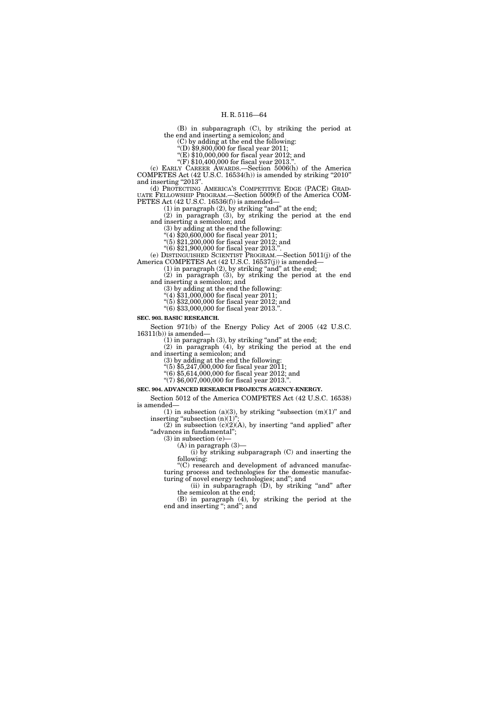(B) in subparagraph (C), by striking the period at the end and inserting a semicolon; and

(C) by adding at the end the following:

"(D) $9,800,000 for fiscal year 2011;

"(E) $10,000,000 for fiscal year 2012; and

"(F) $10,400,000 for fiscal year 2013.".

(c) EARLY CAREER AWARDS.—Section 5006(h) of the America COMPETES Act (42 U.S.C. 16534(h)) is amended by striking "2010" and inserting "2013".

(d) PROTECTING AMERICA'S COMPETITIVE EDGE (PACE) GRADUATE FELLOWSHIP PROGRAM.—Section 5009(f) of the America COMPETES Act (42 U.S.C. 16536(f)) is amended—

(1) in paragraph (2), by striking "and" at the end;

(2) in paragraph (3), by striking the period at the end and inserting a semicolon; and

(3) by adding at the end the following:

"(4) $20,600,000 for fiscal year 2011;

"(5) $21,200,000 for fiscal year 2012; and

"(6) $21,900,000 for fiscal year 2013.".

(e) DISTINGUISHED SCIENTIST PROGRAM.—Section 5011(j) of the America COMPETES Act (42 U.S.C. 16537(j)) is amended—

(1) in paragraph (2), by striking "and" at the end;

(2) in paragraph (3), by striking the period at the end and inserting a semicolon; and

(3) by adding at the end the following:

"(4) $31,000,000 for fiscal year 2011;

"(5) $32,000,000 for fiscal year 2012; and

"(6) $33,000,000 for fiscal year 2013.".

**SEC. 903. BASIC RESEARCH.**

Section 971(b) of the Energy Policy Act of 2005 (42 U.S.C. 16311(b)) is amended—

(1) in paragraph (3), by striking "and" at the end;

(2) in paragraph (4), by striking the period at the end and inserting a semicolon; and

(3) by adding at the end the following:

"(5) $5,247,000,000 for fiscal year 2011;

"(6) $5,614,000,000 for fiscal year 2012; and

"(7) $6,007,000,000 for fiscal year 2013.".

**SEC. 904. ADVANCED RESEARCH PROJECTS AGENCY-ENERGY.**

Section 5012 of the America COMPETES Act (42 U.S.C. 16538) is amended—

(1) in subsection (a)(3), by striking "subsection (m)(1)" and inserting "subsection (n)(1)";

(2) in subsection (c)(2)(A), by inserting "and applied" after "advances in fundamental";

(3) in subsection (e)—

(A) in paragraph (3)—

(i) by striking subparagraph (C) and inserting the following:

"(C) research and development of advanced manufacturing process and technologies for the domestic manufacturing of novel energy technologies; and"; and

(ii) in subparagraph (D), by striking "and" after the semicolon at the end;

(B) in paragraph (4), by striking the period at the end and inserting "; and"; and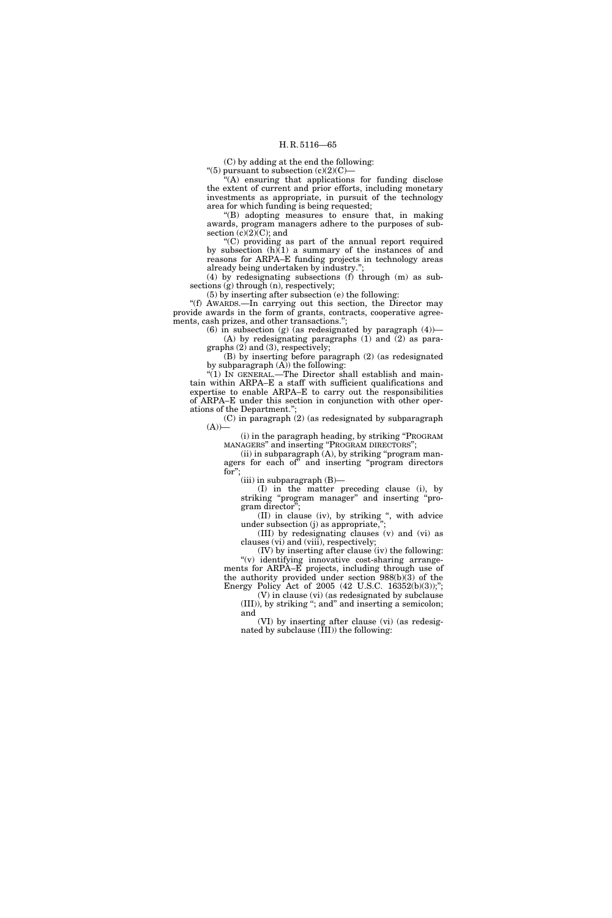(C) by adding at the end the following:

"(5) pursuant to subsection (c)(2)(C)—

"(A) ensuring that applications for funding disclose the extent of current and prior efforts, including monetary investments as appropriate, in pursuit of the technology area for which funding is being requested;

"(B) adopting measures to ensure that, in making awards, program managers adhere to the purposes of subsection (c)(2)(C); and

"(C) providing as part of the annual report required by subsection (h)(1) a summary of the instances of and reasons for ARPA–E funding projects in technology areas already being undertaken by industry.";

(4) by redesignating subsections (f) through (m) as subsections (g) through (n), respectively;

(5) by inserting after subsection (e) the following:

"(f) AWARDS.—In carrying out this section, the Director may provide awards in the form of grants, contracts, cooperative agreements, cash prizes, and other transactions.";

(6) in subsection (g) (as redesignated by paragraph (4))—

(A) by redesignating paragraphs (1) and (2) as paragraphs (2) and (3), respectively;

(B) by inserting before paragraph (2) (as redesignated by subparagraph (A)) the following:

"(1) IN GENERAL.—The Director shall establish and maintain within ARPA–E a staff with sufficient qualifications and expertise to enable ARPA–E to carry out the responsibilities of ARPA–E under this section in conjunction with other operations of the Department.";

(C) in paragraph (2) (as redesignated by subparagraph (A))—

(i) in the paragraph heading, by striking "PROGRAM MANAGERS" and inserting "PROGRAM DIRECTORS";

(ii) in subparagraph (A), by striking "program managers for each of" and inserting "program directors for";

(iii) in subparagraph (B)—

(I) in the matter preceding clause (i), by striking "program manager" and inserting "program director";

(II) in clause (iv), by striking ", with advice under subsection (j) as appropriate,";

(III) by redesignating clauses (v) and (vi) as clauses (vi) and (viii), respectively;

(IV) by inserting after clause (iv) the following:

"(v) identifying innovative cost-sharing arrangements for ARPA–E projects, including through use of the authority provided under section 988(b)(3) of the Energy Policy Act of 2005 (42 U.S.C. 16352(b)(3));";

(V) in clause (vi) (as redesignated by subclause (III)), by striking "; and" and inserting a semicolon; and

(VI) by inserting after clause (vi) (as redesignated by subclause (III)) the following: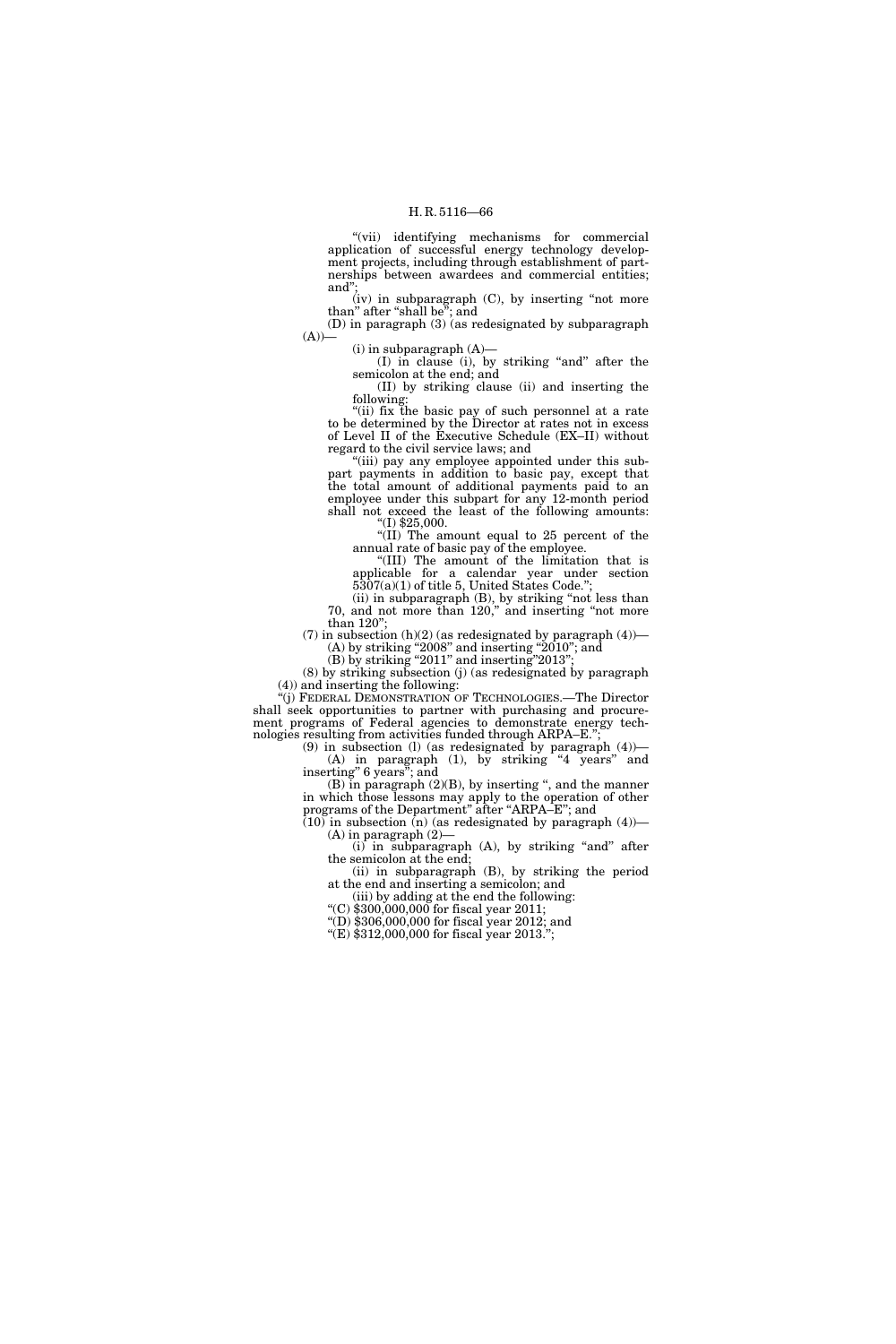"(vii) identifying mechanisms for commercial application of successful energy technology development projects, including through establishment of partnerships between awardees and commercial entities; and";

(iv) in subparagraph (C), by inserting "not more than" after "shall be"; and

(D) in paragraph (3) (as redesignated by subparagraph (A))—

(i) in subparagraph (A)—

(I) in clause (i), by striking "and" after the semicolon at the end; and

(II) by striking clause (ii) and inserting the following:

"(ii) fix the basic pay of such personnel at a rate to be determined by the Director at rates not in excess of Level II of the Executive Schedule (EX–II) without regard to the civil service laws; and

"(iii) pay any employee appointed under this subpart payments in addition to basic pay, except that the total amount of additional payments paid to an employee under this subpart for any 12-month period shall not exceed the least of the following amounts:

"(I) $25,000.

"(II) The amount equal to 25 percent of the annual rate of basic pay of the employee.

"(III) The amount of the limitation that is applicable for a calendar year under section 5307(a)(1) of title 5, United States Code.";

(ii) in subparagraph (B), by striking "not less than 70, and not more than 120," and inserting "not more than 120";

(7) in subsection (h)(2) (as redesignated by paragraph (4))—

(A) by striking "2008" and inserting "2010"; and

(B) by striking "2011" and inserting"2013";

(8) by striking subsection (j) (as redesignated by paragraph (4)) and inserting the following:

"(j) FEDERAL DEMONSTRATION OF TECHNOLOGIES.—The Director shall seek opportunities to partner with purchasing and procurement programs of Federal agencies to demonstrate energy technologies resulting from activities funded through ARPA–E.";

(9) in subsection (l) (as redesignated by paragraph (4))—

(A) in paragraph (1), by striking "4 years" and inserting" 6 years"; and

(B) in paragraph (2)(B), by inserting ", and the manner in which those lessons may apply to the operation of other programs of the Department" after "ARPA–E"; and

(10) in subsection (n) (as redesignated by paragraph (4))—

(A) in paragraph (2)—

(i) in subparagraph (A), by striking "and" after the semicolon at the end;

(ii) in subparagraph (B), by striking the period at the end and inserting a semicolon; and

(iii) by adding at the end the following:

"(C) $300,000,000 for fiscal year 2011;

"(D) $306,000,000 for fiscal year 2012; and

"(E) $312,000,000 for fiscal year 2013.";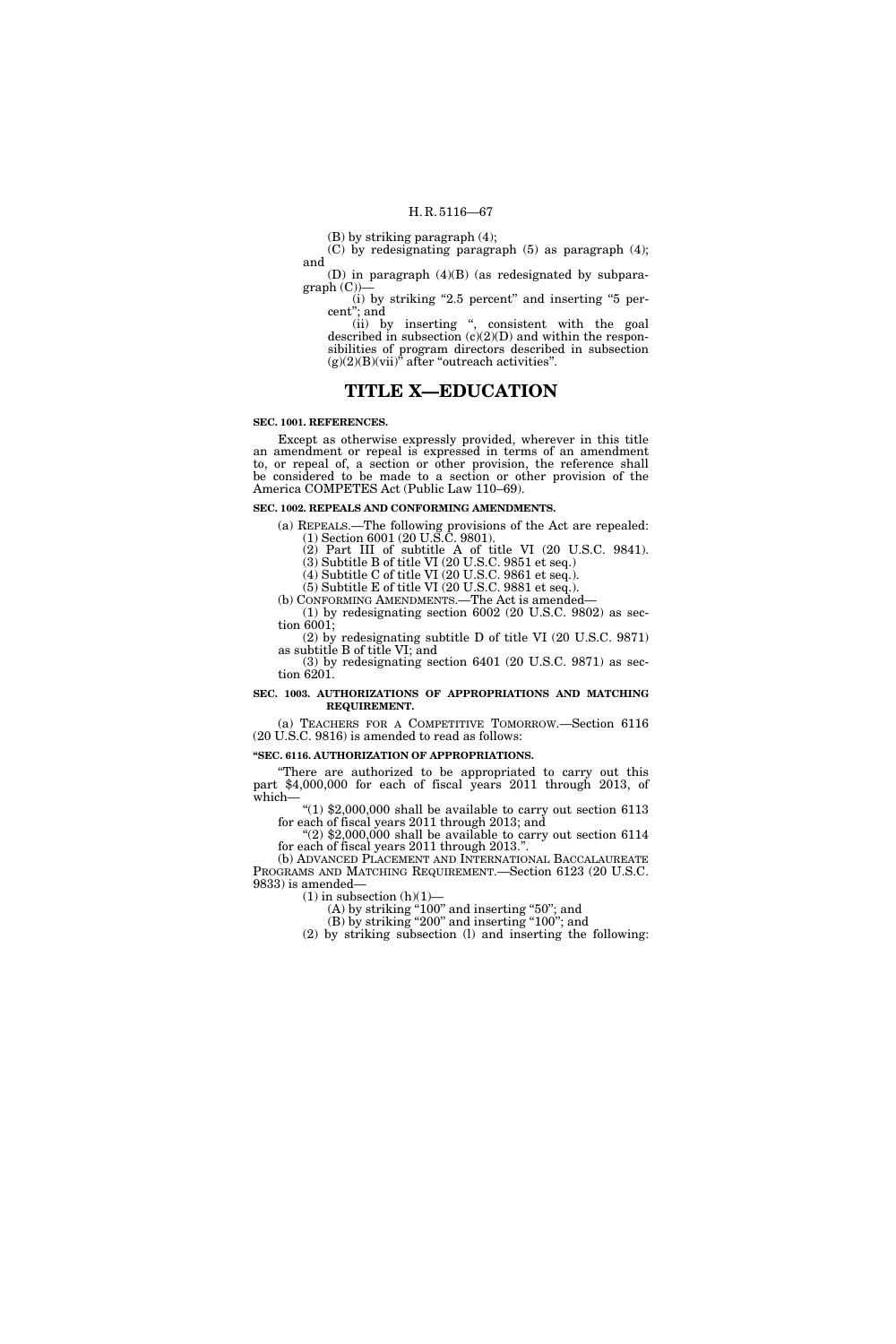(B) by striking paragraph (4);

(C) by redesignating paragraph (5) as paragraph (4); and

(D) in paragraph (4)(B) (as redesignated by subparagraph (C))—

(i) by striking "2.5 percent" and inserting "5 percent"; and

(ii) by inserting ", consistent with the goal described in subsection (c)(2)(D) and within the responsibilities of program directors described in subsection (g)(2)(B)(vii)" after "outreach activities".

# TITLE X—EDUCATION

**SEC. 1001. REFERENCES.**

Except as otherwise expressly provided, wherever in this title an amendment or repeal is expressed in terms of an amendment to, or repeal of, a section or other provision, the reference shall be considered to be made to a section or other provision of the America COMPETES Act (Public Law 110–69).

**SEC. 1002. REPEALS AND CONFORMING AMENDMENTS.**

(a) REPEALS.—The following provisions of the Act are repealed:

(1) Section 6001 (20 U.S.C. 9801).

(2) Part III of subtitle A of title VI (20 U.S.C. 9841).

(3) Subtitle B of title VI (20 U.S.C. 9851 et seq.)

(4) Subtitle C of title VI (20 U.S.C. 9861 et seq.).

(5) Subtitle E of title VI (20 U.S.C. 9881 et seq.).

(b) CONFORMING AMENDMENTS.—The Act is amended—

(1) by redesignating section 6002 (20 U.S.C. 9802) as section 6001;

(2) by redesignating subtitle D of title VI (20 U.S.C. 9871) as subtitle B of title VI; and

(3) by redesignating section 6401 (20 U.S.C. 9871) as section 6201.

**SEC. 1003. AUTHORIZATIONS OF APPROPRIATIONS AND MATCHING REQUIREMENT.**

(a) TEACHERS FOR A COMPETITIVE TOMORROW.—Section 6116 (20 U.S.C. 9816) is amended to read as follows:

**"SEC. 6116. AUTHORIZATION OF APPROPRIATIONS.**

"There are authorized to be appropriated to carry out this part $4,000,000 for each of fiscal years 2011 through 2013, of which—

"(1) $2,000,000 shall be available to carry out section 6113 for each of fiscal years 2011 through 2013; and

"(2) $2,000,000 shall be available to carry out section 6114 for each of fiscal years 2011 through 2013.".

(b) ADVANCED PLACEMENT AND INTERNATIONAL BACCALAUREATE PROGRAMS AND MATCHING REQUIREMENT.—Section 6123 (20 U.S.C. 9833) is amended—

(1) in subsection (h)(1)—

(A) by striking "100" and inserting "50"; and

(B) by striking "200" and inserting "100"; and

(2) by striking subsection (l) and inserting the following: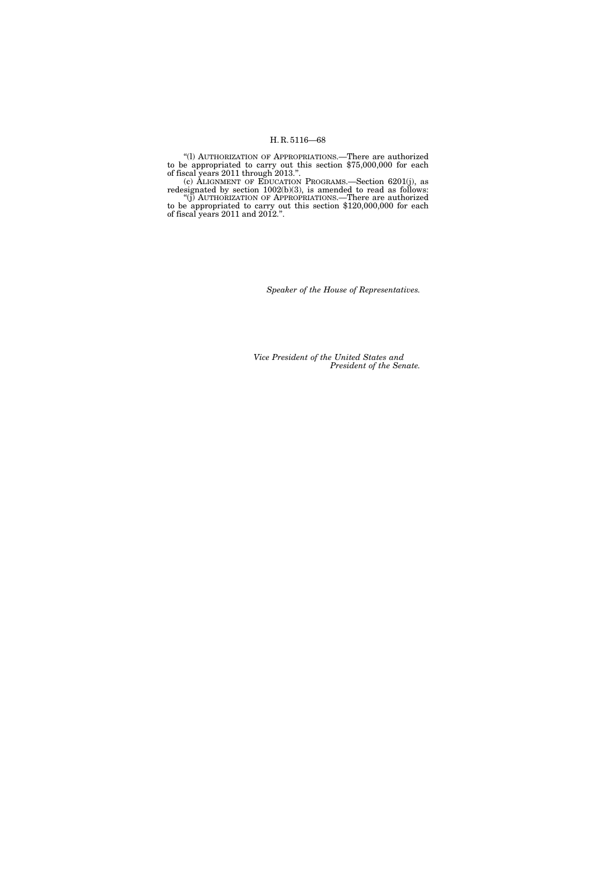"(l) AUTHORIZATION OF APPROPRIATIONS.—There are authorized to be appropriated to carry out this section $75,000,000 for each of fiscal years 2011 through 2013.".

(c) ALIGNMENT OF EDUCATION PROGRAMS.—Section 6201(j), as redesignated by section 1002(b)(3), is amended to read as follows:

"(j) AUTHORIZATION OF APPROPRIATIONS.—There are authorized to be appropriated to carry out this section $120,000,000 for each of fiscal years 2011 and 2012.".

*Speaker of the House of Representatives.*

*Vice President of the United States and President of the Senate.*